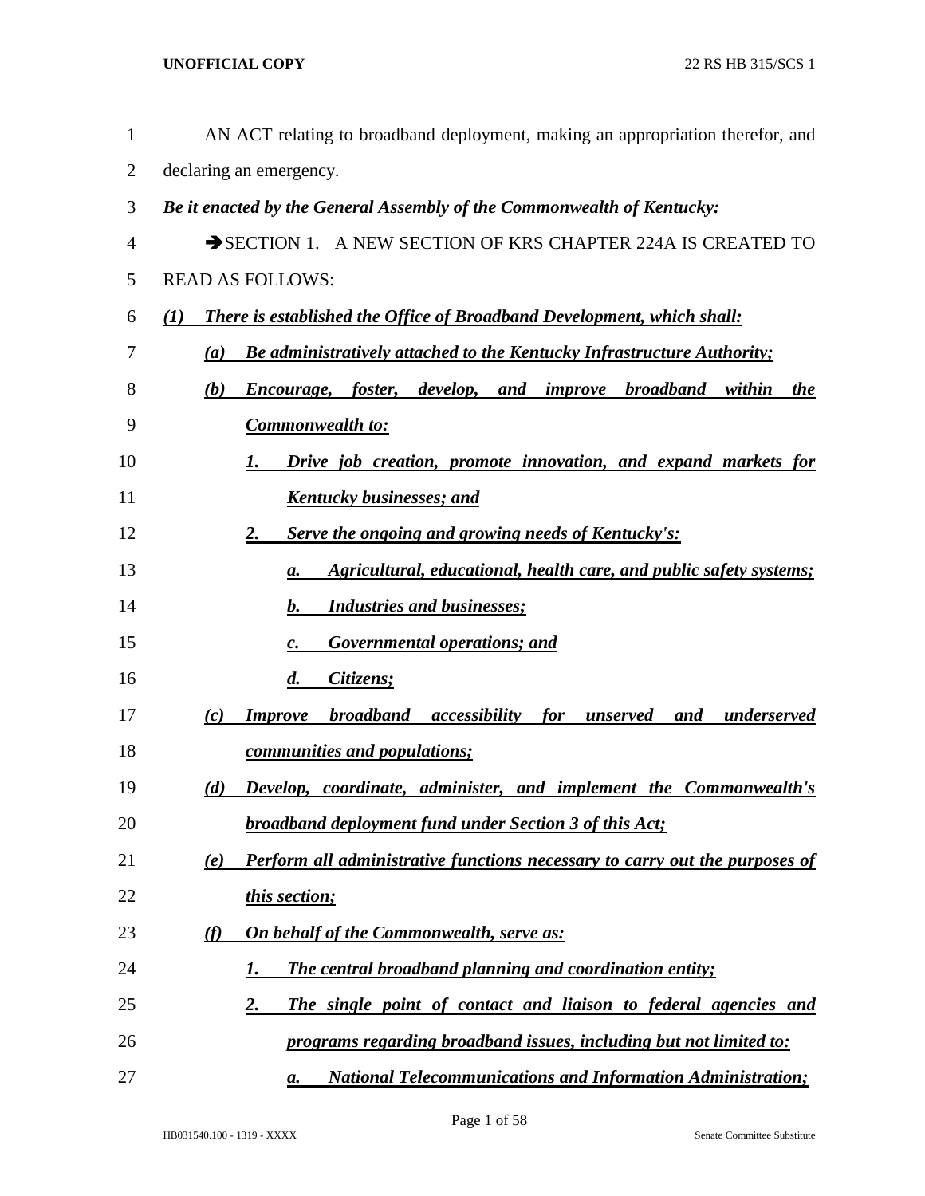AN ACT relating to broadband deployment, making an appropriation therefor, and declaring an emergency.

***Be it enacted by the General Assembly of the Commonwealth of Kentucky:***

➔SECTION 1. A NEW SECTION OF KRS CHAPTER 224A IS CREATED TO READ AS FOLLOWS:

***(1) There is established the Office of Broadband Development, which shall:***

***(a) Be administratively attached to the Kentucky Infrastructure Authority;***

***(b) Encourage, foster, develop, and improve broadband within the Commonwealth to:***

***1. Drive job creation, promote innovation, and expand markets for Kentucky businesses; and***

***2. Serve the ongoing and growing needs of Kentucky's:***

***a. Agricultural, educational, health care, and public safety systems;***

***b. Industries and businesses;***

***c. Governmental operations; and***

***d. Citizens;***

***(c) Improve broadband accessibility for unserved and underserved communities and populations;***

***(d) Develop, coordinate, administer, and implement the Commonwealth's broadband deployment fund under Section 3 of this Act;***

***(e) Perform all administrative functions necessary to carry out the purposes of this section;***

***(f) On behalf of the Commonwealth, serve as:***

***1. The central broadband planning and coordination entity;***

***2. The single point of contact and liaison to federal agencies and programs regarding broadband issues, including but not limited to:***

***a. National Telecommunications and Information Administration;***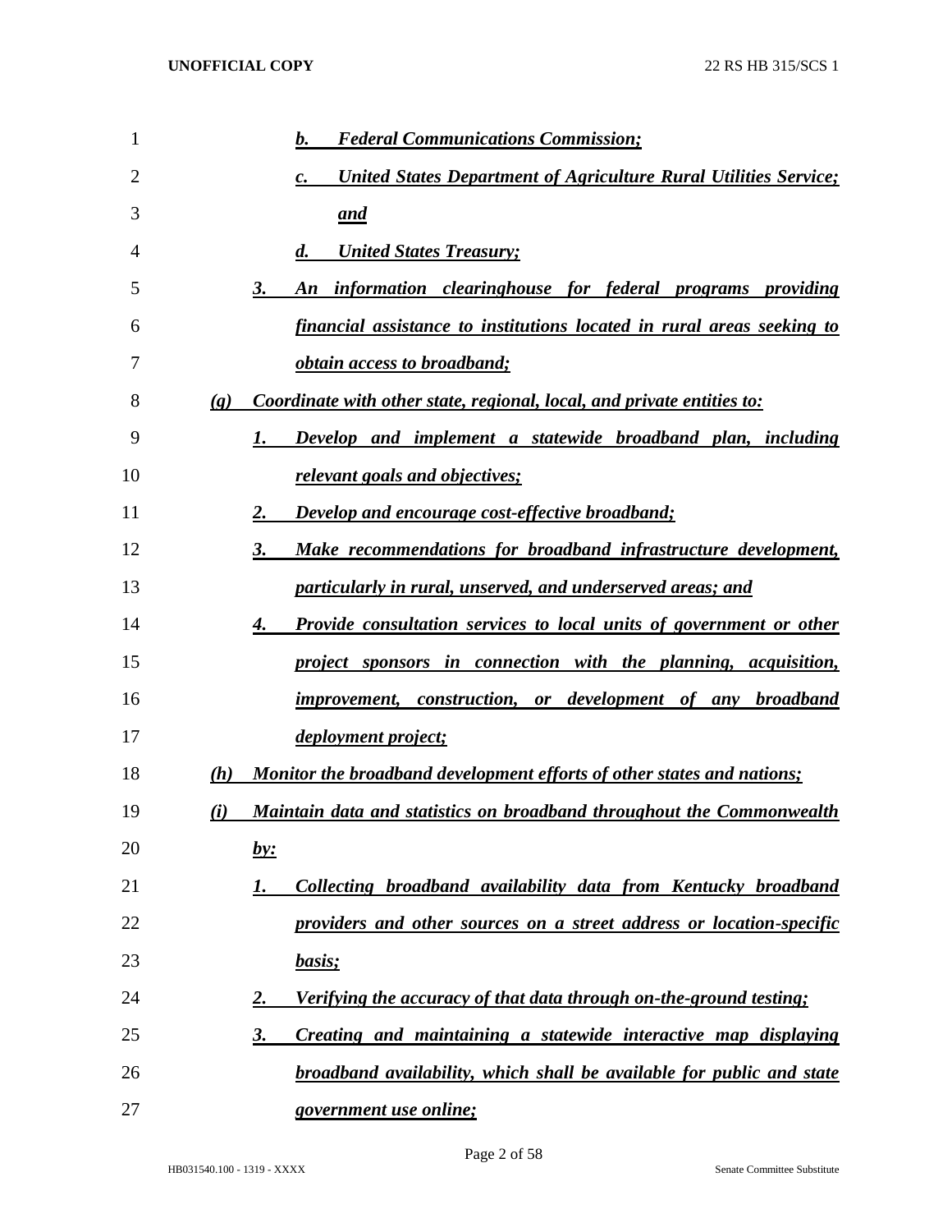*b. Federal Communications Commission;*

*c. United States Department of Agriculture Rural Utilities Service; and*

*d. United States Treasury;*

*3. An information clearinghouse for federal programs providing financial assistance to institutions located in rural areas seeking to obtain access to broadband;*

*(g) Coordinate with other state, regional, local, and private entities to:*

*1. Develop and implement a statewide broadband plan, including relevant goals and objectives;*

*2. Develop and encourage cost-effective broadband;*

*3. Make recommendations for broadband infrastructure development, particularly in rural, unserved, and underserved areas; and*

*4. Provide consultation services to local units of government or other project sponsors in connection with the planning, acquisition, improvement, construction, or development of any broadband deployment project;*

*(h) Monitor the broadband development efforts of other states and nations;*

*(i) Maintain data and statistics on broadband throughout the Commonwealth by:*

*1. Collecting broadband availability data from Kentucky broadband providers and other sources on a street address or location-specific basis;*

*2. Verifying the accuracy of that data through on-the-ground testing;*

*3. Creating and maintaining a statewide interactive map displaying broadband availability, which shall be available for public and state government use online;*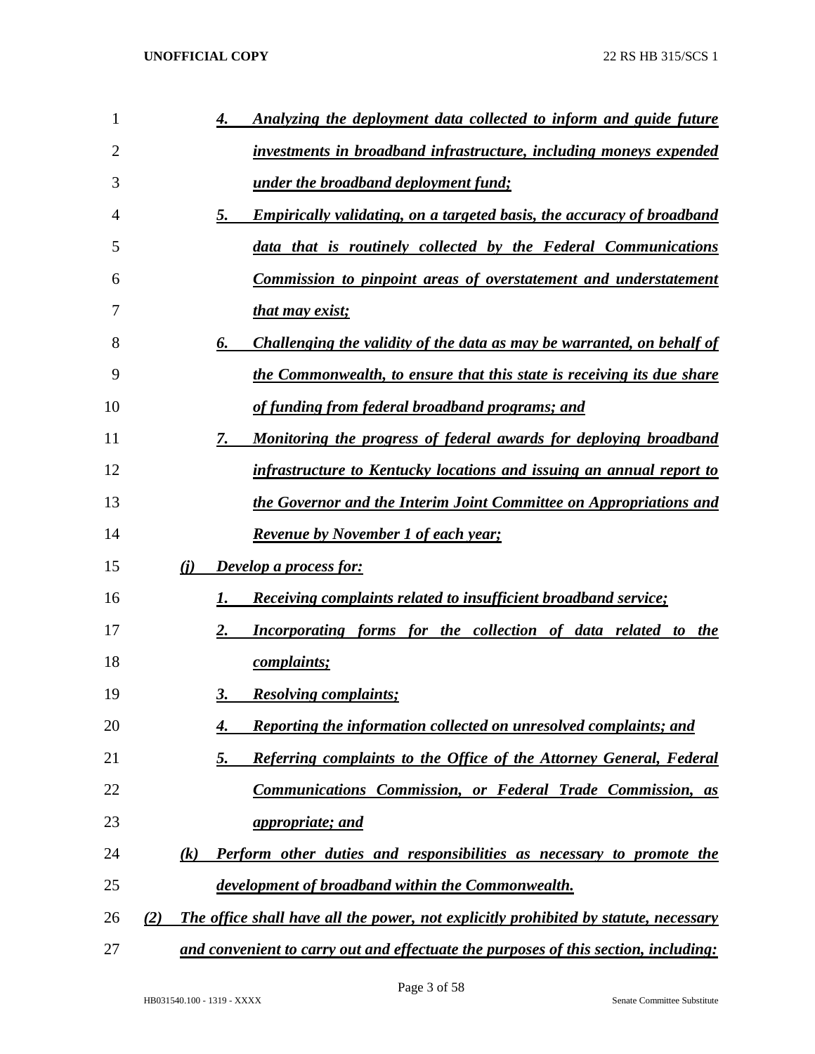4. *Analyzing the deployment data collected to inform and guide future investments in broadband infrastructure, including moneys expended under the broadband deployment fund;*

5. *Empirically validating, on a targeted basis, the accuracy of broadband data that is routinely collected by the Federal Communications Commission to pinpoint areas of overstatement and understatement that may exist;*

6. *Challenging the validity of the data as may be warranted, on behalf of the Commonwealth, to ensure that this state is receiving its due share of funding from federal broadband programs; and*

7. *Monitoring the progress of federal awards for deploying broadband infrastructure to Kentucky locations and issuing an annual report to the Governor and the Interim Joint Committee on Appropriations and Revenue by November 1 of each year;*

*(j) Develop a process for:*

1. *Receiving complaints related to insufficient broadband service;*

2. *Incorporating forms for the collection of data related to the complaints;*

3. *Resolving complaints;*

4. *Reporting the information collected on unresolved complaints; and*

5. *Referring complaints to the Office of the Attorney General, Federal Communications Commission, or Federal Trade Commission, as appropriate; and*

*(k) Perform other duties and responsibilities as necessary to promote the development of broadband within the Commonwealth.*

*(2) The office shall have all the power, not explicitly prohibited by statute, necessary and convenient to carry out and effectuate the purposes of this section, including:*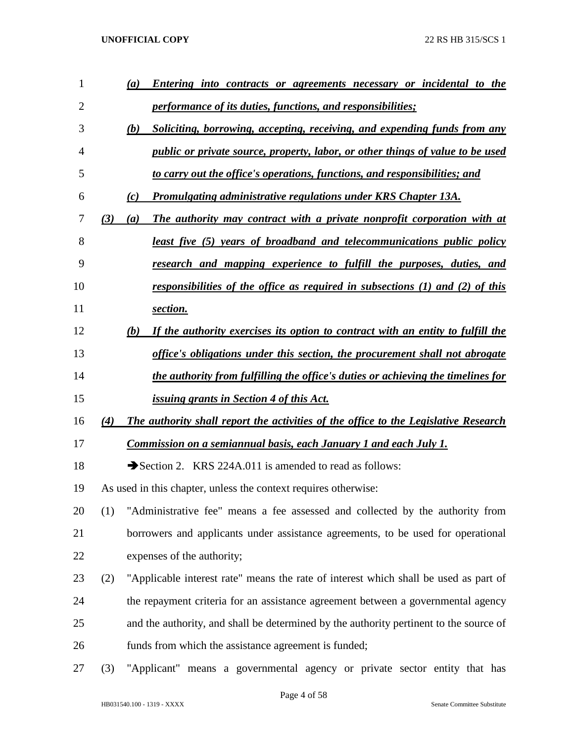(a) ***Entering into contracts or agreements necessary or incidental to the performance of its duties, functions, and responsibilities;***

(b) ***Soliciting, borrowing, accepting, receiving, and expending funds from any public or private source, property, labor, or other things of value to be used to carry out the office's operations, functions, and responsibilities; and***

(c) ***Promulgating administrative regulations under KRS Chapter 13A.***

***(3) (a) The authority may contract with a private nonprofit corporation with at least five (5) years of broadband and telecommunications public policy research and mapping experience to fulfill the purposes, duties, and responsibilities of the office as required in subsections (1) and (2) of this section.***

***(b) If the authority exercises its option to contract with an entity to fulfill the office's obligations under this section, the procurement shall not abrogate the authority from fulfilling the office's duties or achieving the timelines for issuing grants in Section 4 of this Act.***

***(4) The authority shall report the activities of the office to the Legislative Research Commission on a semiannual basis, each January 1 and each July 1.***

➔Section 2. KRS 224A.011 is amended to read as follows:

As used in this chapter, unless the context requires otherwise:

(1) "Administrative fee" means a fee assessed and collected by the authority from borrowers and applicants under assistance agreements, to be used for operational expenses of the authority;

(2) "Applicable interest rate" means the rate of interest which shall be used as part of the repayment criteria for an assistance agreement between a governmental agency and the authority, and shall be determined by the authority pertinent to the source of funds from which the assistance agreement is funded;

(3) "Applicant" means a governmental agency or private sector entity that has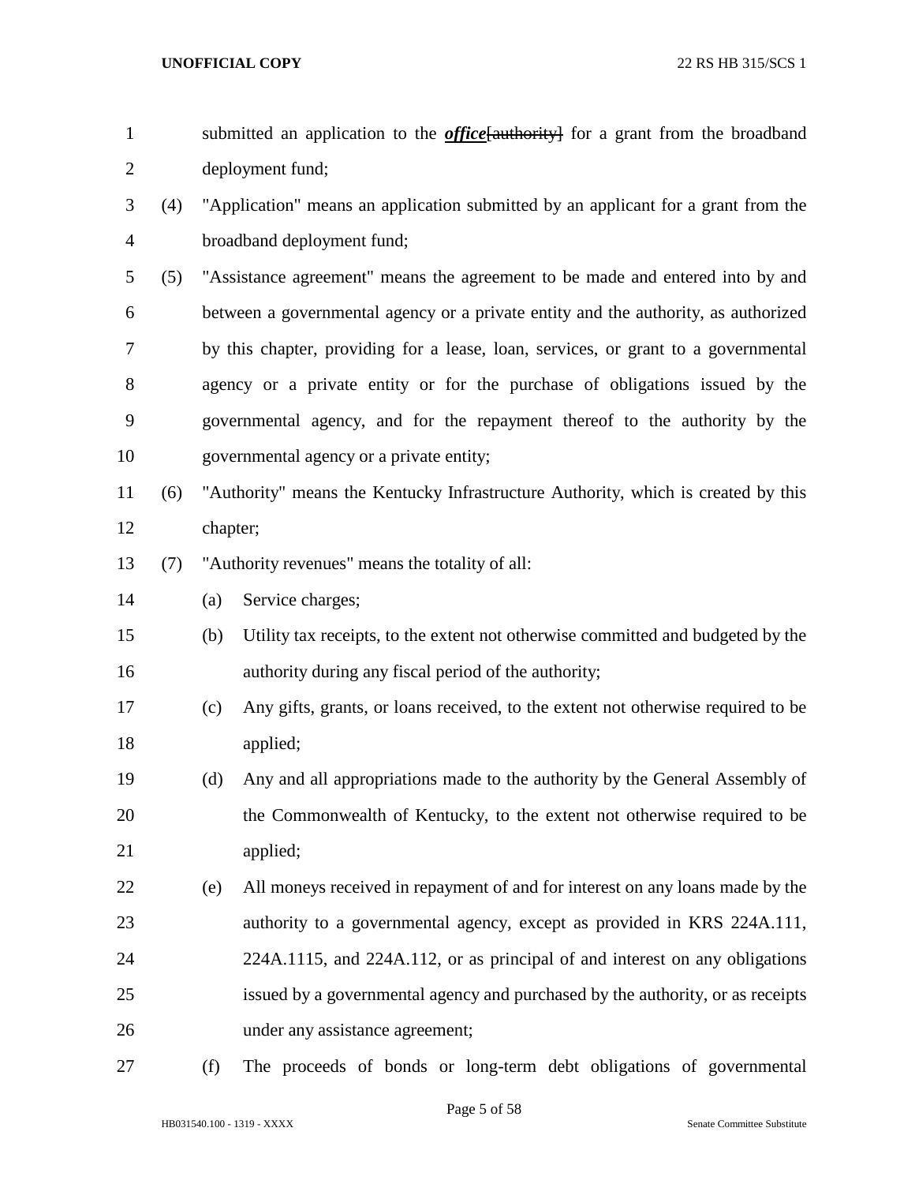submitted an application to the ***office***~~[authority]~~ for a grant from the broadband deployment fund;

(4) "Application" means an application submitted by an applicant for a grant from the broadband deployment fund;

(5) "Assistance agreement" means the agreement to be made and entered into by and between a governmental agency or a private entity and the authority, as authorized by this chapter, providing for a lease, loan, services, or grant to a governmental agency or a private entity or for the purchase of obligations issued by the governmental agency, and for the repayment thereof to the authority by the governmental agency or a private entity;

(6) "Authority" means the Kentucky Infrastructure Authority, which is created by this chapter;

(7) "Authority revenues" means the totality of all:

(a) Service charges;

(b) Utility tax receipts, to the extent not otherwise committed and budgeted by the authority during any fiscal period of the authority;

(c) Any gifts, grants, or loans received, to the extent not otherwise required to be applied;

(d) Any and all appropriations made to the authority by the General Assembly of the Commonwealth of Kentucky, to the extent not otherwise required to be applied;

(e) All moneys received in repayment of and for interest on any loans made by the authority to a governmental agency, except as provided in KRS 224A.111, 224A.1115, and 224A.112, or as principal of and interest on any obligations issued by a governmental agency and purchased by the authority, or as receipts under any assistance agreement;

(f) The proceeds of bonds or long-term debt obligations of governmental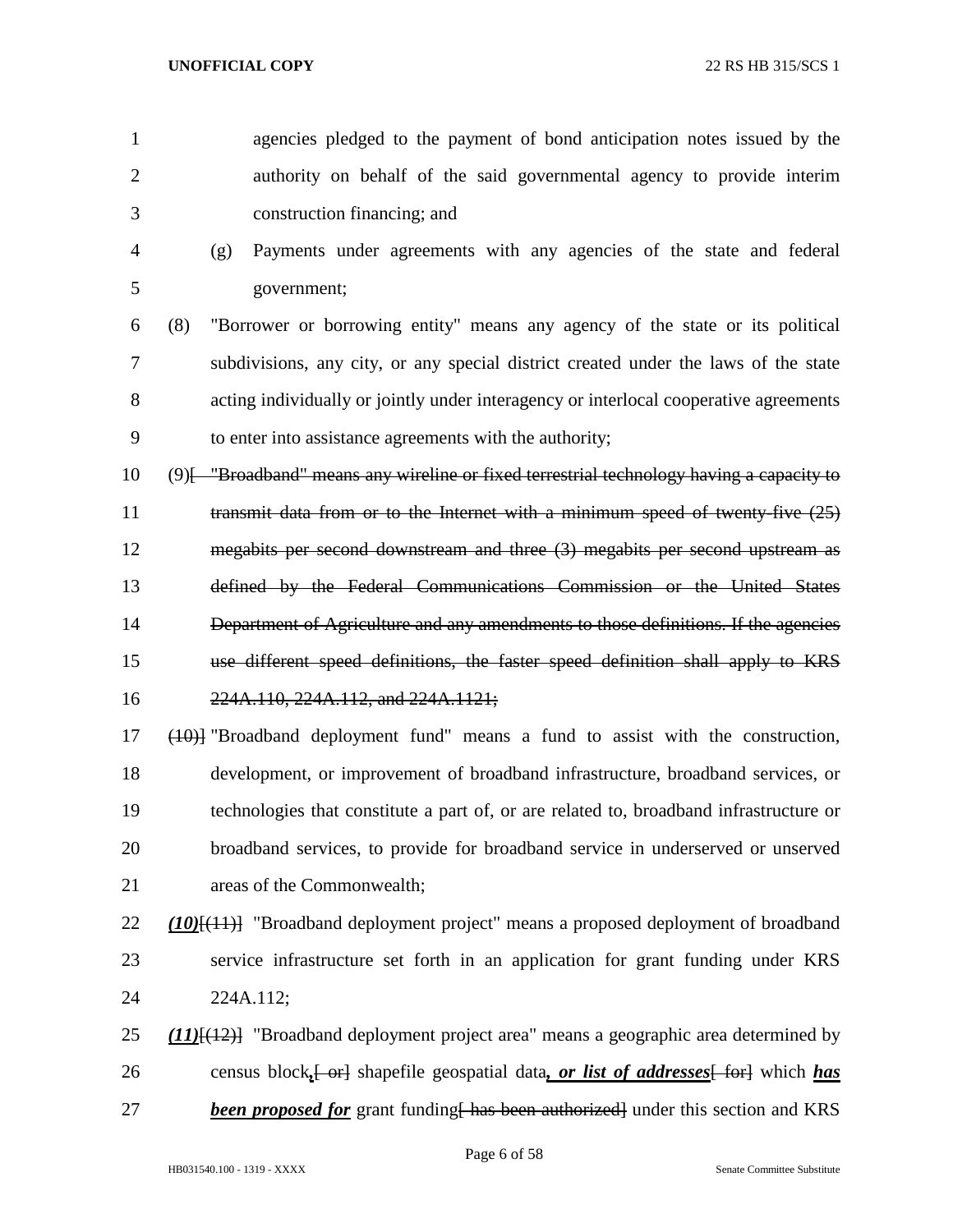agencies pledged to the payment of bond anticipation notes issued by the authority on behalf of the said governmental agency to provide interim construction financing; and

(g) Payments under agreements with any agencies of the state and federal government;

(8) "Borrower or borrowing entity" means any agency of the state or its political subdivisions, any city, or any special district created under the laws of the state acting individually or jointly under interagency or interlocal cooperative agreements to enter into assistance agreements with the authority;

(9)[ ~~"Broadband" means any wireline or fixed terrestrial technology having a capacity to transmit data from or to the Internet with a minimum speed of twenty-five (25) megabits per second downstream and three (3) megabits per second upstream as defined by the Federal Communications Commission or the United States Department of Agriculture and any amendments to those definitions. If the agencies use different speed definitions, the faster speed definition shall apply to KRS 224A.110, 224A.112, and 224A.1121;~~

~~(10)~~] "Broadband deployment fund" means a fund to assist with the construction, development, or improvement of broadband infrastructure, broadband services, or technologies that constitute a part of, or are related to, broadband infrastructure or broadband services, to provide for broadband service in underserved or unserved areas of the Commonwealth;

***(10)***[~~(11)~~] "Broadband deployment project" means a proposed deployment of broadband service infrastructure set forth in an application for grant funding under KRS 224A.112;

***(11)***[~~(12)~~] "Broadband deployment project area" means a geographic area determined by census block***,***[~~ or~~] shapefile geospatial data***, or list of addresses***[~~ for~~] which ***has been proposed for*** grant funding[~~ has been authorized~~] under this section and KRS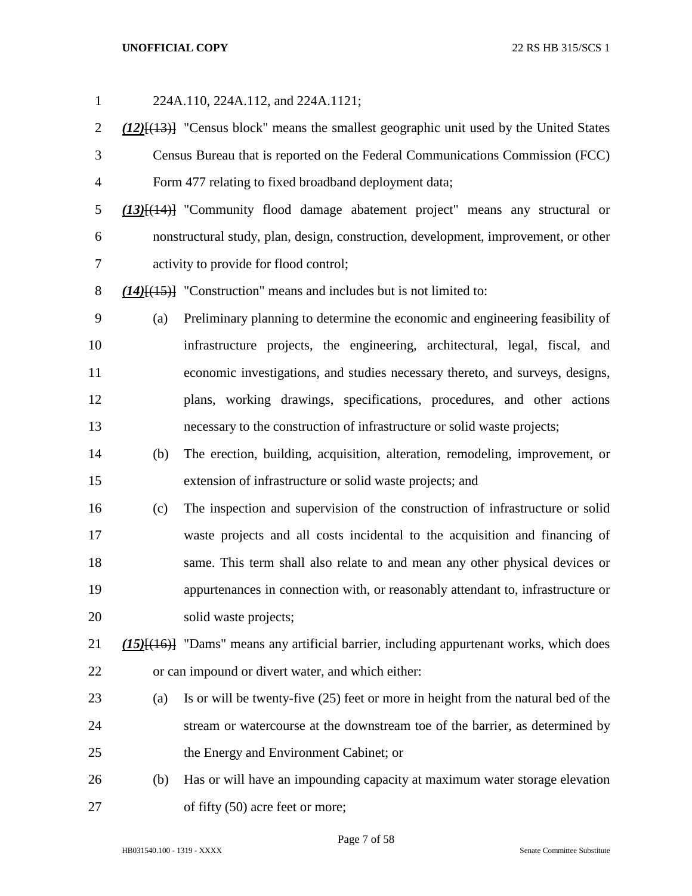224A.110, 224A.112, and 224A.1121;

***(12)***[(13)] "Census block" means the smallest geographic unit used by the United States Census Bureau that is reported on the Federal Communications Commission (FCC) Form 477 relating to fixed broadband deployment data;

***(13)***[(14)] "Community flood damage abatement project" means any structural or nonstructural study, plan, design, construction, development, improvement, or other activity to provide for flood control;

***(14)***[(15)] "Construction" means and includes but is not limited to:

(a) Preliminary planning to determine the economic and engineering feasibility of infrastructure projects, the engineering, architectural, legal, fiscal, and economic investigations, and studies necessary thereto, and surveys, designs, plans, working drawings, specifications, procedures, and other actions necessary to the construction of infrastructure or solid waste projects;

(b) The erection, building, acquisition, alteration, remodeling, improvement, or extension of infrastructure or solid waste projects; and

(c) The inspection and supervision of the construction of infrastructure or solid waste projects and all costs incidental to the acquisition and financing of same. This term shall also relate to and mean any other physical devices or appurtenances in connection with, or reasonably attendant to, infrastructure or solid waste projects;

***(15)***[(16)] "Dams" means any artificial barrier, including appurtenant works, which does or can impound or divert water, and which either:

(a) Is or will be twenty-five (25) feet or more in height from the natural bed of the stream or watercourse at the downstream toe of the barrier, as determined by the Energy and Environment Cabinet; or

(b) Has or will have an impounding capacity at maximum water storage elevation of fifty (50) acre feet or more;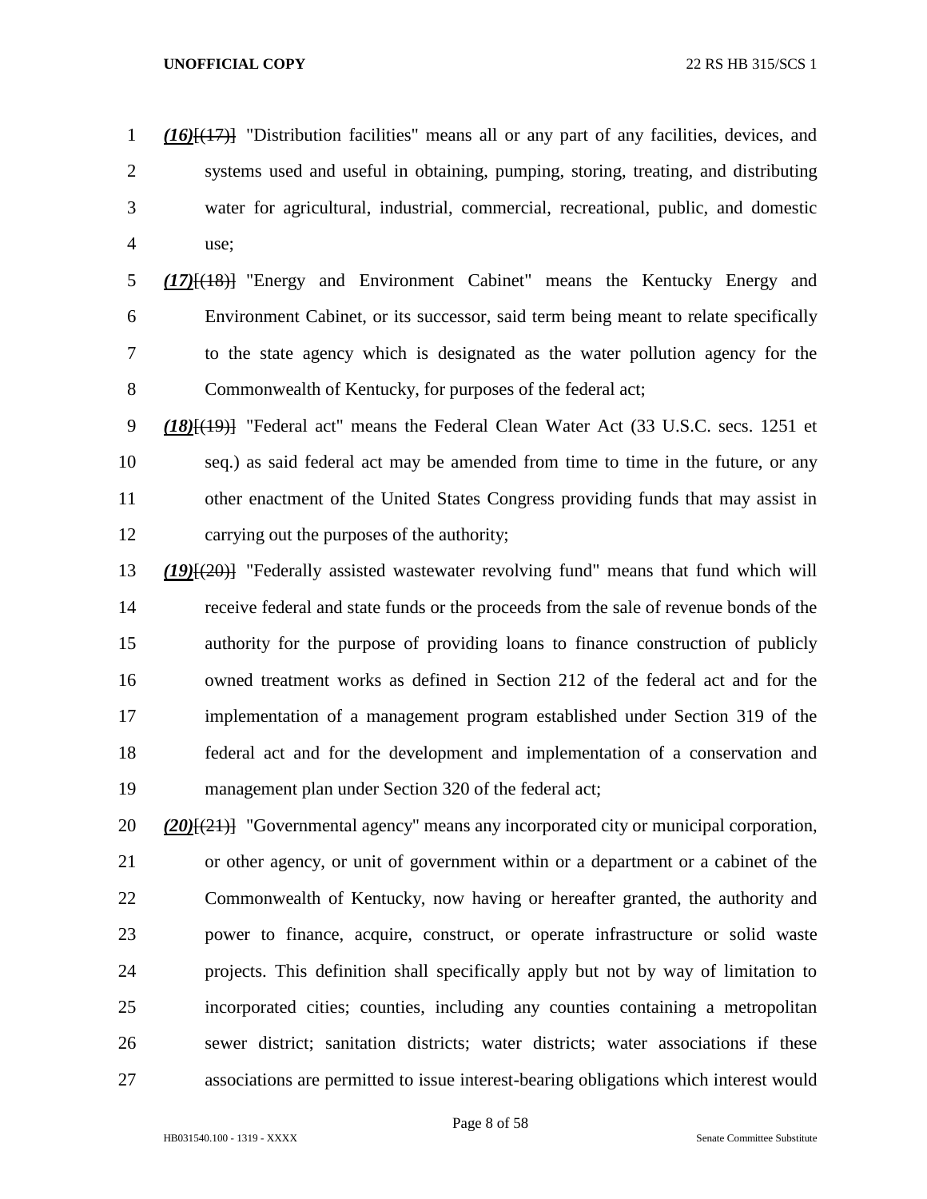***(16)***[(17)] "Distribution facilities" means all or any part of any facilities, devices, and systems used and useful in obtaining, pumping, storing, treating, and distributing water for agricultural, industrial, commercial, recreational, public, and domestic use;

***(17)***[(18)] "Energy and Environment Cabinet" means the Kentucky Energy and Environment Cabinet, or its successor, said term being meant to relate specifically to the state agency which is designated as the water pollution agency for the Commonwealth of Kentucky, for purposes of the federal act;

***(18)***[(19)] "Federal act" means the Federal Clean Water Act (33 U.S.C. secs. 1251 et seq.) as said federal act may be amended from time to time in the future, or any other enactment of the United States Congress providing funds that may assist in carrying out the purposes of the authority;

***(19)***[(20)] "Federally assisted wastewater revolving fund" means that fund which will receive federal and state funds or the proceeds from the sale of revenue bonds of the authority for the purpose of providing loans to finance construction of publicly owned treatment works as defined in Section 212 of the federal act and for the implementation of a management program established under Section 319 of the federal act and for the development and implementation of a conservation and management plan under Section 320 of the federal act;

***(20)***[(21)] "Governmental agency" means any incorporated city or municipal corporation, or other agency, or unit of government within or a department or a cabinet of the Commonwealth of Kentucky, now having or hereafter granted, the authority and power to finance, acquire, construct, or operate infrastructure or solid waste projects. This definition shall specifically apply but not by way of limitation to incorporated cities; counties, including any counties containing a metropolitan sewer district; sanitation districts; water districts; water associations if these associations are permitted to issue interest-bearing obligations which interest would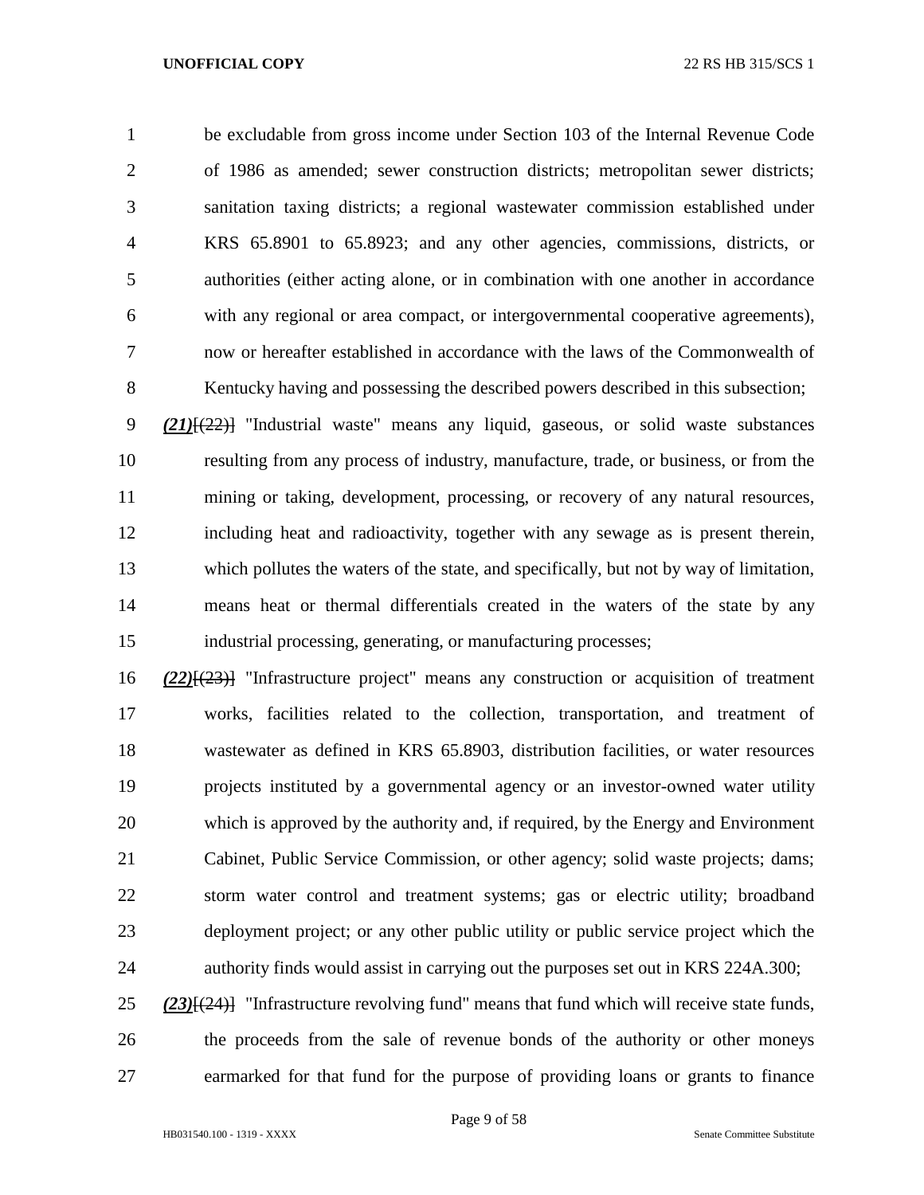be excludable from gross income under Section 103 of the Internal Revenue Code of 1986 as amended; sewer construction districts; metropolitan sewer districts; sanitation taxing districts; a regional wastewater commission established under KRS 65.8901 to 65.8923; and any other agencies, commissions, districts, or authorities (either acting alone, or in combination with one another in accordance with any regional or area compact, or intergovernmental cooperative agreements), now or hereafter established in accordance with the laws of the Commonwealth of Kentucky having and possessing the described powers described in this subsection;

***(21)***~~[(22)]~~ "Industrial waste" means any liquid, gaseous, or solid waste substances resulting from any process of industry, manufacture, trade, or business, or from the mining or taking, development, processing, or recovery of any natural resources, including heat and radioactivity, together with any sewage as is present therein, which pollutes the waters of the state, and specifically, but not by way of limitation, means heat or thermal differentials created in the waters of the state by any industrial processing, generating, or manufacturing processes;

***(22)***~~[(23)]~~ "Infrastructure project" means any construction or acquisition of treatment works, facilities related to the collection, transportation, and treatment of wastewater as defined in KRS 65.8903, distribution facilities, or water resources projects instituted by a governmental agency or an investor-owned water utility which is approved by the authority and, if required, by the Energy and Environment Cabinet, Public Service Commission, or other agency; solid waste projects; dams; storm water control and treatment systems; gas or electric utility; broadband deployment project; or any other public utility or public service project which the authority finds would assist in carrying out the purposes set out in KRS 224A.300;

***(23)***~~[(24)]~~ "Infrastructure revolving fund" means that fund which will receive state funds, the proceeds from the sale of revenue bonds of the authority or other moneys earmarked for that fund for the purpose of providing loans or grants to finance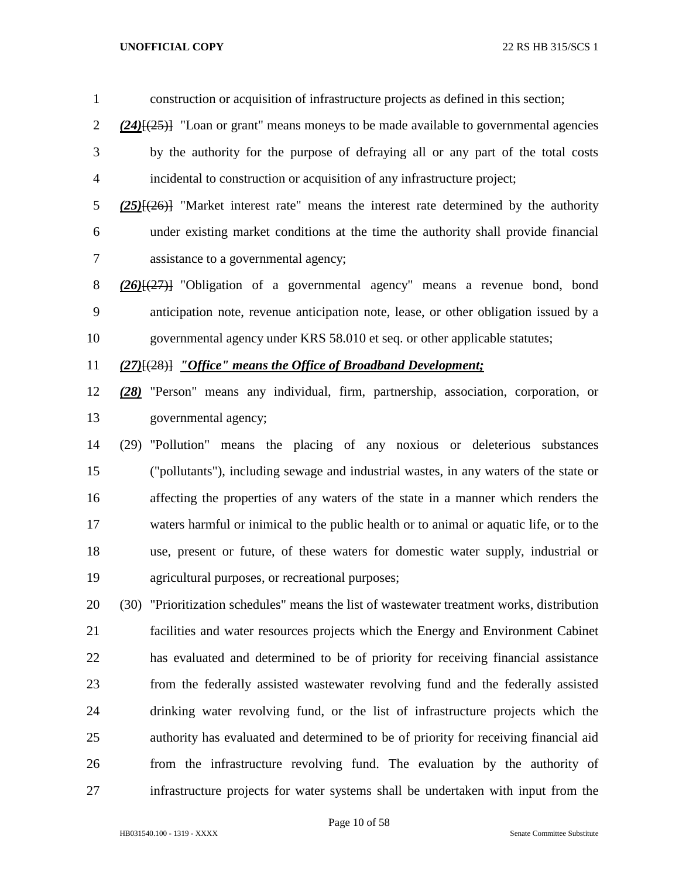construction or acquisition of infrastructure projects as defined in this section;

***(24)***[(25)] "Loan or grant" means moneys to be made available to governmental agencies by the authority for the purpose of defraying all or any part of the total costs incidental to construction or acquisition of any infrastructure project;

***(25)***[(26)] "Market interest rate" means the interest rate determined by the authority under existing market conditions at the time the authority shall provide financial assistance to a governmental agency;

***(26)***[(27)] "Obligation of a governmental agency" means a revenue bond, bond anticipation note, revenue anticipation note, lease, or other obligation issued by a governmental agency under KRS 58.010 et seq. or other applicable statutes;

***(27)***[(28)] ***"Office" means the Office of Broadband Development;***

***(28)*** "Person" means any individual, firm, partnership, association, corporation, or governmental agency;

(29) "Pollution" means the placing of any noxious or deleterious substances ("pollutants"), including sewage and industrial wastes, in any waters of the state or affecting the properties of any waters of the state in a manner which renders the waters harmful or inimical to the public health or to animal or aquatic life, or to the use, present or future, of these waters for domestic water supply, industrial or agricultural purposes, or recreational purposes;

(30) "Prioritization schedules" means the list of wastewater treatment works, distribution facilities and water resources projects which the Energy and Environment Cabinet has evaluated and determined to be of priority for receiving financial assistance from the federally assisted wastewater revolving fund and the federally assisted drinking water revolving fund, or the list of infrastructure projects which the authority has evaluated and determined to be of priority for receiving financial aid from the infrastructure revolving fund. The evaluation by the authority of infrastructure projects for water systems shall be undertaken with input from the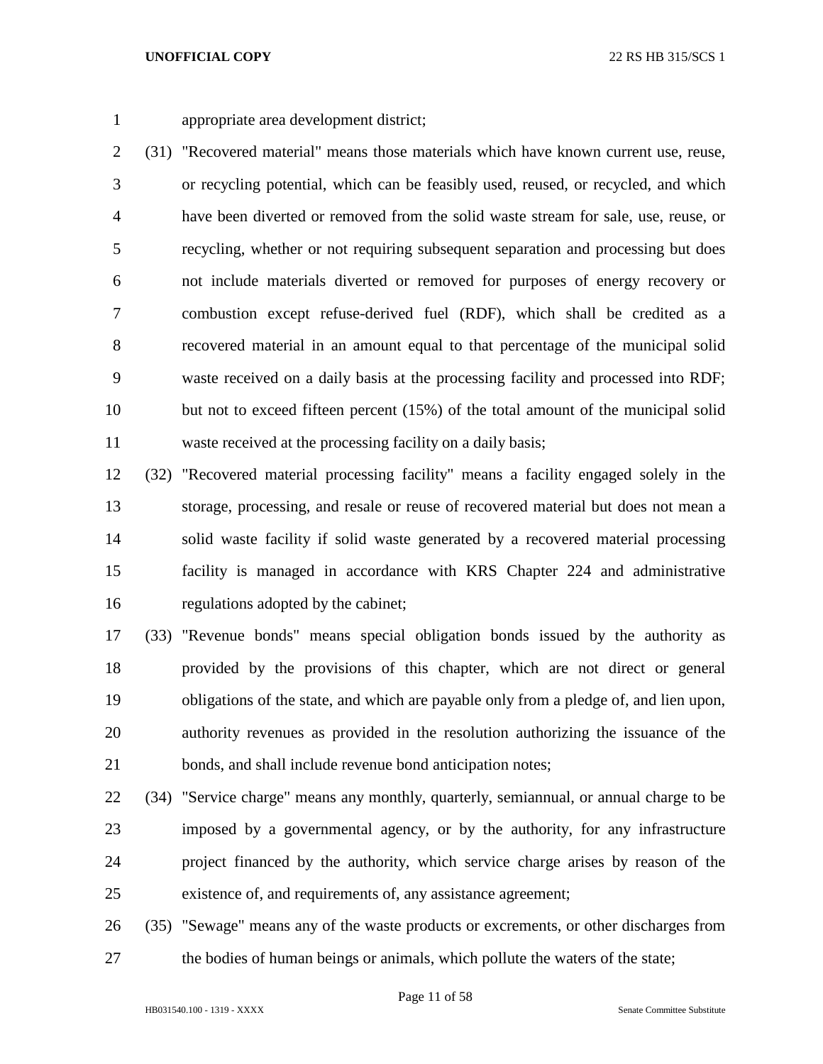appropriate area development district;

(31) "Recovered material" means those materials which have known current use, reuse, or recycling potential, which can be feasibly used, reused, or recycled, and which have been diverted or removed from the solid waste stream for sale, use, reuse, or recycling, whether or not requiring subsequent separation and processing but does not include materials diverted or removed for purposes of energy recovery or combustion except refuse-derived fuel (RDF), which shall be credited as a recovered material in an amount equal to that percentage of the municipal solid waste received on a daily basis at the processing facility and processed into RDF; but not to exceed fifteen percent (15%) of the total amount of the municipal solid waste received at the processing facility on a daily basis;

(32) "Recovered material processing facility" means a facility engaged solely in the storage, processing, and resale or reuse of recovered material but does not mean a solid waste facility if solid waste generated by a recovered material processing facility is managed in accordance with KRS Chapter 224 and administrative regulations adopted by the cabinet;

(33) "Revenue bonds" means special obligation bonds issued by the authority as provided by the provisions of this chapter, which are not direct or general obligations of the state, and which are payable only from a pledge of, and lien upon, authority revenues as provided in the resolution authorizing the issuance of the bonds, and shall include revenue bond anticipation notes;

(34) "Service charge" means any monthly, quarterly, semiannual, or annual charge to be imposed by a governmental agency, or by the authority, for any infrastructure project financed by the authority, which service charge arises by reason of the existence of, and requirements of, any assistance agreement;

(35) "Sewage" means any of the waste products or excrements, or other discharges from the bodies of human beings or animals, which pollute the waters of the state;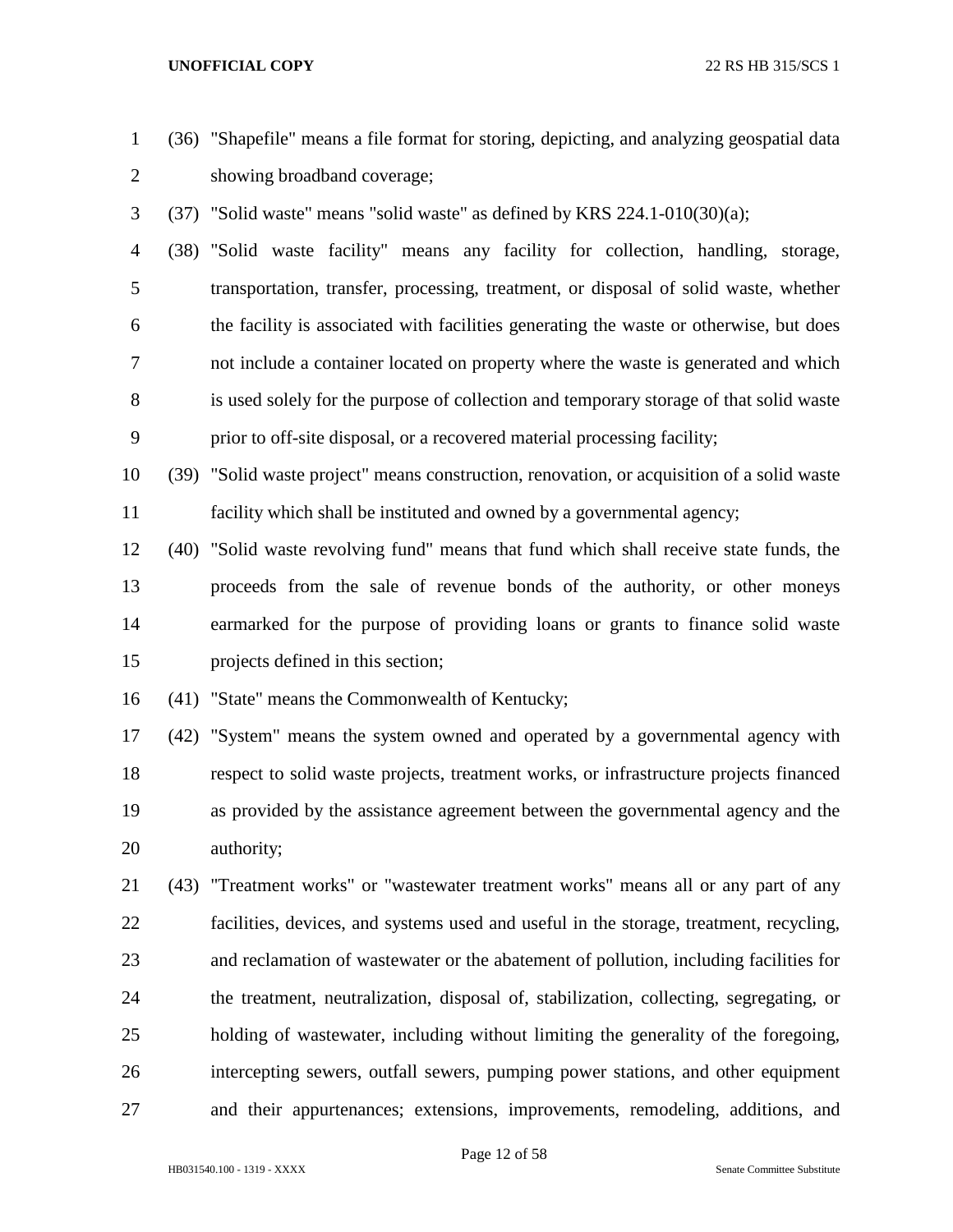(36) "Shapefile" means a file format for storing, depicting, and analyzing geospatial data showing broadband coverage;

(37) "Solid waste" means "solid waste" as defined by KRS 224.1-010(30)(a);

(38) "Solid waste facility" means any facility for collection, handling, storage, transportation, transfer, processing, treatment, or disposal of solid waste, whether the facility is associated with facilities generating the waste or otherwise, but does not include a container located on property where the waste is generated and which is used solely for the purpose of collection and temporary storage of that solid waste prior to off-site disposal, or a recovered material processing facility;

(39) "Solid waste project" means construction, renovation, or acquisition of a solid waste facility which shall be instituted and owned by a governmental agency;

(40) "Solid waste revolving fund" means that fund which shall receive state funds, the proceeds from the sale of revenue bonds of the authority, or other moneys earmarked for the purpose of providing loans or grants to finance solid waste projects defined in this section;

(41) "State" means the Commonwealth of Kentucky;

(42) "System" means the system owned and operated by a governmental agency with respect to solid waste projects, treatment works, or infrastructure projects financed as provided by the assistance agreement between the governmental agency and the authority;

(43) "Treatment works" or "wastewater treatment works" means all or any part of any facilities, devices, and systems used and useful in the storage, treatment, recycling, and reclamation of wastewater or the abatement of pollution, including facilities for the treatment, neutralization, disposal of, stabilization, collecting, segregating, or holding of wastewater, including without limiting the generality of the foregoing, intercepting sewers, outfall sewers, pumping power stations, and other equipment and their appurtenances; extensions, improvements, remodeling, additions, and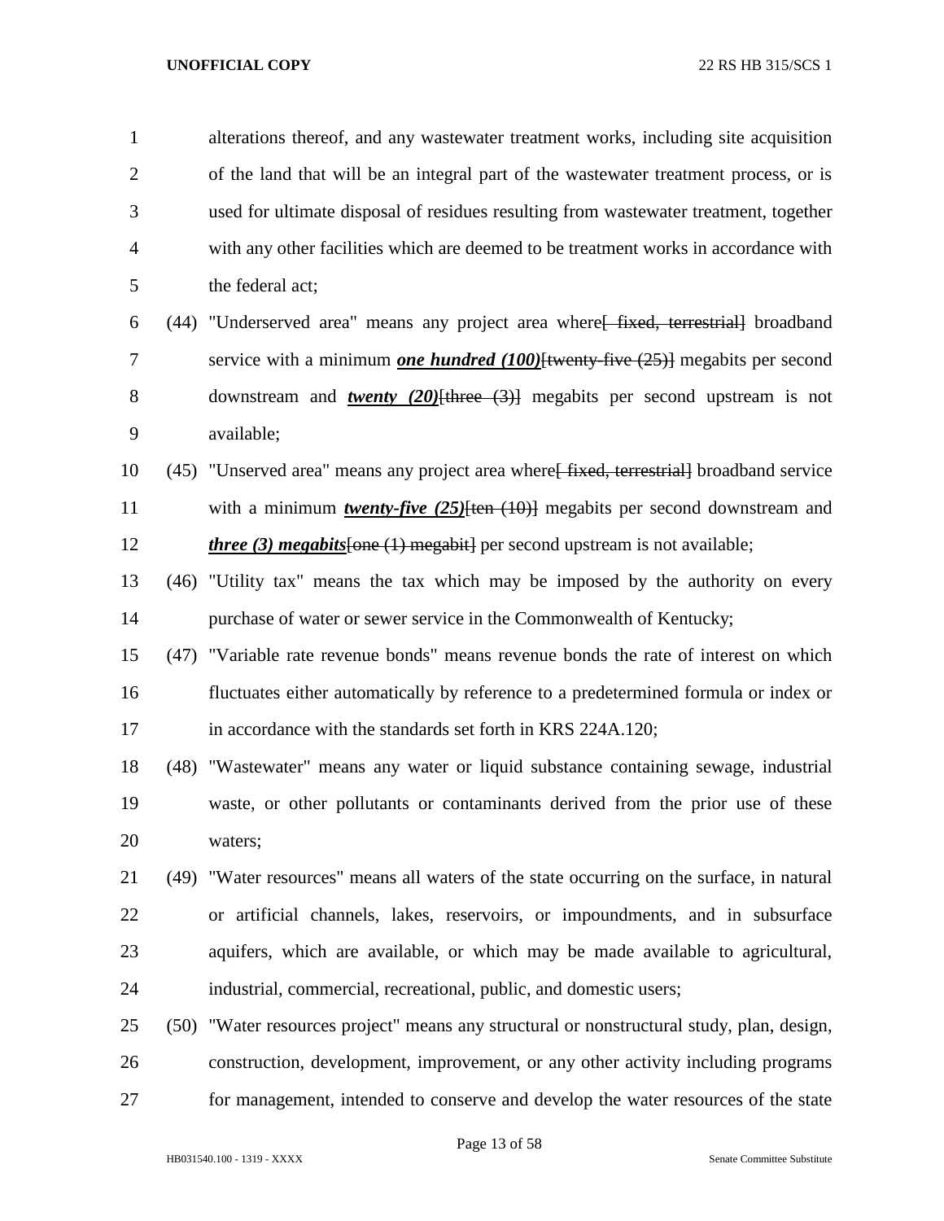alterations thereof, and any wastewater treatment works, including site acquisition of the land that will be an integral part of the wastewater treatment process, or is used for ultimate disposal of residues resulting from wastewater treatment, together with any other facilities which are deemed to be treatment works in accordance with the federal act;

(44) "Underserved area" means any project area where~~[ fixed, terrestrial]~~ broadband service with a minimum ***one hundred (100)***~~[twenty-five (25)]~~ megabits per second downstream and ***twenty (20)***~~[three (3)]~~ megabits per second upstream is not available;

(45) "Unserved area" means any project area where~~[ fixed, terrestrial]~~ broadband service with a minimum ***twenty-five (25)***~~[ten (10)]~~ megabits per second downstream and ***three (3) megabits***~~[one (1) megabit]~~ per second upstream is not available;

(46) "Utility tax" means the tax which may be imposed by the authority on every purchase of water or sewer service in the Commonwealth of Kentucky;

(47) "Variable rate revenue bonds" means revenue bonds the rate of interest on which fluctuates either automatically by reference to a predetermined formula or index or in accordance with the standards set forth in KRS 224A.120;

(48) "Wastewater" means any water or liquid substance containing sewage, industrial waste, or other pollutants or contaminants derived from the prior use of these waters;

(49) "Water resources" means all waters of the state occurring on the surface, in natural or artificial channels, lakes, reservoirs, or impoundments, and in subsurface aquifers, which are available, or which may be made available to agricultural, industrial, commercial, recreational, public, and domestic users;

(50) "Water resources project" means any structural or nonstructural study, plan, design, construction, development, improvement, or any other activity including programs for management, intended to conserve and develop the water resources of the state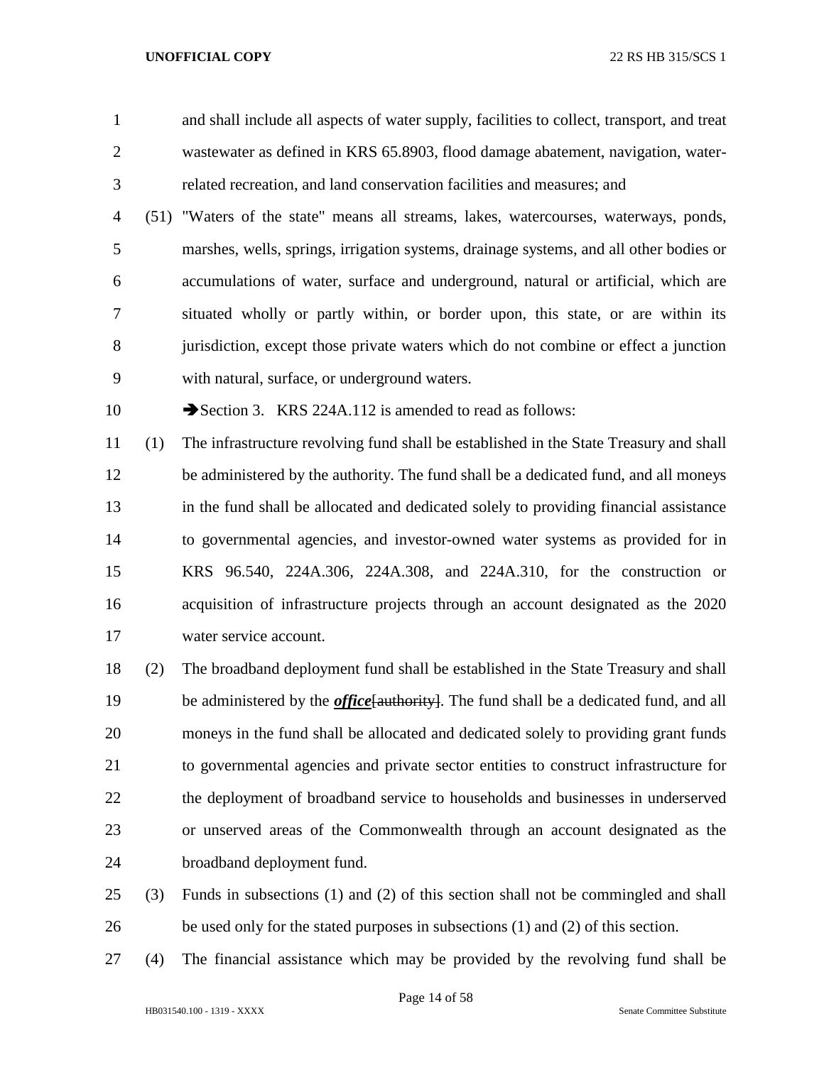and shall include all aspects of water supply, facilities to collect, transport, and treat wastewater as defined in KRS 65.8903, flood damage abatement, navigation, water-related recreation, and land conservation facilities and measures; and

(51) "Waters of the state" means all streams, lakes, watercourses, waterways, ponds, marshes, wells, springs, irrigation systems, drainage systems, and all other bodies or accumulations of water, surface and underground, natural or artificial, which are situated wholly or partly within, or border upon, this state, or are within its jurisdiction, except those private waters which do not combine or effect a junction with natural, surface, or underground waters.

➔Section 3. KRS 224A.112 is amended to read as follows:

(1) The infrastructure revolving fund shall be established in the State Treasury and shall be administered by the authority. The fund shall be a dedicated fund, and all moneys in the fund shall be allocated and dedicated solely to providing financial assistance to governmental agencies, and investor-owned water systems as provided for in KRS 96.540, 224A.306, 224A.308, and 224A.310, for the construction or acquisition of infrastructure projects through an account designated as the 2020 water service account.

(2) The broadband deployment fund shall be established in the State Treasury and shall be administered by the ***office***[~~authority~~]. The fund shall be a dedicated fund, and all moneys in the fund shall be allocated and dedicated solely to providing grant funds to governmental agencies and private sector entities to construct infrastructure for the deployment of broadband service to households and businesses in underserved or unserved areas of the Commonwealth through an account designated as the broadband deployment fund.

(3) Funds in subsections (1) and (2) of this section shall not be commingled and shall be used only for the stated purposes in subsections (1) and (2) of this section.

(4) The financial assistance which may be provided by the revolving fund shall be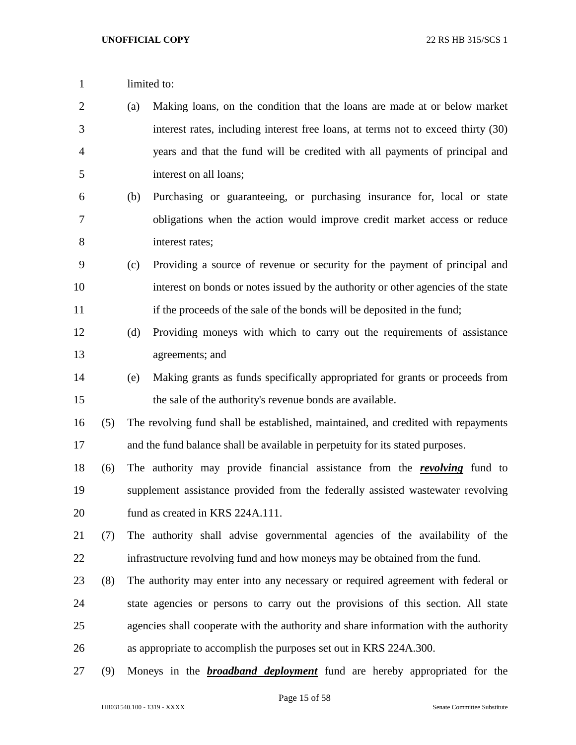limited to:

(a) Making loans, on the condition that the loans are made at or below market interest rates, including interest free loans, at terms not to exceed thirty (30) years and that the fund will be credited with all payments of principal and interest on all loans;

(b) Purchasing or guaranteeing, or purchasing insurance for, local or state obligations when the action would improve credit market access or reduce interest rates;

(c) Providing a source of revenue or security for the payment of principal and interest on bonds or notes issued by the authority or other agencies of the state if the proceeds of the sale of the bonds will be deposited in the fund;

(d) Providing moneys with which to carry out the requirements of assistance agreements; and

(e) Making grants as funds specifically appropriated for grants or proceeds from the sale of the authority's revenue bonds are available.

(5) The revolving fund shall be established, maintained, and credited with repayments and the fund balance shall be available in perpetuity for its stated purposes.

(6) The authority may provide financial assistance from the ***revolving*** fund to supplement assistance provided from the federally assisted wastewater revolving fund as created in KRS 224A.111.

(7) The authority shall advise governmental agencies of the availability of the infrastructure revolving fund and how moneys may be obtained from the fund.

(8) The authority may enter into any necessary or required agreement with federal or state agencies or persons to carry out the provisions of this section. All state agencies shall cooperate with the authority and share information with the authority as appropriate to accomplish the purposes set out in KRS 224A.300.

(9) Moneys in the ***broadband deployment*** fund are hereby appropriated for the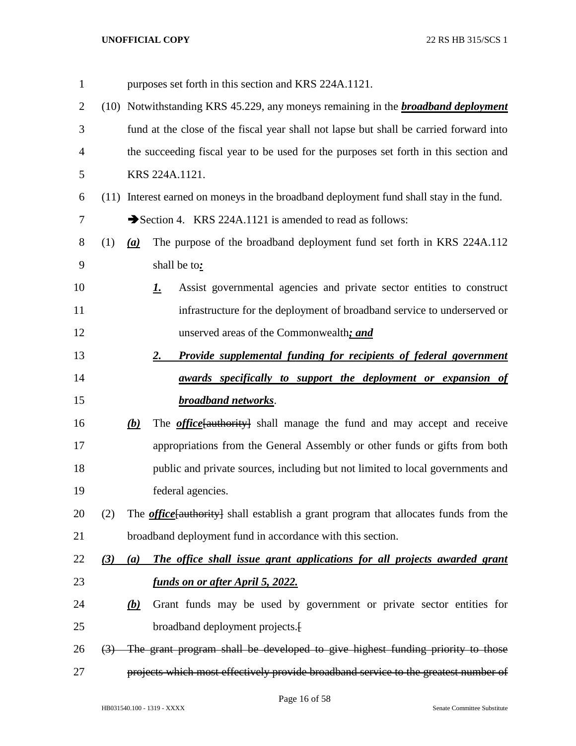purposes set forth in this section and KRS 224A.1121.

(10) Notwithstanding KRS 45.229, any moneys remaining in the ***broadband deployment*** fund at the close of the fiscal year shall not lapse but shall be carried forward into the succeeding fiscal year to be used for the purposes set forth in this section and KRS 224A.1121.

(11) Interest earned on moneys in the broadband deployment fund shall stay in the fund.

➔Section 4. KRS 224A.1121 is amended to read as follows:

(1) ***(a)*** The purpose of the broadband deployment fund set forth in KRS 224A.112 shall be to***:***

***1.*** Assist governmental agencies and private sector entities to construct infrastructure for the deployment of broadband service to underserved or unserved areas of the Commonwealth***; and***

***2. Provide supplemental funding for recipients of federal government awards specifically to support the deployment or expansion of broadband networks***.

***(b)*** The ***office***~~[authority]~~ shall manage the fund and may accept and receive appropriations from the General Assembly or other funds or gifts from both public and private sources, including but not limited to local governments and federal agencies.

(2) The ***office***~~[authority]~~ shall establish a grant program that allocates funds from the broadband deployment fund in accordance with this section.

***(3) (a) The office shall issue grant applications for all projects awarded grant funds on or after April 5, 2022.***

***(b)*** Grant funds may be used by government or private sector entities for broadband deployment projects.~~[~~

~~(3) The grant program shall be developed to give highest funding priority to those projects which most effectively provide broadband service to the greatest number of~~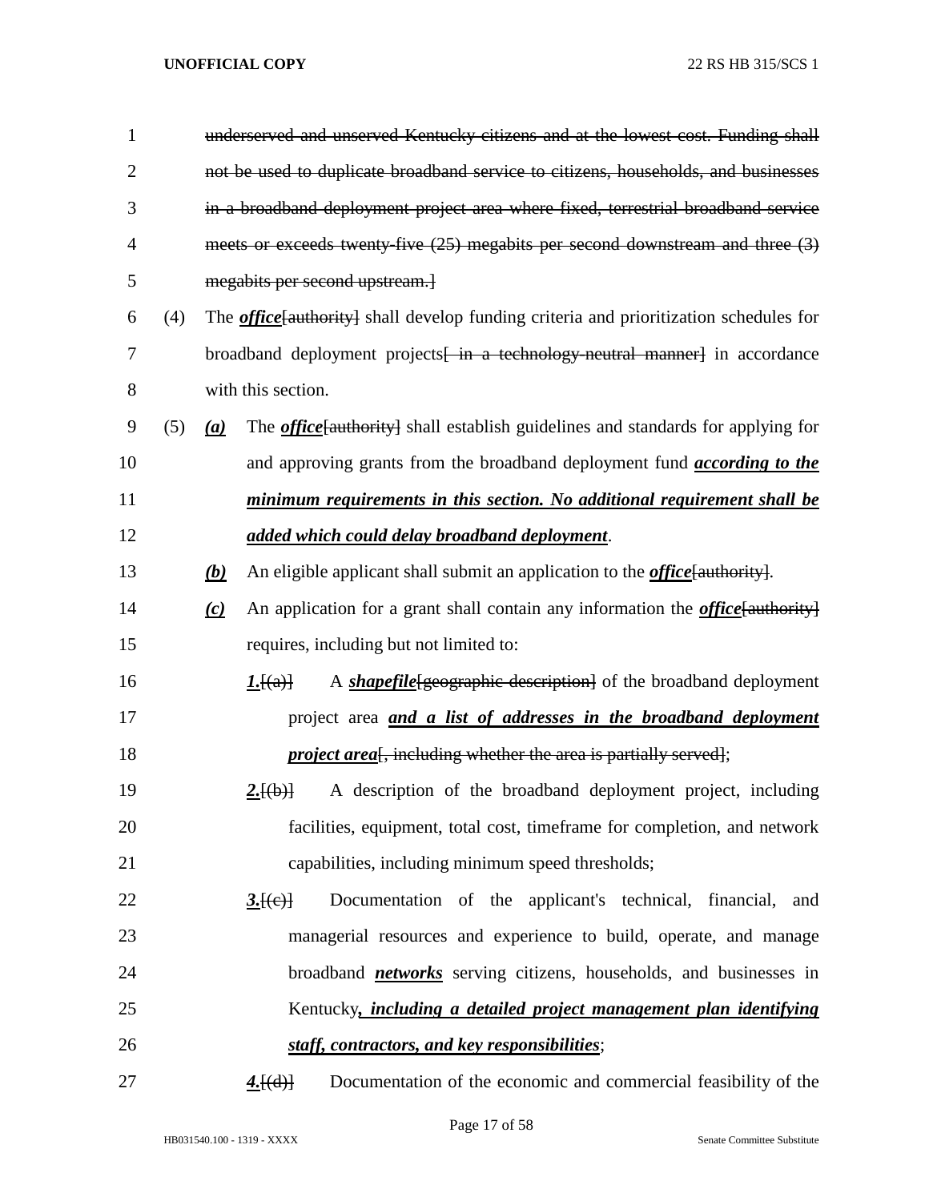~~underserved and unserved Kentucky citizens and at the lowest cost. Funding shall not be used to duplicate broadband service to citizens, households, and businesses in a broadband deployment project area where fixed, terrestrial broadband service meets or exceeds twenty-five (25) megabits per second downstream and three (3) megabits per second upstream.]~~

(4) The ***office***~~[authority]~~ shall develop funding criteria and prioritization schedules for broadband deployment projects~~[ in a technology-neutral manner]~~ in accordance with this section.

(5) ***(a)*** The ***office***~~[authority]~~ shall establish guidelines and standards for applying for and approving grants from the broadband deployment fund ***according to the minimum requirements in this section. No additional requirement shall be added which could delay broadband deployment***.

***(b)*** An eligible applicant shall submit an application to the ***office***~~[authority]~~.

***(c)*** An application for a grant shall contain any information the ***office***~~[authority]~~ requires, including but not limited to:

***1.***~~[(a)]~~ A ***shapefile***~~[geographic description]~~ of the broadband deployment project area ***and a list of addresses in the broadband deployment project area***~~[, including whether the area is partially served]~~;

***2.***~~[(b)]~~ A description of the broadband deployment project, including facilities, equipment, total cost, timeframe for completion, and network capabilities, including minimum speed thresholds;

***3.***~~[(c)]~~ Documentation of the applicant's technical, financial, and managerial resources and experience to build, operate, and manage broadband ***networks*** serving citizens, households, and businesses in Kentucky***, including a detailed project management plan identifying staff, contractors, and key responsibilities***;

***4.***~~[(d)]~~ Documentation of the economic and commercial feasibility of the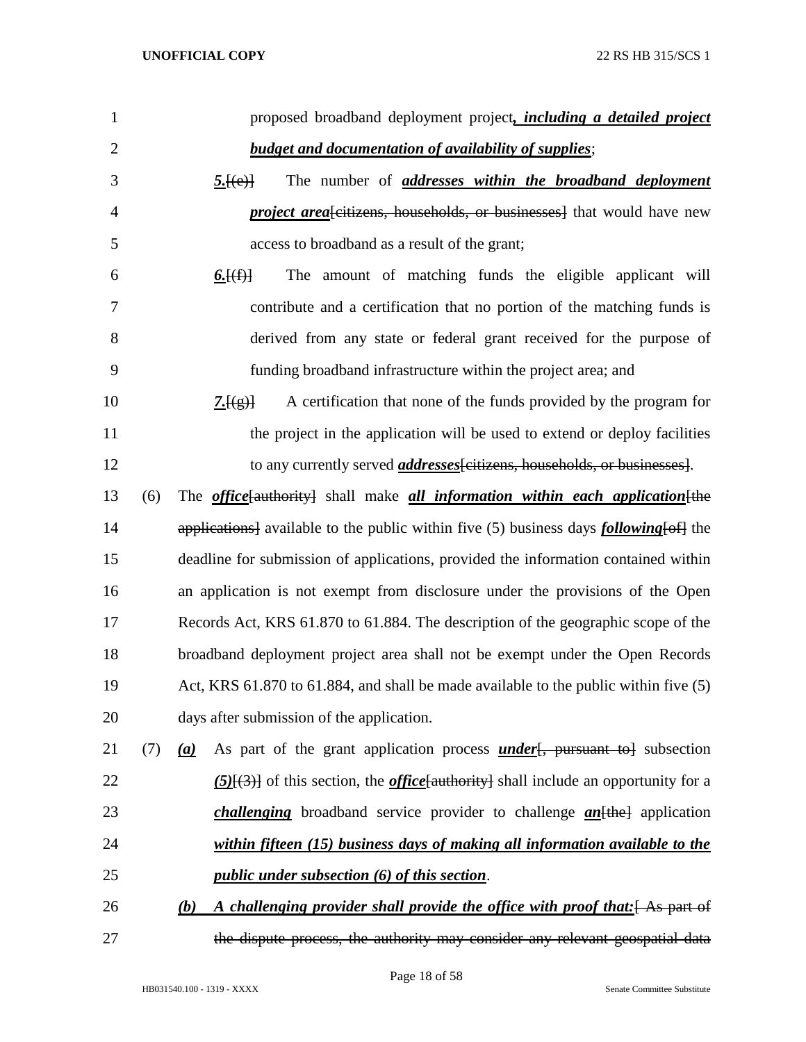proposed broadband deployment project*, including a detailed project budget and documentation of availability of supplies*;

*5.*~~[(e)]~~ The number of ***addresses within the broadband deployment project area***~~[citizens, households, or businesses]~~ that would have new access to broadband as a result of the grant;

*6.*~~[(f)]~~ The amount of matching funds the eligible applicant will contribute and a certification that no portion of the matching funds is derived from any state or federal grant received for the purpose of funding broadband infrastructure within the project area; and

*7.*~~[(g)]~~ A certification that none of the funds provided by the program for the project in the application will be used to extend or deploy facilities to any currently served ***addresses***~~[citizens, households, or businesses]~~.

(6) The ***office***~~[authority]~~ shall make ***all information within each application***~~[the applications]~~ available to the public within five (5) business days ***following***~~[of]~~ the deadline for submission of applications, provided the information contained within an application is not exempt from disclosure under the provisions of the Open Records Act, KRS 61.870 to 61.884. The description of the geographic scope of the broadband deployment project area shall not be exempt under the Open Records Act, KRS 61.870 to 61.884, and shall be made available to the public within five (5) days after submission of the application.

(7) ***(a)*** As part of the grant application process ***under***~~[, pursuant to]~~ subsection ***(5)***~~[(3)]~~ of this section, the ***office***~~[authority]~~ shall include an opportunity for a ***challenging*** broadband service provider to challenge ***an***~~[the]~~ application ***within fifteen (15) business days of making all information available to the public under subsection (6) of this section***.

***(b) A challenging provider shall provide the office with proof that:***~~[ As part of the dispute process, the authority may consider any relevant geospatial data~~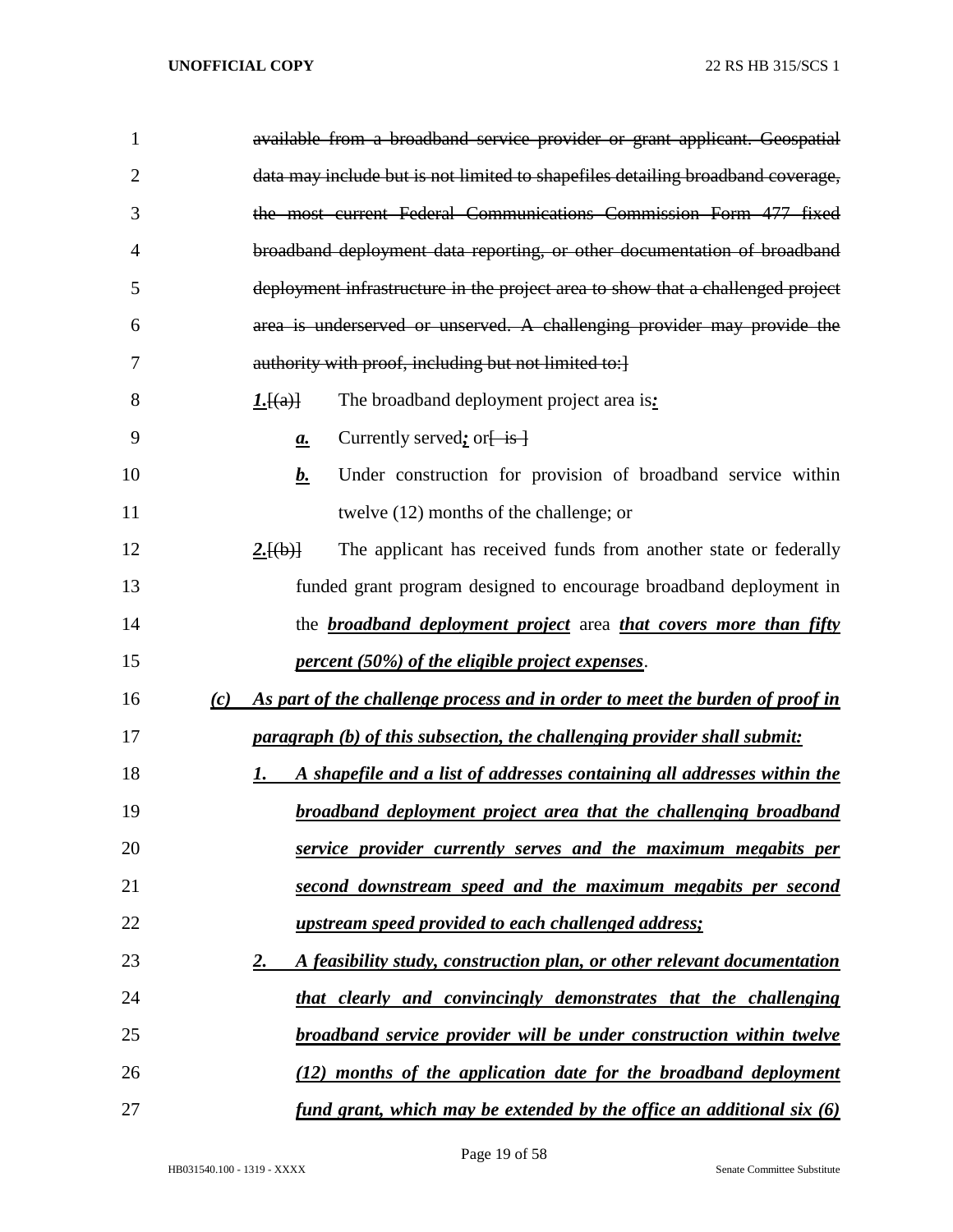~~available from a broadband service provider or grant applicant. Geospatial data may include but is not limited to shapefiles detailing broadband coverage, the most current Federal Communications Commission Form 477 fixed broadband deployment data reporting, or other documentation of broadband deployment infrastructure in the project area to show that a challenged project area is underserved or unserved. A challenging provider may provide the authority with proof, including but not limited to:]~~

***1.***[(a)] The broadband deployment project area is***:***

***a.*** Currently served***;*** or[ is ]

***b.*** Under construction for provision of broadband service within twelve (12) months of the challenge; or

***2.***[(b)] The applicant has received funds from another state or federally funded grant program designed to encourage broadband deployment in the ***broadband deployment project*** area ***that covers more than fifty percent (50%) of the eligible project expenses***.

***(c) As part of the challenge process and in order to meet the burden of proof in paragraph (b) of this subsection, the challenging provider shall submit:***

***1. A shapefile and a list of addresses containing all addresses within the broadband deployment project area that the challenging broadband service provider currently serves and the maximum megabits per second downstream speed and the maximum megabits per second upstream speed provided to each challenged address;***

***2. A feasibility study, construction plan, or other relevant documentation that clearly and convincingly demonstrates that the challenging broadband service provider will be under construction within twelve (12) months of the application date for the broadband deployment fund grant, which may be extended by the office an additional six (6)***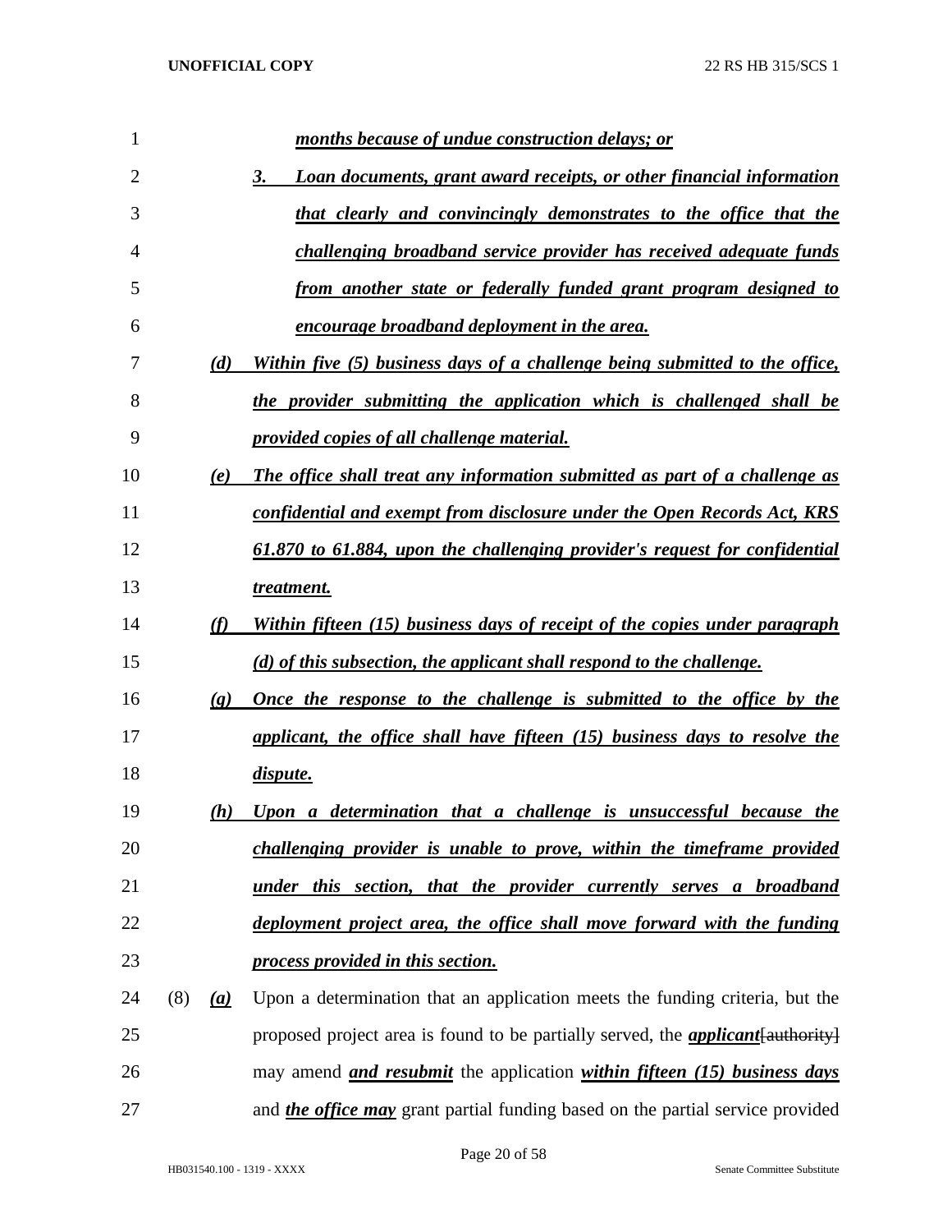***months because of undue construction delays; or***

***3. Loan documents, grant award receipts, or other financial information that clearly and convincingly demonstrates to the office that the challenging broadband service provider has received adequate funds from another state or federally funded grant program designed to encourage broadband deployment in the area.***

***(d) Within five (5) business days of a challenge being submitted to the office, the provider submitting the application which is challenged shall be provided copies of all challenge material.***

***(e) The office shall treat any information submitted as part of a challenge as confidential and exempt from disclosure under the Open Records Act, KRS 61.870 to 61.884, upon the challenging provider's request for confidential treatment.***

***(f) Within fifteen (15) business days of receipt of the copies under paragraph (d) of this subsection, the applicant shall respond to the challenge.***

***(g) Once the response to the challenge is submitted to the office by the applicant, the office shall have fifteen (15) business days to resolve the dispute.***

***(h) Upon a determination that a challenge is unsuccessful because the challenging provider is unable to prove, within the timeframe provided under this section, that the provider currently serves a broadband deployment project area, the office shall move forward with the funding process provided in this section.***

(8) ***(a)*** Upon a determination that an application meets the funding criteria, but the proposed project area is found to be partially served, the ***applicant***[authority] may amend ***and resubmit*** the application ***within fifteen (15) business days*** and ***the office may*** grant partial funding based on the partial service provided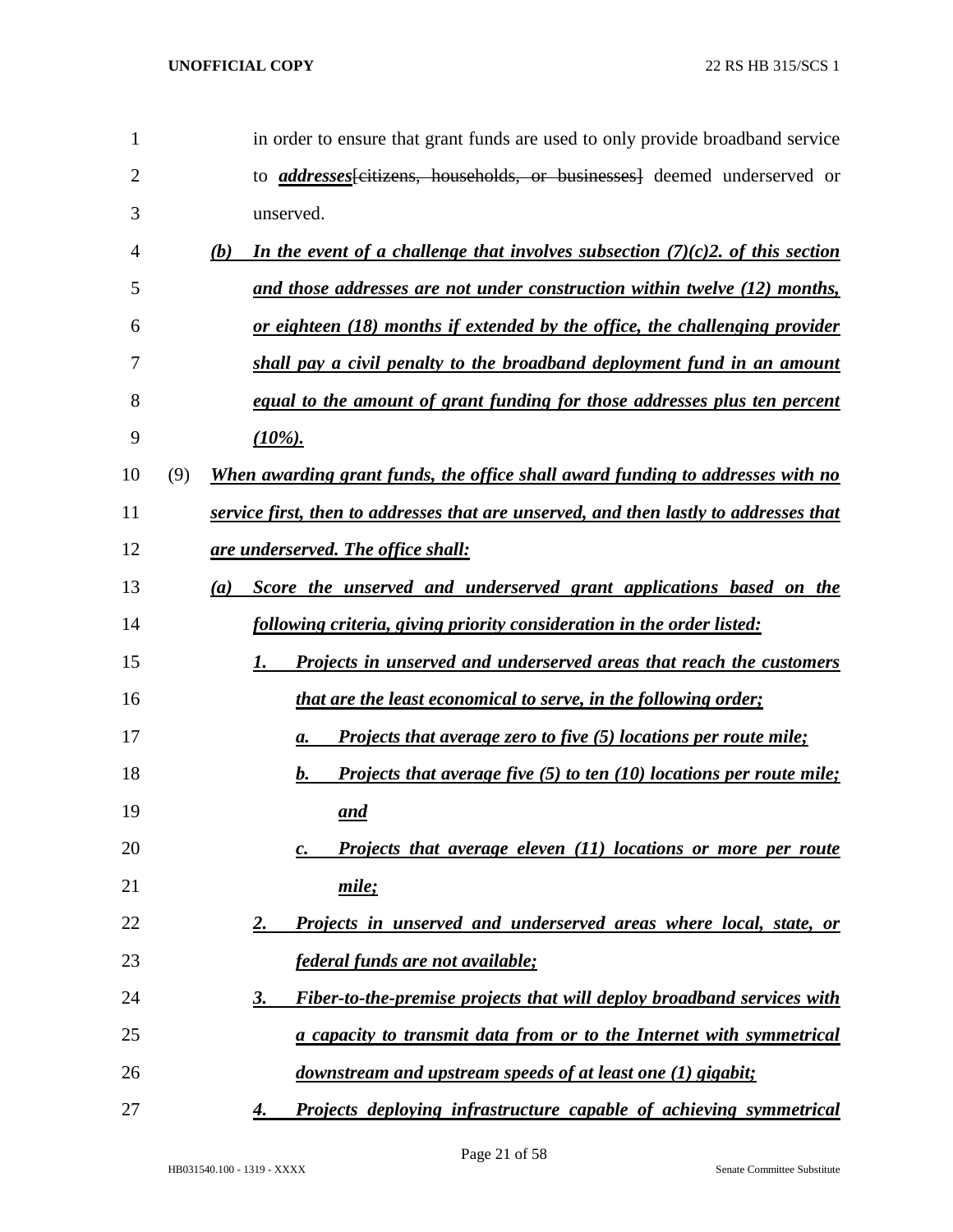in order to ensure that grant funds are used to only provide broadband service to ***addresses***~~[citizens, households, or businesses]~~ deemed underserved or unserved.

***(b) In the event of a challenge that involves subsection (7)(c)2. of this section and those addresses are not under construction within twelve (12) months, or eighteen (18) months if extended by the office, the challenging provider shall pay a civil penalty to the broadband deployment fund in an amount equal to the amount of grant funding for those addresses plus ten percent (10%).***

(9) ***When awarding grant funds, the office shall award funding to addresses with no service first, then to addresses that are unserved, and then lastly to addresses that are underserved. The office shall:***

***(a) Score the unserved and underserved grant applications based on the following criteria, giving priority consideration in the order listed:***

***1. Projects in unserved and underserved areas that reach the customers that are the least economical to serve, in the following order;***

***a. Projects that average zero to five (5) locations per route mile;***

***b. Projects that average five (5) to ten (10) locations per route mile; and***

***c. Projects that average eleven (11) locations or more per route mile;***

***2. Projects in unserved and underserved areas where local, state, or federal funds are not available;***

***3. Fiber-to-the-premise projects that will deploy broadband services with a capacity to transmit data from or to the Internet with symmetrical downstream and upstream speeds of at least one (1) gigabit;***

***4. Projects deploying infrastructure capable of achieving symmetrical***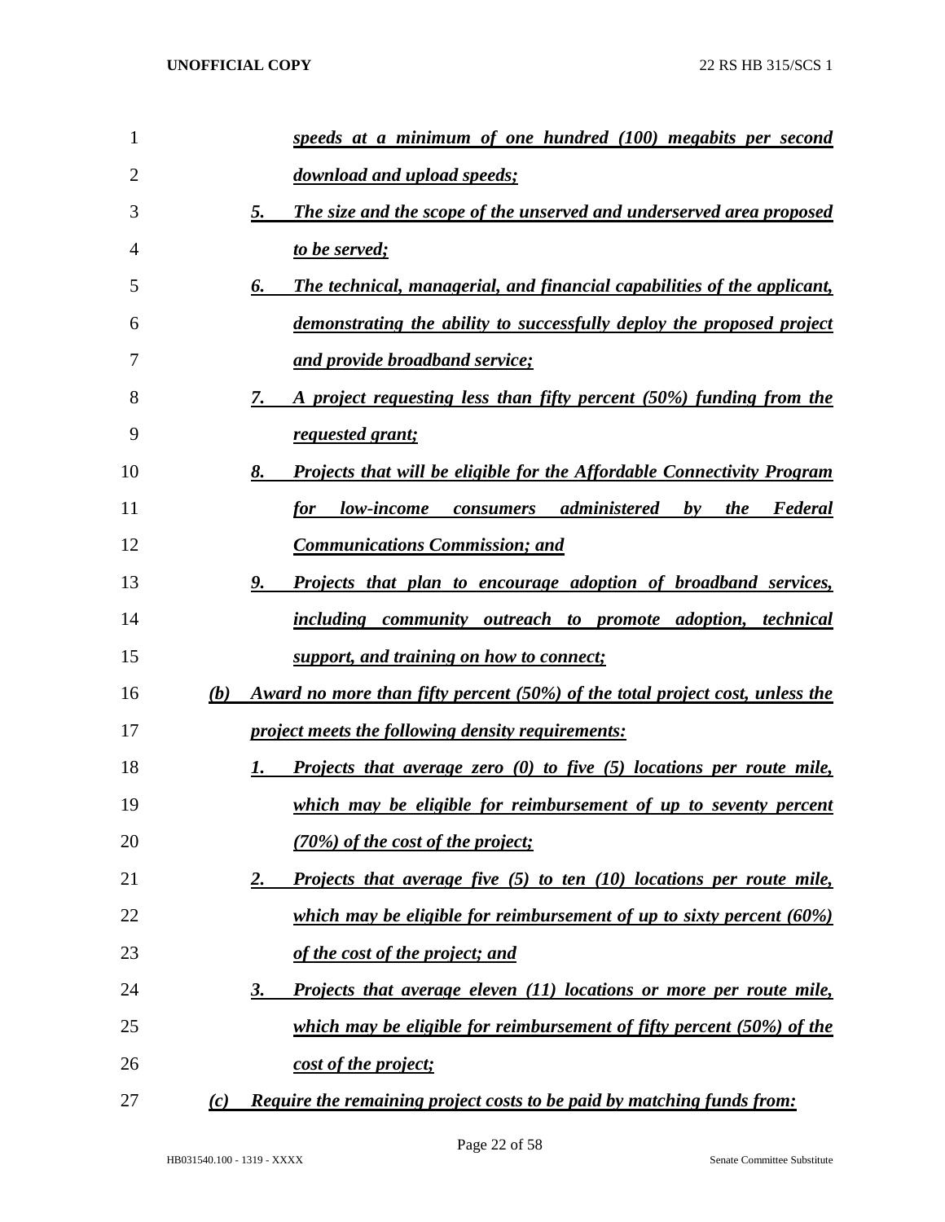***speeds at a minimum of one hundred (100) megabits per second download and upload speeds;***

***5. The size and the scope of the unserved and underserved area proposed to be served;***

***6. The technical, managerial, and financial capabilities of the applicant, demonstrating the ability to successfully deploy the proposed project and provide broadband service;***

***7. A project requesting less than fifty percent (50%) funding from the requested grant;***

***8. Projects that will be eligible for the Affordable Connectivity Program for low-income consumers administered by the Federal Communications Commission; and***

***9. Projects that plan to encourage adoption of broadband services, including community outreach to promote adoption, technical support, and training on how to connect;***

***(b) Award no more than fifty percent (50%) of the total project cost, unless the project meets the following density requirements:***

***1. Projects that average zero (0) to five (5) locations per route mile, which may be eligible for reimbursement of up to seventy percent (70%) of the cost of the project;***

***2. Projects that average five (5) to ten (10) locations per route mile, which may be eligible for reimbursement of up to sixty percent (60%) of the cost of the project; and***

***3. Projects that average eleven (11) locations or more per route mile, which may be eligible for reimbursement of fifty percent (50%) of the cost of the project;***

***(c) Require the remaining project costs to be paid by matching funds from:***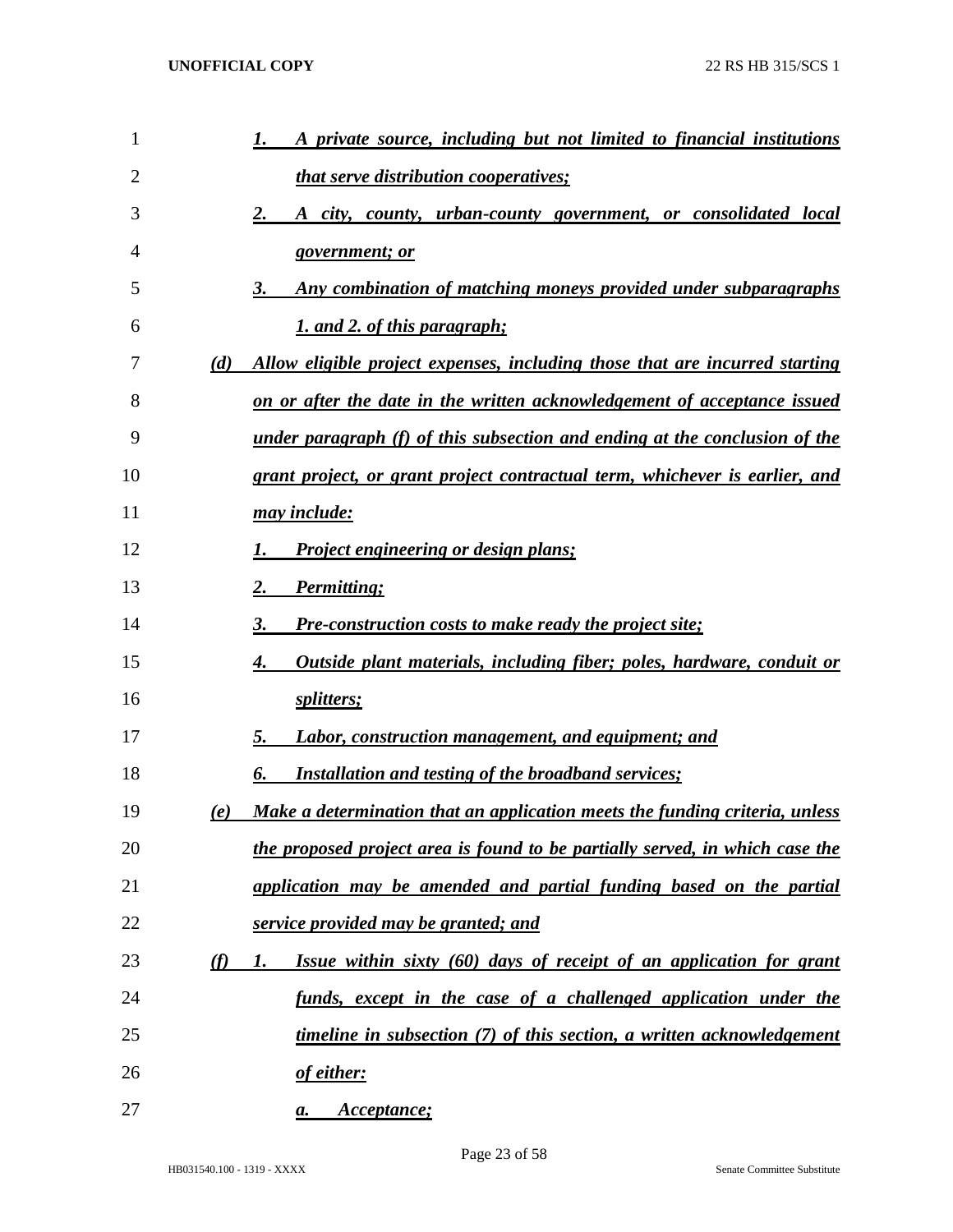1. *A private source, including but not limited to financial institutions that serve distribution cooperatives;*

2. *A city, county, urban-county government, or consolidated local government; or*

3. *Any combination of matching moneys provided under subparagraphs 1. and 2. of this paragraph;*

(d) *Allow eligible project expenses, including those that are incurred starting on or after the date in the written acknowledgement of acceptance issued under paragraph (f) of this subsection and ending at the conclusion of the grant project, or grant project contractual term, whichever is earlier, and may include:*

1. *Project engineering or design plans;*

2. *Permitting;*

3. *Pre-construction costs to make ready the project site;*

4. *Outside plant materials, including fiber; poles, hardware, conduit or splitters;*

5. *Labor, construction management, and equipment; and*

6. *Installation and testing of the broadband services;*

(e) *Make a determination that an application meets the funding criteria, unless the proposed project area is found to be partially served, in which case the application may be amended and partial funding based on the partial service provided may be granted; and*

(f) 1. *Issue within sixty (60) days of receipt of an application for grant funds, except in the case of a challenged application under the timeline in subsection (7) of this section, a written acknowledgement of either:*

a. *Acceptance;*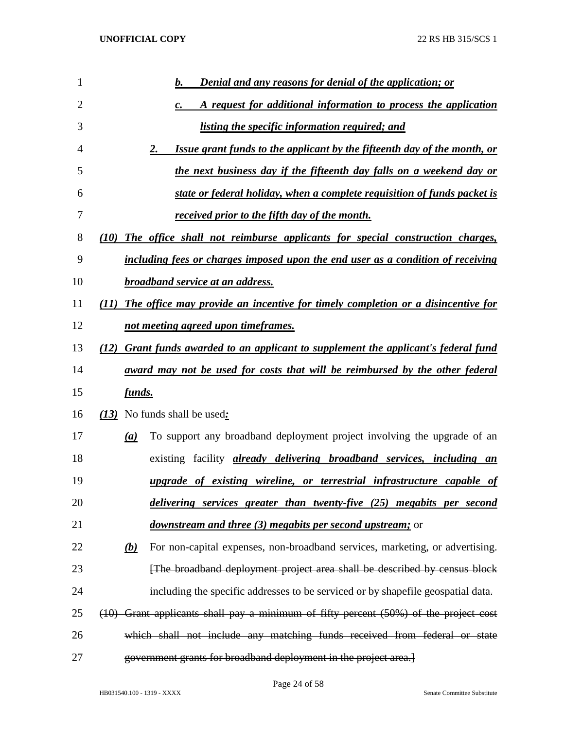b. Denial and any reasons for denial of the application; or

c. A request for additional information to process the application listing the specific information required; and

2. Issue grant funds to the applicant by the fifteenth day of the month, or the next business day if the fifteenth day falls on a weekend day or state or federal holiday, when a complete requisition of funds packet is received prior to the fifth day of the month.

(10) The office shall not reimburse applicants for special construction charges, including fees or charges imposed upon the end user as a condition of receiving broadband service at an address.

(11) The office may provide an incentive for timely completion or a disincentive for not meeting agreed upon timeframes.

(12) Grant funds awarded to an applicant to supplement the applicant's federal fund award may not be used for costs that will be reimbursed by the other federal funds.

(13) No funds shall be used:

(a) To support any broadband deployment project involving the upgrade of an existing facility already delivering broadband services, including an upgrade of existing wireline, or terrestrial infrastructure capable of delivering services greater than twenty-five (25) megabits per second downstream and three (3) megabits per second upstream; or

(b) For non-capital expenses, non-broadband services, marketing, or advertising. ~~[The broadband deployment project area shall be described by census block including the specific addresses to be serviced or by shapefile geospatial data.~~

~~(10) Grant applicants shall pay a minimum of fifty percent (50%) of the project cost which shall not include any matching funds received from federal or state government grants for broadband deployment in the project area.]~~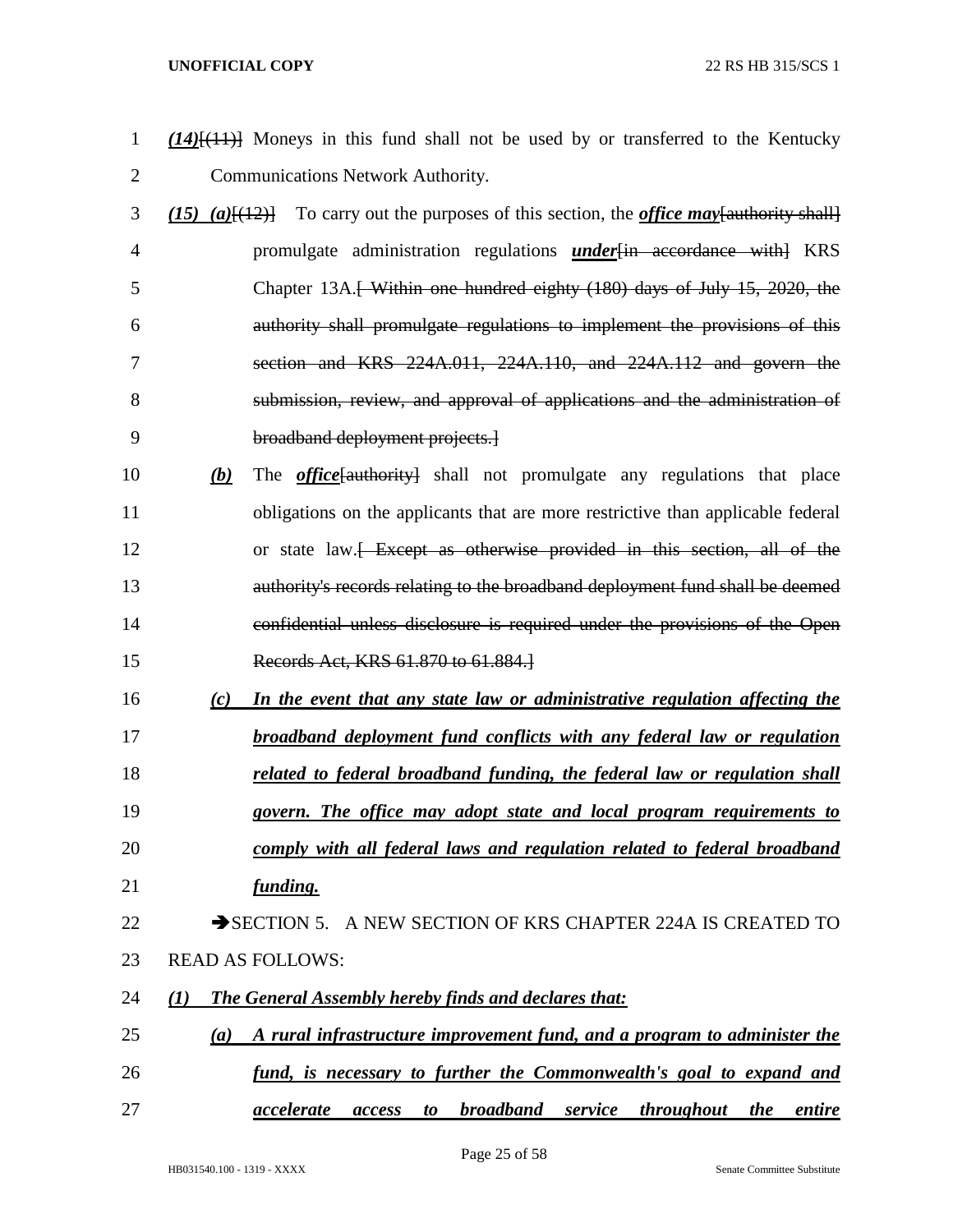*(14)*[(11)] Moneys in this fund shall not be used by or transferred to the Kentucky Communications Network Authority.

*(15) (a)*[(12)] To carry out the purposes of this section, the ***office may***[authority shall] promulgate administration regulations ***under***[in accordance with] KRS Chapter 13A.[ Within one hundred eighty (180) days of July 15, 2020, the authority shall promulgate regulations to implement the provisions of this section and KRS 224A.011, 224A.110, and 224A.112 and govern the submission, review, and approval of applications and the administration of broadband deployment projects.]

***(b)*** The ***office***[authority] shall not promulgate any regulations that place obligations on the applicants that are more restrictive than applicable federal or state law.[ Except as otherwise provided in this section, all of the authority's records relating to the broadband deployment fund shall be deemed confidential unless disclosure is required under the provisions of the Open Records Act, KRS 61.870 to 61.884.]

***(c) In the event that any state law or administrative regulation affecting the broadband deployment fund conflicts with any federal law or regulation related to federal broadband funding, the federal law or regulation shall govern. The office may adopt state and local program requirements to comply with all federal laws and regulation related to federal broadband funding.***

➔SECTION 5. A NEW SECTION OF KRS CHAPTER 224A IS CREATED TO READ AS FOLLOWS:

***(1) The General Assembly hereby finds and declares that:***

***(a) A rural infrastructure improvement fund, and a program to administer the fund, is necessary to further the Commonwealth's goal to expand and accelerate access to broadband service throughout the entire***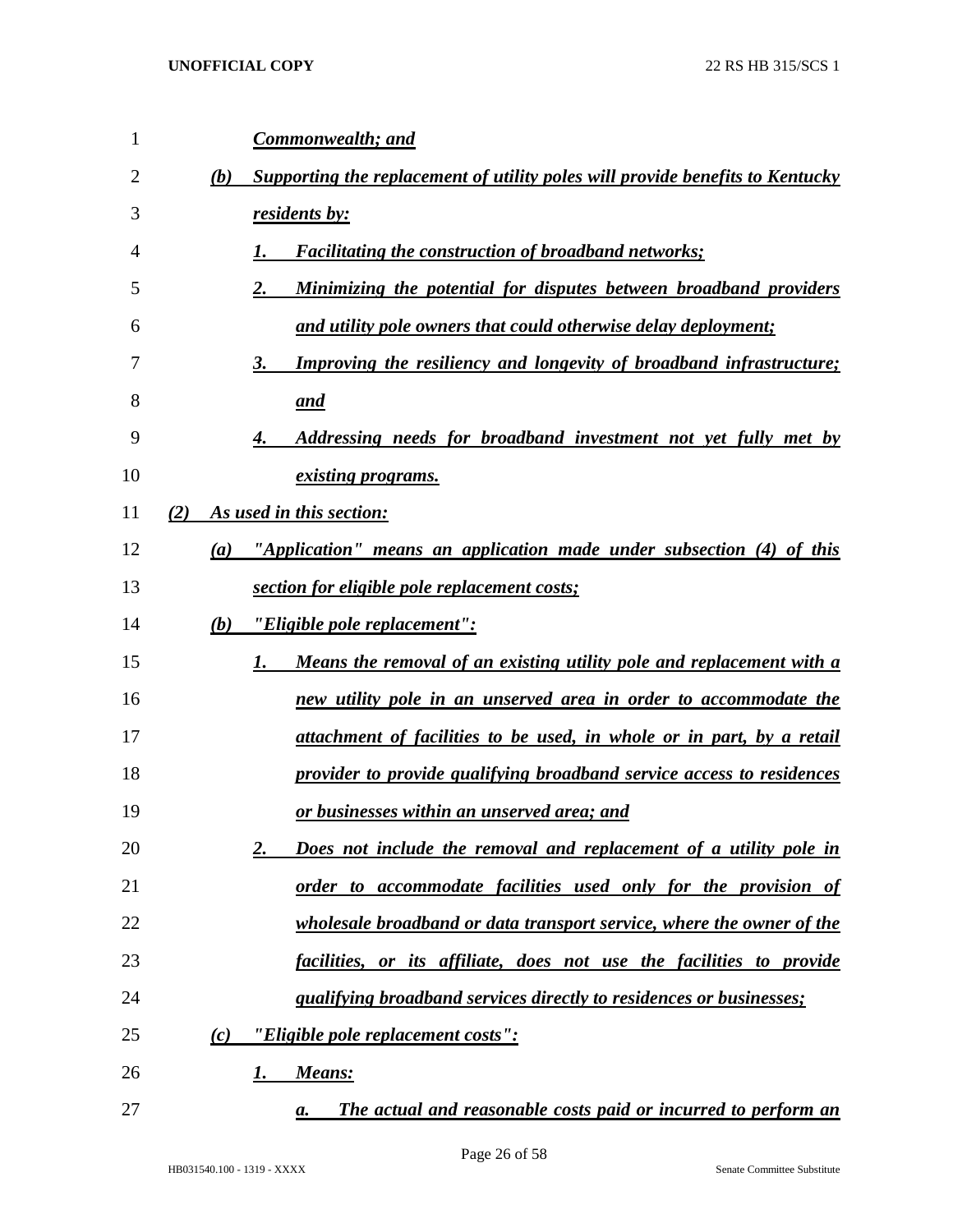***Commonwealth; and***

***(b) Supporting the replacement of utility poles will provide benefits to Kentucky residents by:***

***1. Facilitating the construction of broadband networks;***

***2. Minimizing the potential for disputes between broadband providers and utility pole owners that could otherwise delay deployment;***

***3. Improving the resiliency and longevity of broadband infrastructure; and***

***4. Addressing needs for broadband investment not yet fully met by existing programs.***

***(2) As used in this section:***

***(a) "Application" means an application made under subsection (4) of this section for eligible pole replacement costs;***

***(b) "Eligible pole replacement":***

***1. Means the removal of an existing utility pole and replacement with a new utility pole in an unserved area in order to accommodate the attachment of facilities to be used, in whole or in part, by a retail provider to provide qualifying broadband service access to residences or businesses within an unserved area; and***

***2. Does not include the removal and replacement of a utility pole in order to accommodate facilities used only for the provision of wholesale broadband or data transport service, where the owner of the facilities, or its affiliate, does not use the facilities to provide qualifying broadband services directly to residences or businesses;***

***(c) "Eligible pole replacement costs":***

***1. Means:***

***a. The actual and reasonable costs paid or incurred to perform an***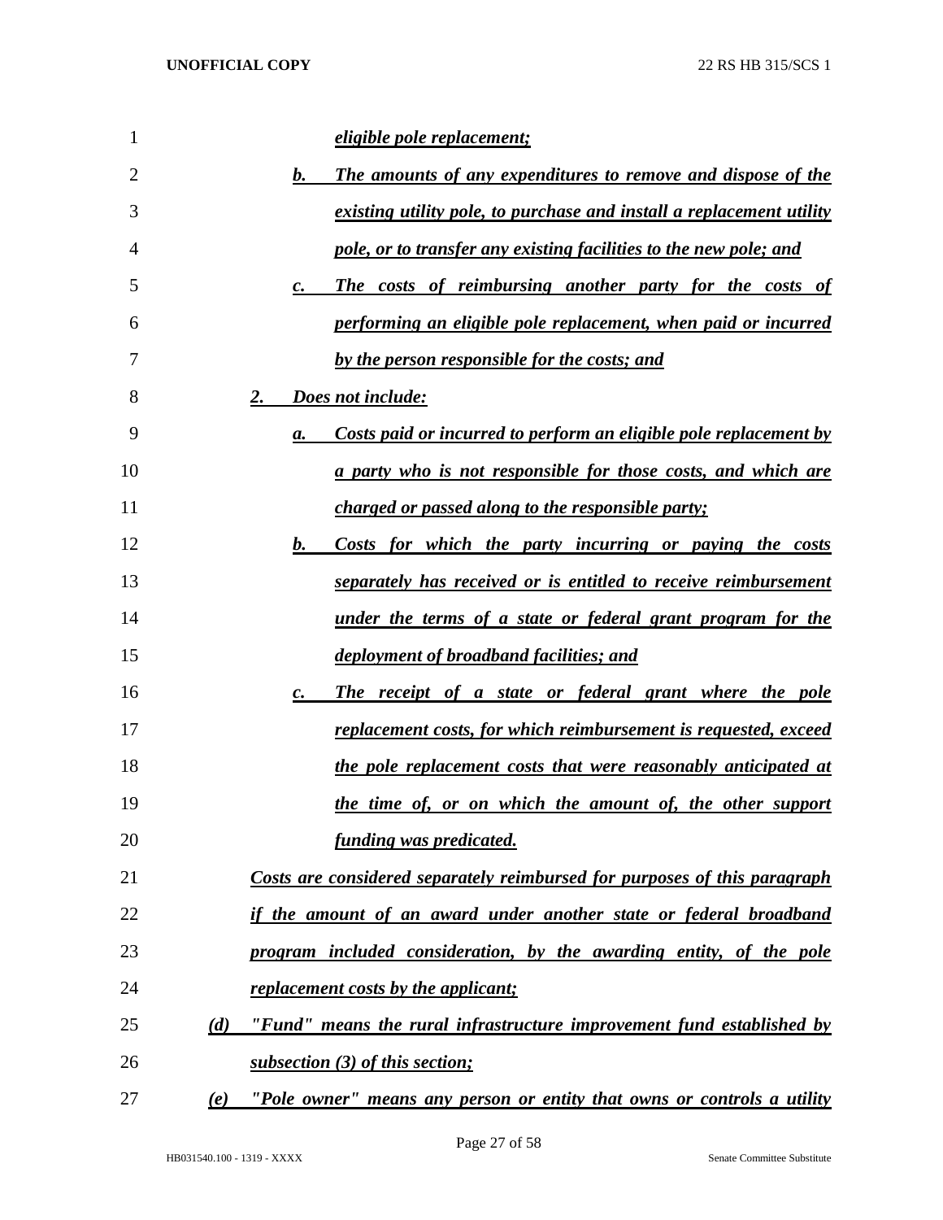***eligible pole replacement;***

***b. The amounts of any expenditures to remove and dispose of the existing utility pole, to purchase and install a replacement utility pole, or to transfer any existing facilities to the new pole; and***

***c. The costs of reimbursing another party for the costs of performing an eligible pole replacement, when paid or incurred by the person responsible for the costs; and***

***2. Does not include:***

***a. Costs paid or incurred to perform an eligible pole replacement by a party who is not responsible for those costs, and which are charged or passed along to the responsible party;***

***b. Costs for which the party incurring or paying the costs separately has received or is entitled to receive reimbursement under the terms of a state or federal grant program for the deployment of broadband facilities; and***

***c. The receipt of a state or federal grant where the pole replacement costs, for which reimbursement is requested, exceed the pole replacement costs that were reasonably anticipated at the time of, or on which the amount of, the other support funding was predicated.***

***Costs are considered separately reimbursed for purposes of this paragraph if the amount of an award under another state or federal broadband program included consideration, by the awarding entity, of the pole replacement costs by the applicant;***

***(d) "Fund" means the rural infrastructure improvement fund established by subsection (3) of this section;***

***(e) "Pole owner" means any person or entity that owns or controls a utility***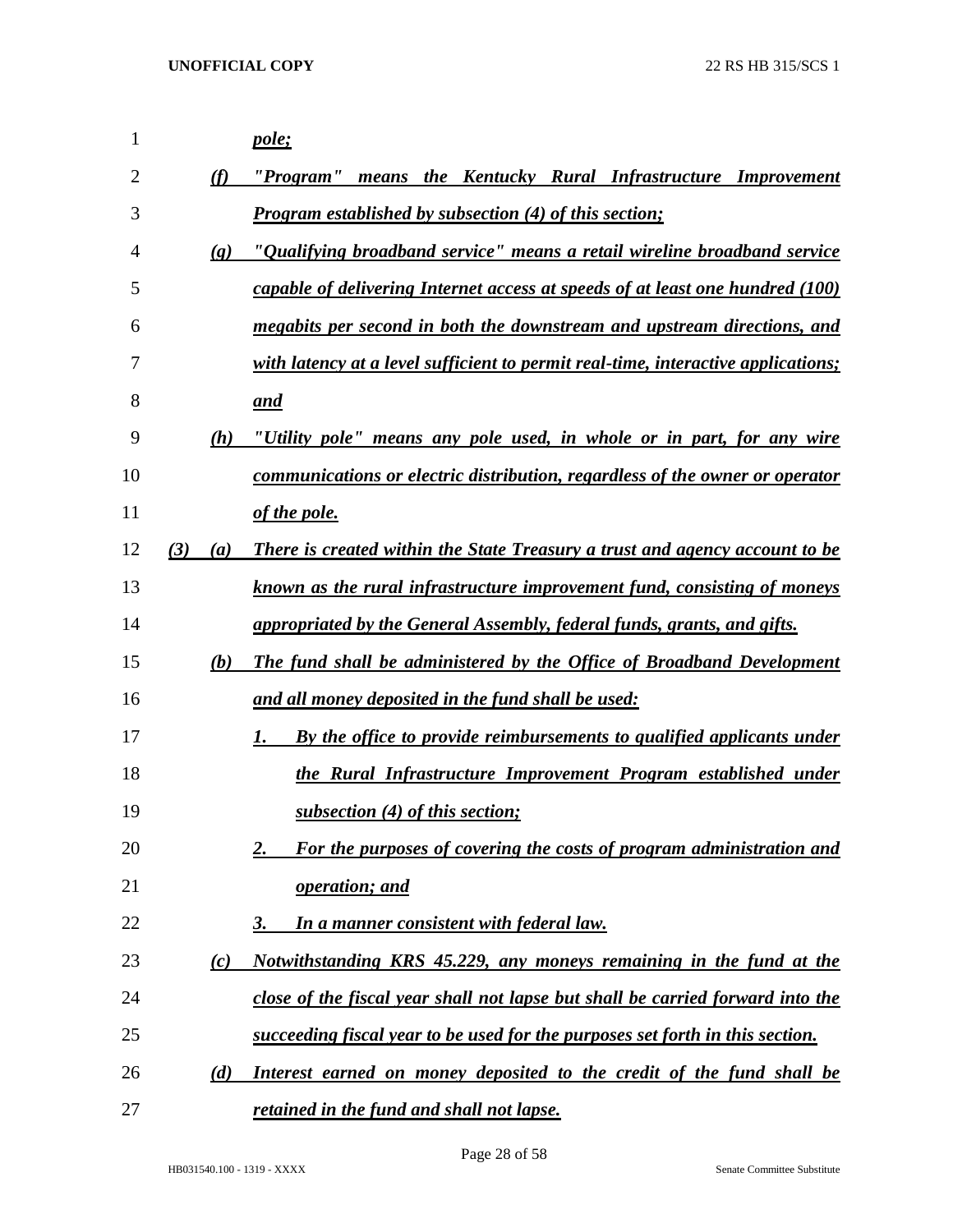*pole;*

*(f) "Program" means the Kentucky Rural Infrastructure Improvement Program established by subsection (4) of this section;*

*(g) "Qualifying broadband service" means a retail wireline broadband service capable of delivering Internet access at speeds of at least one hundred (100) megabits per second in both the downstream and upstream directions, and with latency at a level sufficient to permit real-time, interactive applications; and*

*(h) "Utility pole" means any pole used, in whole or in part, for any wire communications or electric distribution, regardless of the owner or operator of the pole.*

*(3) (a) There is created within the State Treasury a trust and agency account to be known as the rural infrastructure improvement fund, consisting of moneys appropriated by the General Assembly, federal funds, grants, and gifts.*

*(b) The fund shall be administered by the Office of Broadband Development and all money deposited in the fund shall be used:*

*1. By the office to provide reimbursements to qualified applicants under the Rural Infrastructure Improvement Program established under subsection (4) of this section;*

*2. For the purposes of covering the costs of program administration and operation; and*

*3. In a manner consistent with federal law.*

*(c) Notwithstanding KRS 45.229, any moneys remaining in the fund at the close of the fiscal year shall not lapse but shall be carried forward into the succeeding fiscal year to be used for the purposes set forth in this section.*

*(d) Interest earned on money deposited to the credit of the fund shall be retained in the fund and shall not lapse.*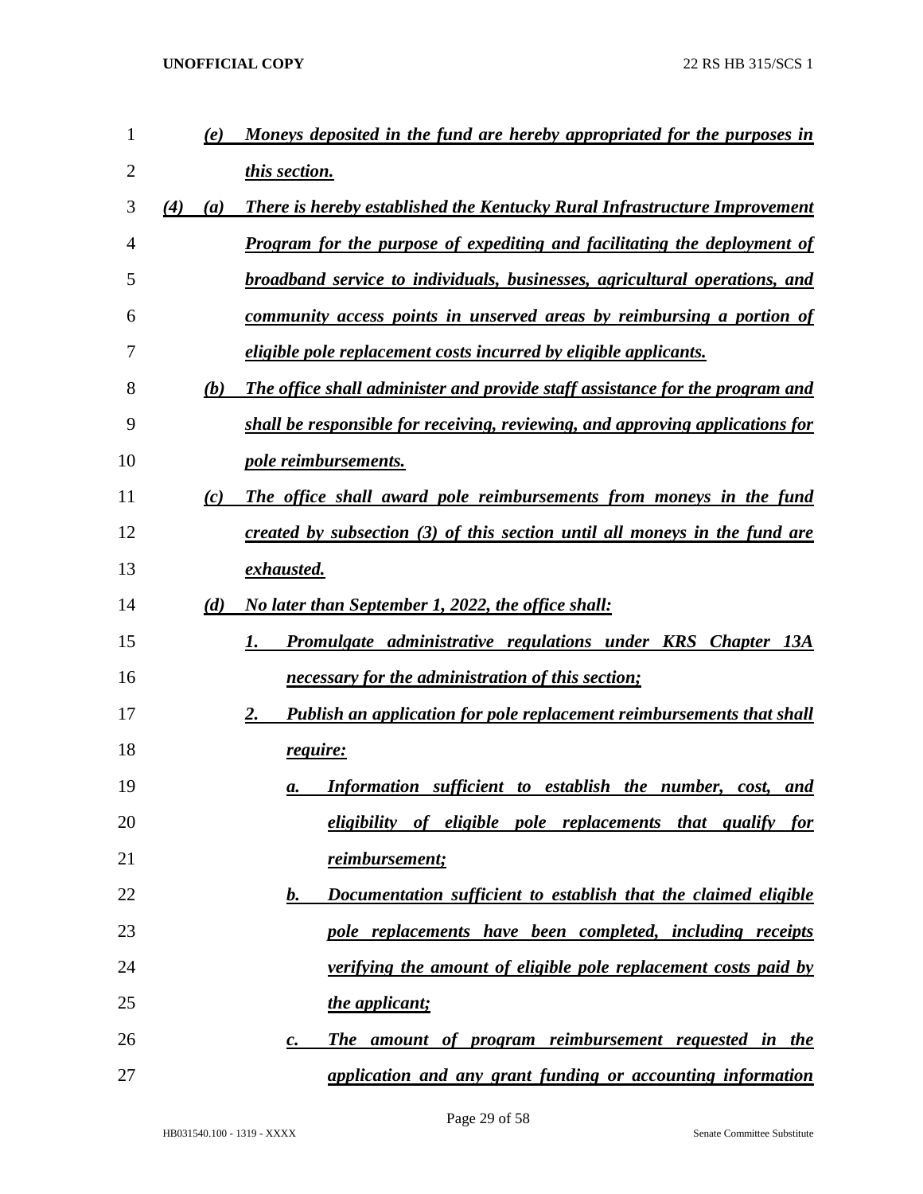*(e)* ***Moneys deposited in the fund are hereby appropriated for the purposes in this section.***

***(4)*** ***(a)*** ***There is hereby established the Kentucky Rural Infrastructure Improvement Program for the purpose of expediting and facilitating the deployment of broadband service to individuals, businesses, agricultural operations, and community access points in unserved areas by reimbursing a portion of eligible pole replacement costs incurred by eligible applicants.***

***(b)*** ***The office shall administer and provide staff assistance for the program and shall be responsible for receiving, reviewing, and approving applications for pole reimbursements.***

***(c)*** ***The office shall award pole reimbursements from moneys in the fund created by subsection (3) of this section until all moneys in the fund are exhausted.***

***(d)*** ***No later than September 1, 2022, the office shall:***

***1.*** ***Promulgate administrative regulations under KRS Chapter 13A necessary for the administration of this section;***

***2.*** ***Publish an application for pole replacement reimbursements that shall require:***

***a.*** ***Information sufficient to establish the number, cost, and eligibility of eligible pole replacements that qualify for reimbursement;***

***b.*** ***Documentation sufficient to establish that the claimed eligible pole replacements have been completed, including receipts verifying the amount of eligible pole replacement costs paid by the applicant;***

***c.*** ***The amount of program reimbursement requested in the application and any grant funding or accounting information***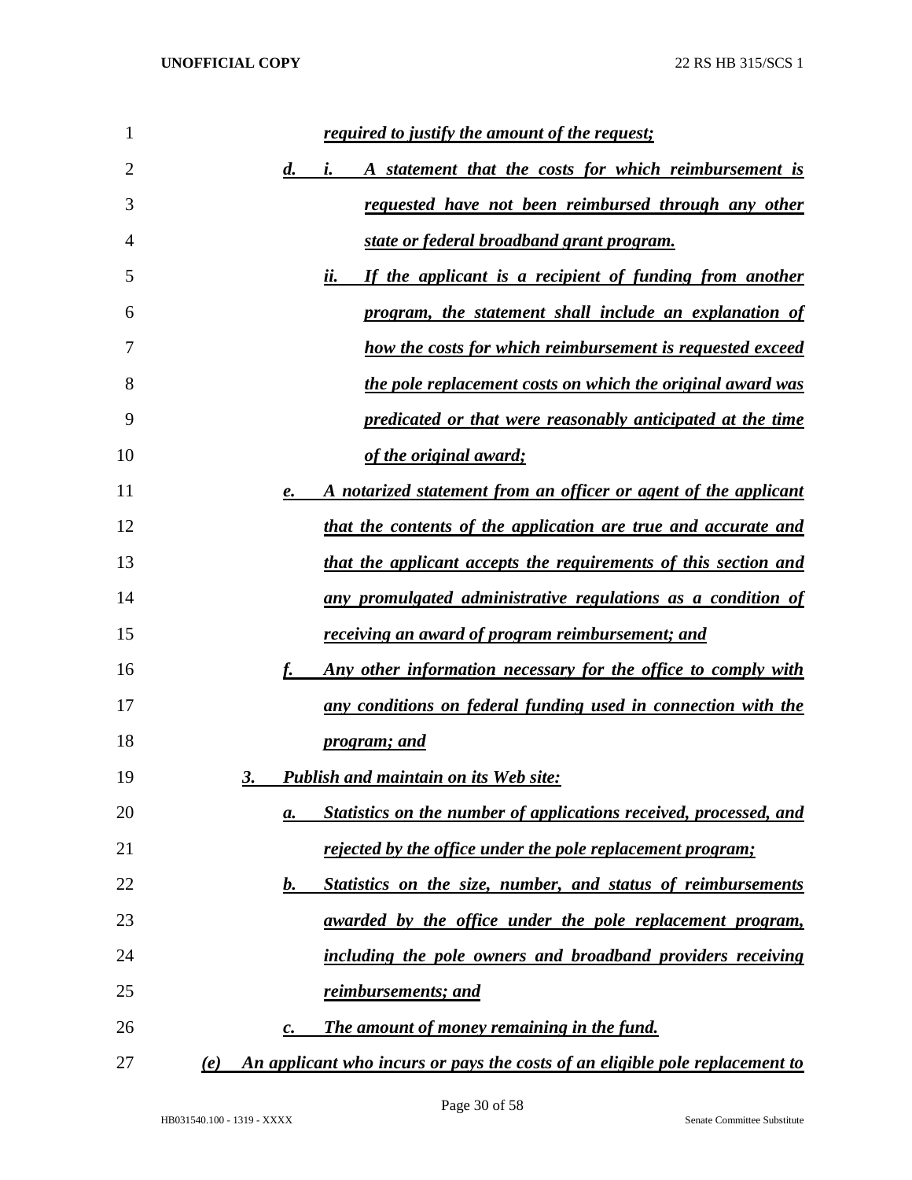*required to justify the amount of the request;*

*d. i. A statement that the costs for which reimbursement is requested have not been reimbursed through any other state or federal broadband grant program.*

*ii. If the applicant is a recipient of funding from another program, the statement shall include an explanation of how the costs for which reimbursement is requested exceed the pole replacement costs on which the original award was predicated or that were reasonably anticipated at the time of the original award;*

*e. A notarized statement from an officer or agent of the applicant that the contents of the application are true and accurate and that the applicant accepts the requirements of this section and any promulgated administrative regulations as a condition of receiving an award of program reimbursement; and*

*f. Any other information necessary for the office to comply with any conditions on federal funding used in connection with the program; and*

*3. Publish and maintain on its Web site:*

*a. Statistics on the number of applications received, processed, and rejected by the office under the pole replacement program;*

*b. Statistics on the size, number, and status of reimbursements awarded by the office under the pole replacement program, including the pole owners and broadband providers receiving reimbursements; and*

*c. The amount of money remaining in the fund.*

*(e) An applicant who incurs or pays the costs of an eligible pole replacement to*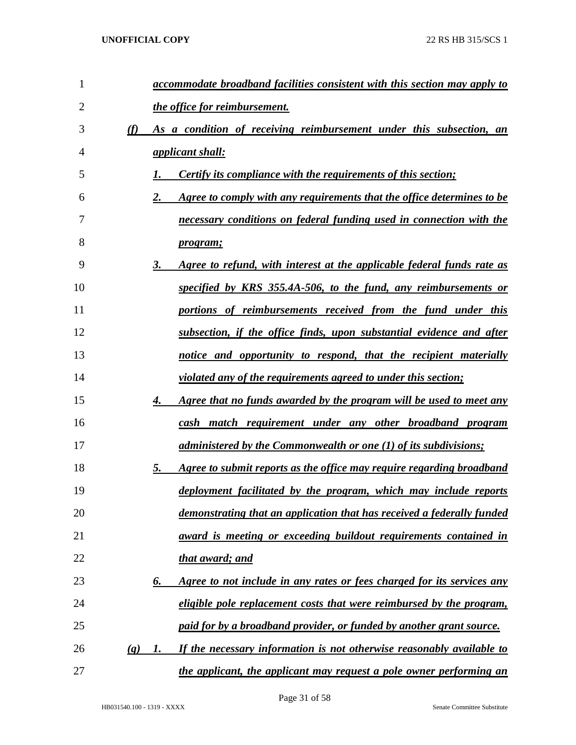*accommodate broadband facilities consistent with this section may apply to the office for reimbursement.*

*(f) As a condition of receiving reimbursement under this subsection, an applicant shall:*

*1. Certify its compliance with the requirements of this section;*

*2. Agree to comply with any requirements that the office determines to be necessary conditions on federal funding used in connection with the program;*

*3. Agree to refund, with interest at the applicable federal funds rate as specified by KRS 355.4A-506, to the fund, any reimbursements or portions of reimbursements received from the fund under this subsection, if the office finds, upon substantial evidence and after notice and opportunity to respond, that the recipient materially violated any of the requirements agreed to under this section;*

*4. Agree that no funds awarded by the program will be used to meet any cash match requirement under any other broadband program administered by the Commonwealth or one (1) of its subdivisions;*

*5. Agree to submit reports as the office may require regarding broadband deployment facilitated by the program, which may include reports demonstrating that an application that has received a federally funded award is meeting or exceeding buildout requirements contained in that award; and*

*6. Agree to not include in any rates or fees charged for its services any eligible pole replacement costs that were reimbursed by the program, paid for by a broadband provider, or funded by another grant source.*

*(g) 1. If the necessary information is not otherwise reasonably available to the applicant, the applicant may request a pole owner performing an*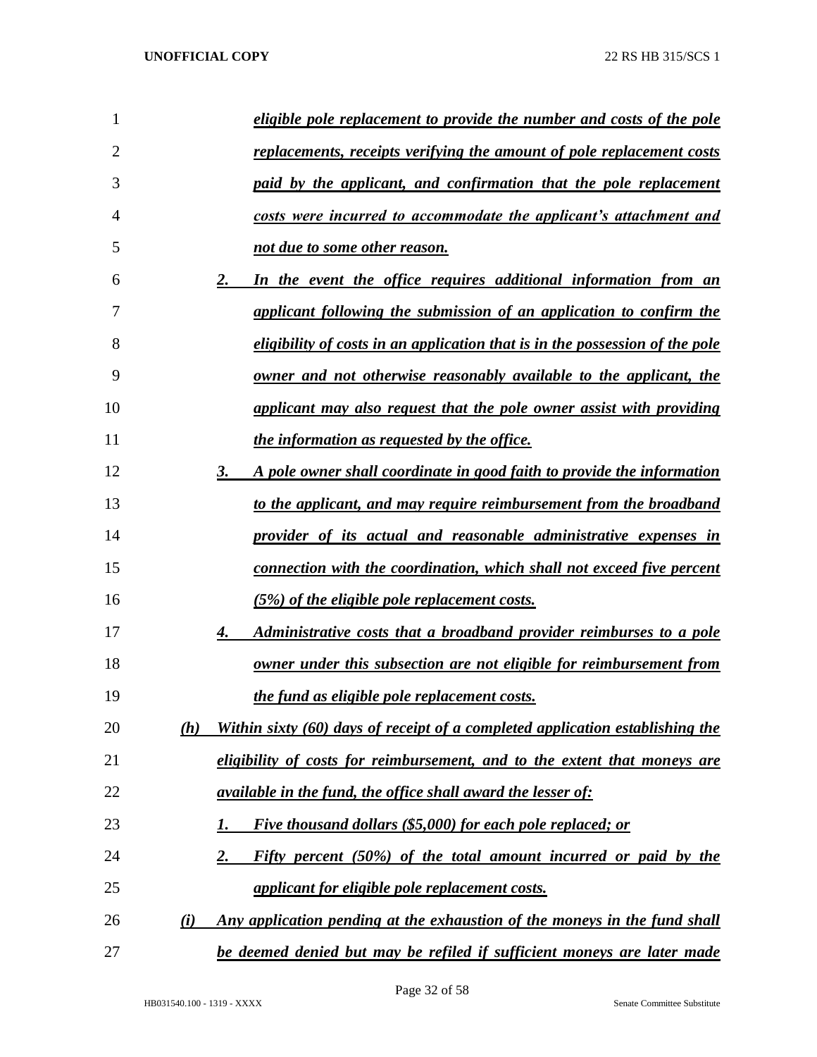*eligible pole replacement to provide the number and costs of the pole replacements, receipts verifying the amount of pole replacement costs paid by the applicant, and confirmation that the pole replacement costs were incurred to accommodate the applicant's attachment and not due to some other reason.*

*2. In the event the office requires additional information from an applicant following the submission of an application to confirm the eligibility of costs in an application that is in the possession of the pole owner and not otherwise reasonably available to the applicant, the applicant may also request that the pole owner assist with providing the information as requested by the office.*

*3. A pole owner shall coordinate in good faith to provide the information to the applicant, and may require reimbursement from the broadband provider of its actual and reasonable administrative expenses in connection with the coordination, which shall not exceed five percent (5%) of the eligible pole replacement costs.*

*4. Administrative costs that a broadband provider reimburses to a pole owner under this subsection are not eligible for reimbursement from the fund as eligible pole replacement costs.*

*(h) Within sixty (60) days of receipt of a completed application establishing the eligibility of costs for reimbursement, and to the extent that moneys are available in the fund, the office shall award the lesser of:*

*1. Five thousand dollars ($5,000) for each pole replaced; or*

*2. Fifty percent (50%) of the total amount incurred or paid by the applicant for eligible pole replacement costs.*

*(i) Any application pending at the exhaustion of the moneys in the fund shall be deemed denied but may be refiled if sufficient moneys are later made*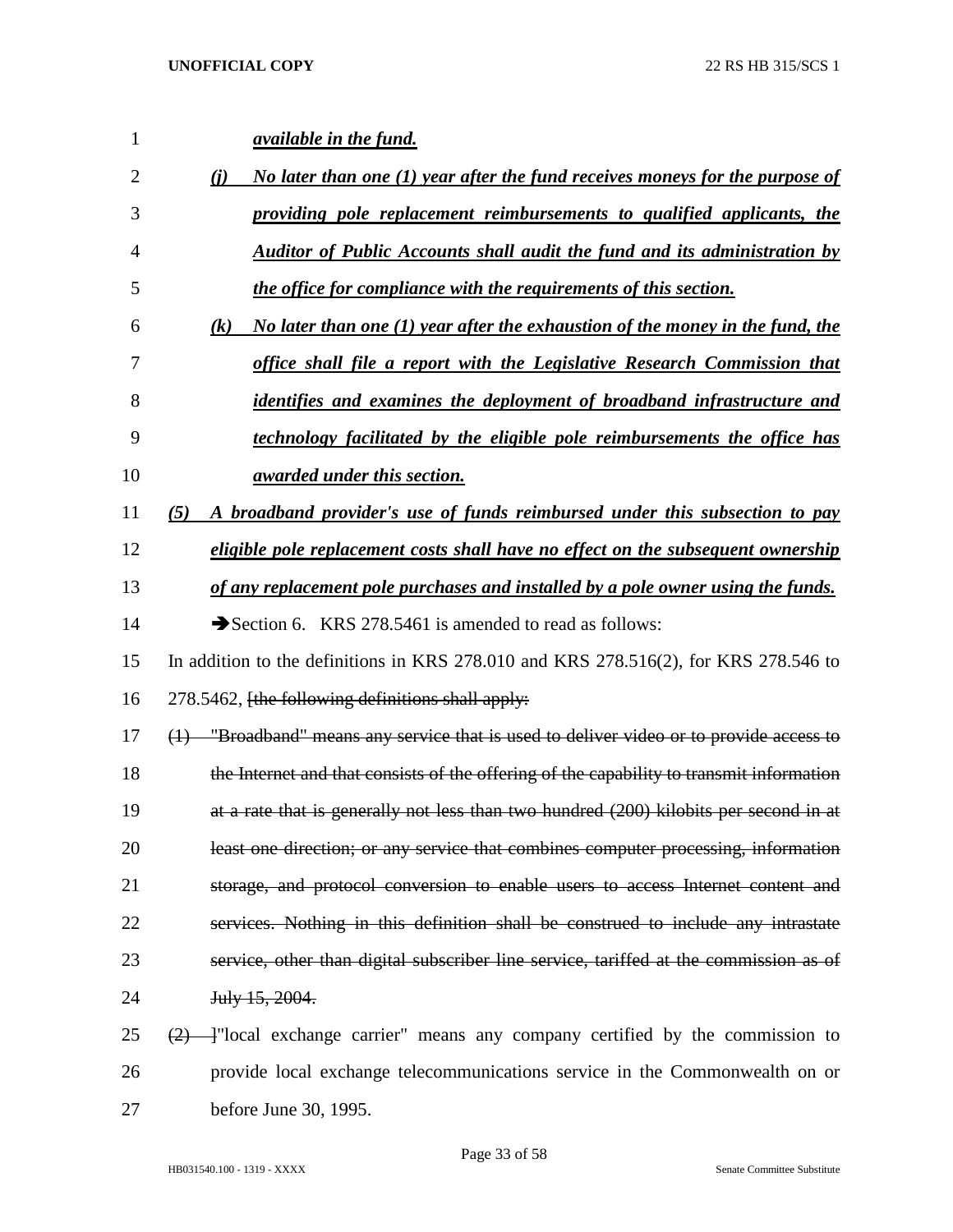*available in the fund.*

*(j) No later than one (1) year after the fund receives moneys for the purpose of providing pole replacement reimbursements to qualified applicants, the Auditor of Public Accounts shall audit the fund and its administration by the office for compliance with the requirements of this section.*

*(k) No later than one (1) year after the exhaustion of the money in the fund, the office shall file a report with the Legislative Research Commission that identifies and examines the deployment of broadband infrastructure and technology facilitated by the eligible pole reimbursements the office has awarded under this section.*

*(5) A broadband provider's use of funds reimbursed under this subsection to pay eligible pole replacement costs shall have no effect on the subsequent ownership of any replacement pole purchases and installed by a pole owner using the funds.*

➔Section 6. KRS 278.5461 is amended to read as follows:

In addition to the definitions in KRS 278.010 and KRS 278.516(2), for KRS 278.546 to 278.5462, [the following definitions shall apply:

(1) "Broadband" means any service that is used to deliver video or to provide access to the Internet and that consists of the offering of the capability to transmit information at a rate that is generally not less than two hundred (200) kilobits per second in at least one direction; or any service that combines computer processing, information storage, and protocol conversion to enable users to access Internet content and services. Nothing in this definition shall be construed to include any intrastate service, other than digital subscriber line service, tariffed at the commission as of July 15, 2004.

(2) ]"local exchange carrier" means any company certified by the commission to provide local exchange telecommunications service in the Commonwealth on or before June 30, 1995.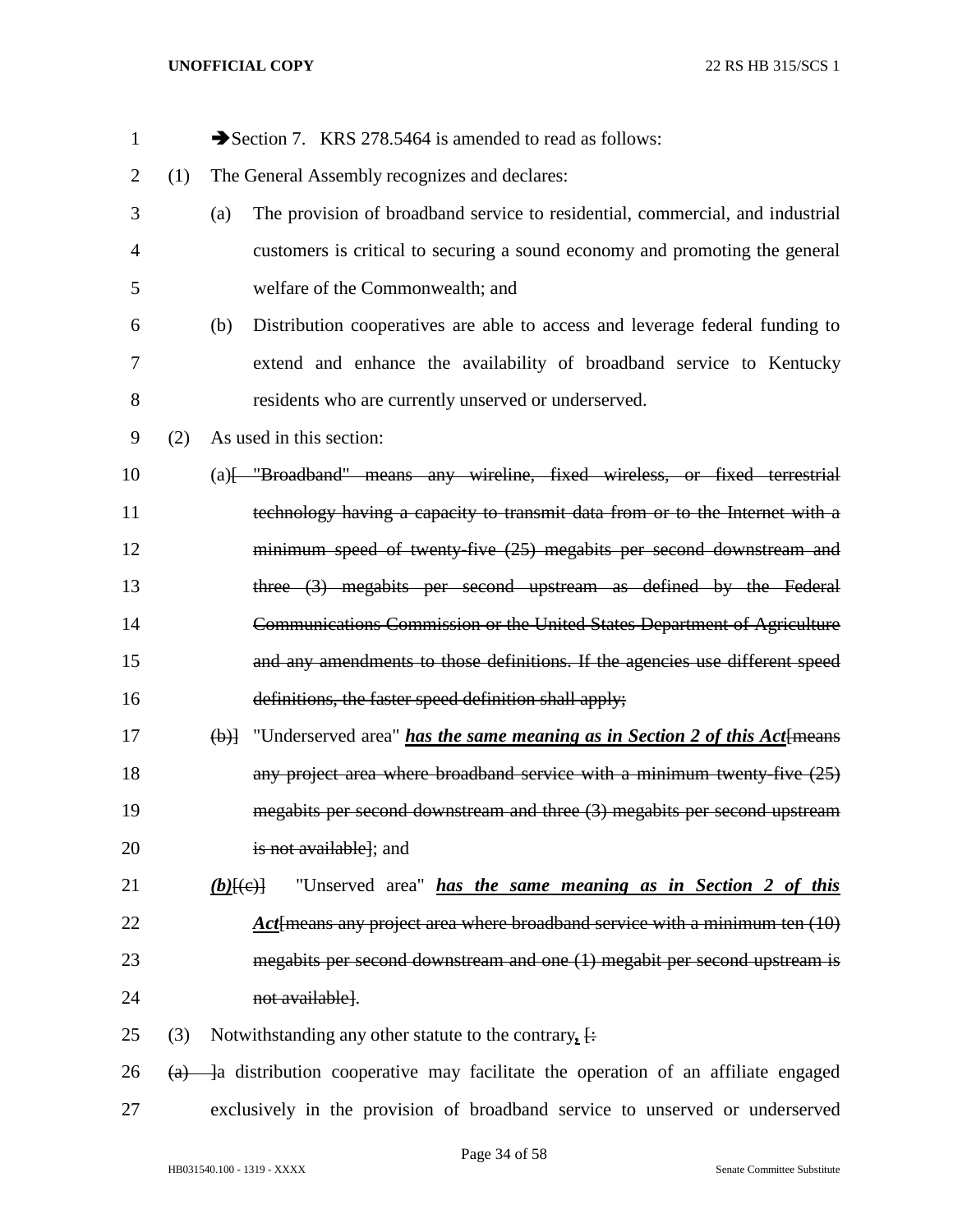➔Section 7. KRS 278.5464 is amended to read as follows:

(1) The General Assembly recognizes and declares:

(a) The provision of broadband service to residential, commercial, and industrial customers is critical to securing a sound economy and promoting the general welfare of the Commonwealth; and

(b) Distribution cooperatives are able to access and leverage federal funding to extend and enhance the availability of broadband service to Kentucky residents who are currently unserved or underserved.

(2) As used in this section:

(a)~~[ "Broadband" means any wireline, fixed wireless, or fixed terrestrial technology having a capacity to transmit data from or to the Internet with a minimum speed of twenty-five (25) megabits per second downstream and three (3) megabits per second upstream as defined by the Federal Communications Commission or the United States Department of Agriculture and any amendments to those definitions. If the agencies use different speed definitions, the faster speed definition shall apply;~~

~~(b)]~~ "Underserved area" ***has the same meaning as in Section 2 of this Act***~~[means any project area where broadband service with a minimum twenty-five (25) megabits per second downstream and three (3) megabits per second upstream is not available]~~; and

***(b)***~~[(c)]~~ "Unserved area" ***has the same meaning as in Section 2 of this Act***~~[means any project area where broadband service with a minimum ten (10) megabits per second downstream and one (1) megabit per second upstream is not available]~~.

(3) Notwithstanding any other statute to the contrary***,*** ~~[:~~

~~(a) ]~~a distribution cooperative may facilitate the operation of an affiliate engaged exclusively in the provision of broadband service to unserved or underserved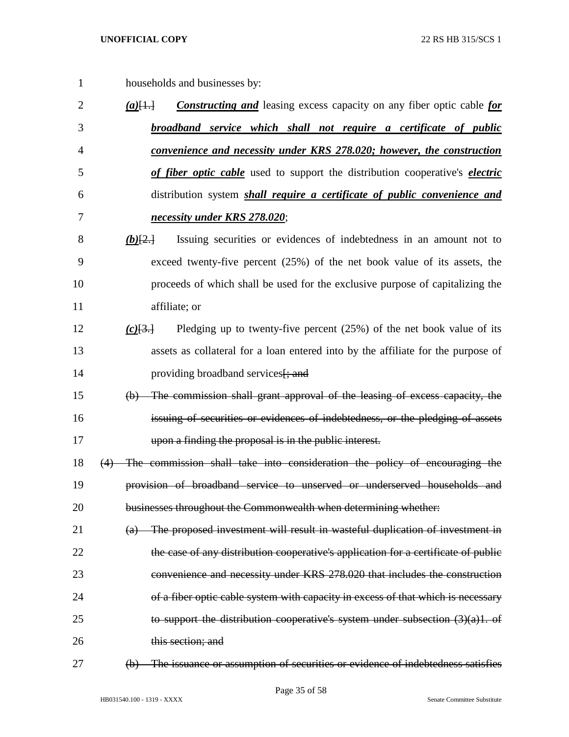households and businesses by:

***(a)***[1.] ***Constructing and*** leasing excess capacity on any fiber optic cable ***for broadband service which shall not require a certificate of public convenience and necessity under KRS 278.020; however, the construction of fiber optic cable*** used to support the distribution cooperative's ***electric*** distribution system ***shall require a certificate of public convenience and necessity under KRS 278.020***;

***(b)***[2.] Issuing securities or evidences of indebtedness in an amount not to exceed twenty-five percent (25%) of the net book value of its assets, the proceeds of which shall be used for the exclusive purpose of capitalizing the affiliate; or

***(c)***[3.] Pledging up to twenty-five percent (25%) of the net book value of its assets as collateral for a loan entered into by the affiliate for the purpose of providing broadband services~~[; and~~

~~(b) The commission shall grant approval of the leasing of excess capacity, the issuing of securities or evidences of indebtedness, or the pledging of assets upon a finding the proposal is in the public interest.~~

~~(4) The commission shall take into consideration the policy of encouraging the provision of broadband service to unserved or underserved households and businesses throughout the Commonwealth when determining whether:~~

~~(a) The proposed investment will result in wasteful duplication of investment in the case of any distribution cooperative's application for a certificate of public convenience and necessity under KRS 278.020 that includes the construction of a fiber optic cable system with capacity in excess of that which is necessary to support the distribution cooperative's system under subsection (3)(a)1. of this section; and~~

~~(b) The issuance or assumption of securities or evidence of indebtedness satisfies~~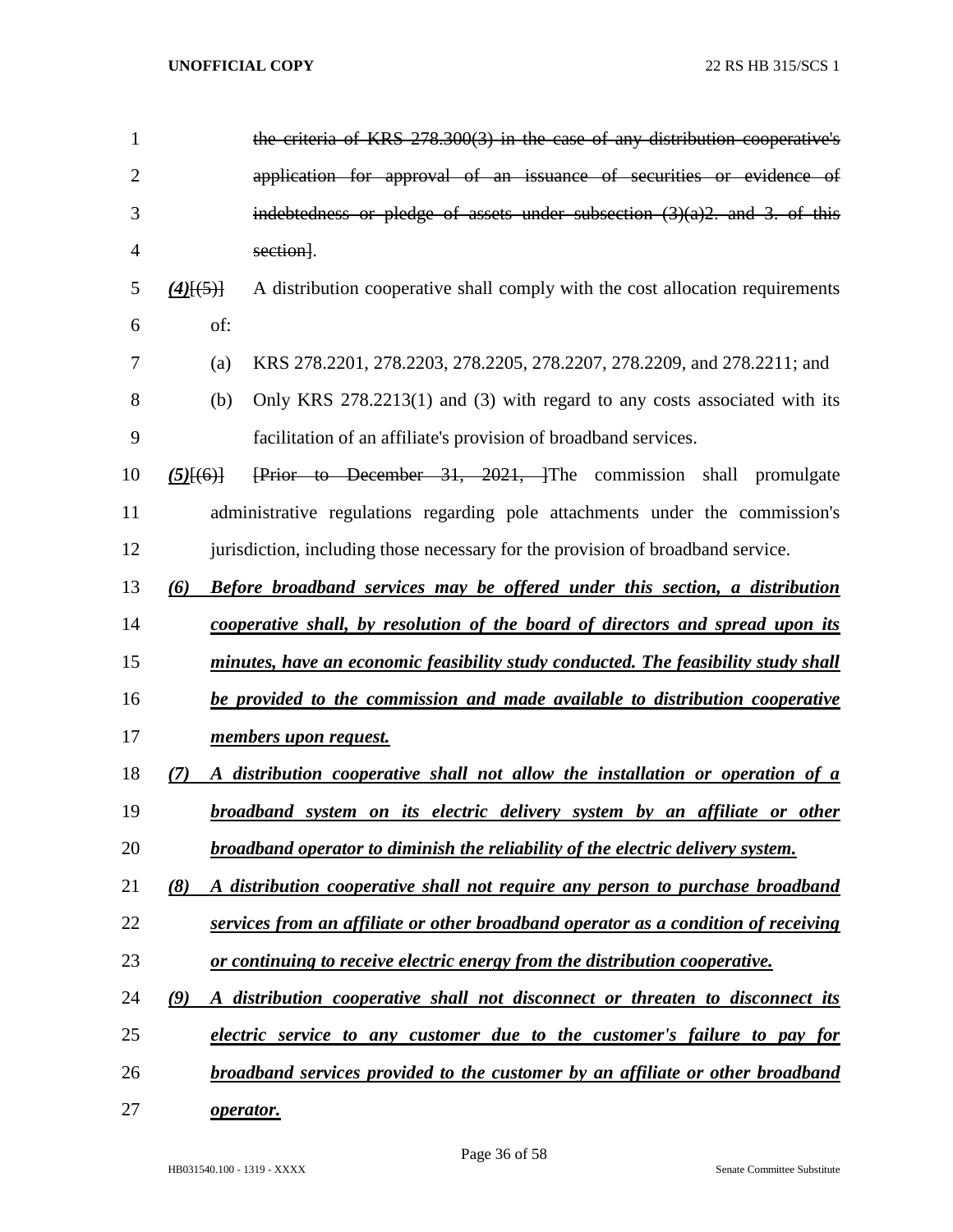the criteria of KRS 278.300(3) in the case of any distribution cooperative's application for approval of an issuance of securities or evidence of indebtedness or pledge of assets under subsection (3)(a)2. and 3. of this section].

***(4)***[(5)] A distribution cooperative shall comply with the cost allocation requirements of:

(a) KRS 278.2201, 278.2203, 278.2205, 278.2207, 278.2209, and 278.2211; and

(b) Only KRS 278.2213(1) and (3) with regard to any costs associated with its facilitation of an affiliate's provision of broadband services.

***(5)***[(6)] [Prior to December 31, 2021, ]The commission shall promulgate administrative regulations regarding pole attachments under the commission's jurisdiction, including those necessary for the provision of broadband service.

***(6) Before broadband services may be offered under this section, a distribution cooperative shall, by resolution of the board of directors and spread upon its minutes, have an economic feasibility study conducted. The feasibility study shall be provided to the commission and made available to distribution cooperative members upon request.***

***(7) A distribution cooperative shall not allow the installation or operation of a broadband system on its electric delivery system by an affiliate or other broadband operator to diminish the reliability of the electric delivery system.***

***(8) A distribution cooperative shall not require any person to purchase broadband services from an affiliate or other broadband operator as a condition of receiving or continuing to receive electric energy from the distribution cooperative.***

***(9) A distribution cooperative shall not disconnect or threaten to disconnect its electric service to any customer due to the customer's failure to pay for broadband services provided to the customer by an affiliate or other broadband operator.***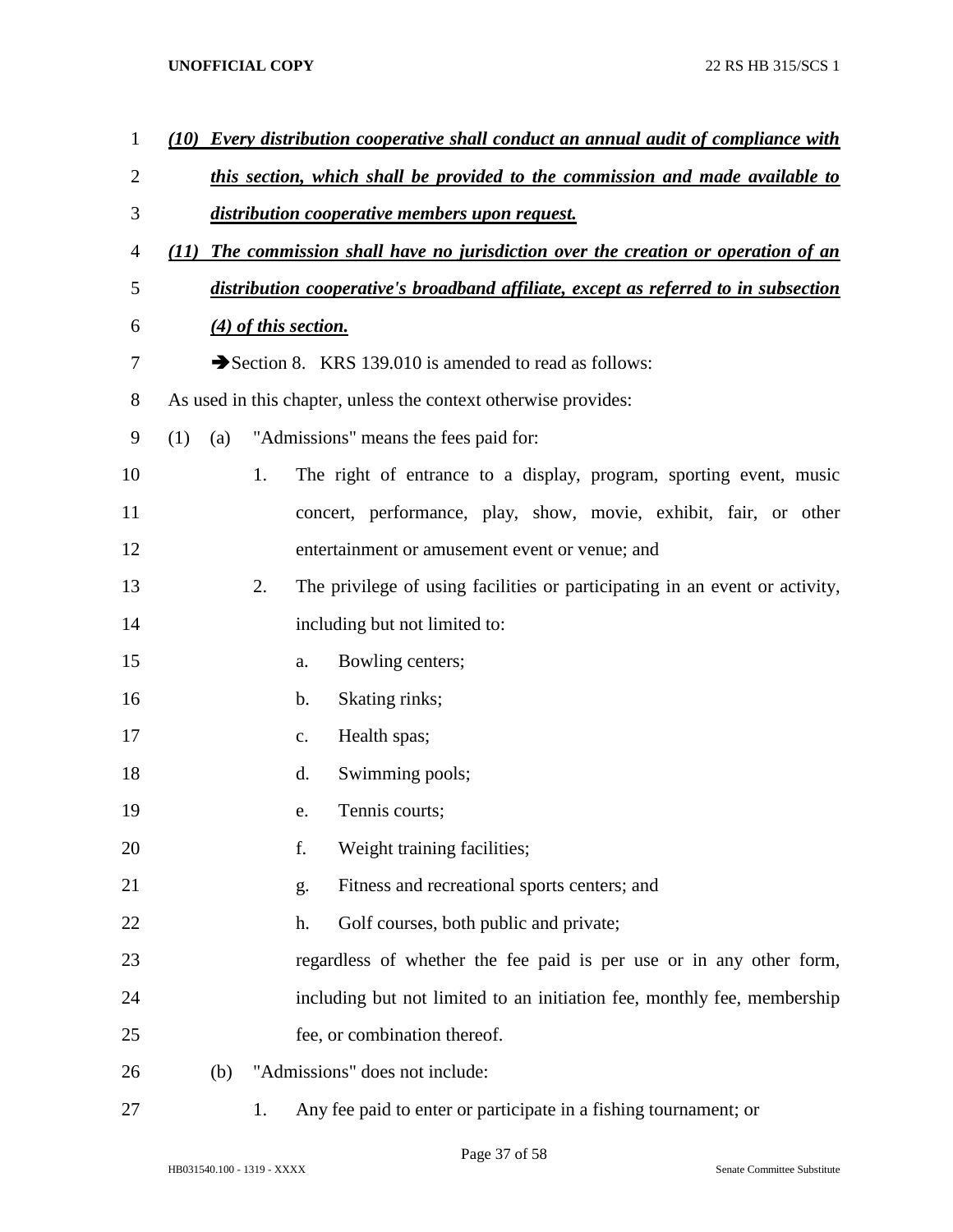***(10) Every distribution cooperative shall conduct an annual audit of compliance with this section, which shall be provided to the commission and made available to distribution cooperative members upon request.***

***(11) The commission shall have no jurisdiction over the creation or operation of an distribution cooperative's broadband affiliate, except as referred to in subsection (4) of this section.***

➔Section 8. KRS 139.010 is amended to read as follows:

As used in this chapter, unless the context otherwise provides:

(1) (a) "Admissions" means the fees paid for:

1. The right of entrance to a display, program, sporting event, music concert, performance, play, show, movie, exhibit, fair, or other entertainment or amusement event or venue; and

2. The privilege of using facilities or participating in an event or activity, including but not limited to:

   a. Bowling centers;

   b. Skating rinks;

   c. Health spas;

   d. Swimming pools;

   e. Tennis courts;

   f. Weight training facilities;

   g. Fitness and recreational sports centers; and

   h. Golf courses, both public and private;

   regardless of whether the fee paid is per use or in any other form, including but not limited to an initiation fee, monthly fee, membership fee, or combination thereof.

(b) "Admissions" does not include:

1. Any fee paid to enter or participate in a fishing tournament; or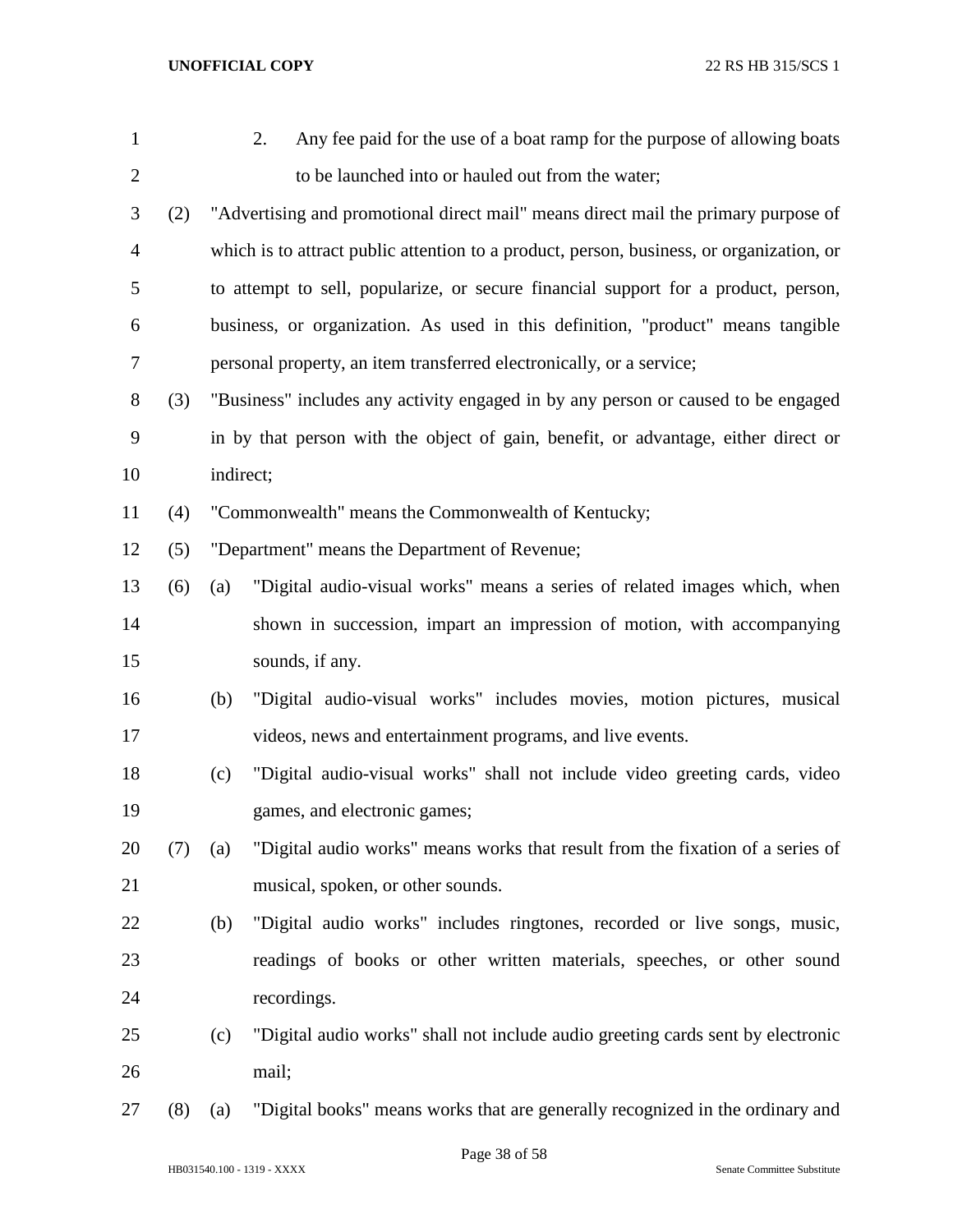2. Any fee paid for the use of a boat ramp for the purpose of allowing boats to be launched into or hauled out from the water;

(2) "Advertising and promotional direct mail" means direct mail the primary purpose of which is to attract public attention to a product, person, business, or organization, or to attempt to sell, popularize, or secure financial support for a product, person, business, or organization. As used in this definition, "product" means tangible personal property, an item transferred electronically, or a service;

(3) "Business" includes any activity engaged in by any person or caused to be engaged in by that person with the object of gain, benefit, or advantage, either direct or indirect;

(4) "Commonwealth" means the Commonwealth of Kentucky;

(5) "Department" means the Department of Revenue;

(6) (a) "Digital audio-visual works" means a series of related images which, when shown in succession, impart an impression of motion, with accompanying sounds, if any.

(b) "Digital audio-visual works" includes movies, motion pictures, musical videos, news and entertainment programs, and live events.

(c) "Digital audio-visual works" shall not include video greeting cards, video games, and electronic games;

(7) (a) "Digital audio works" means works that result from the fixation of a series of musical, spoken, or other sounds.

(b) "Digital audio works" includes ringtones, recorded or live songs, music, readings of books or other written materials, speeches, or other sound recordings.

(c) "Digital audio works" shall not include audio greeting cards sent by electronic mail;

(8) (a) "Digital books" means works that are generally recognized in the ordinary and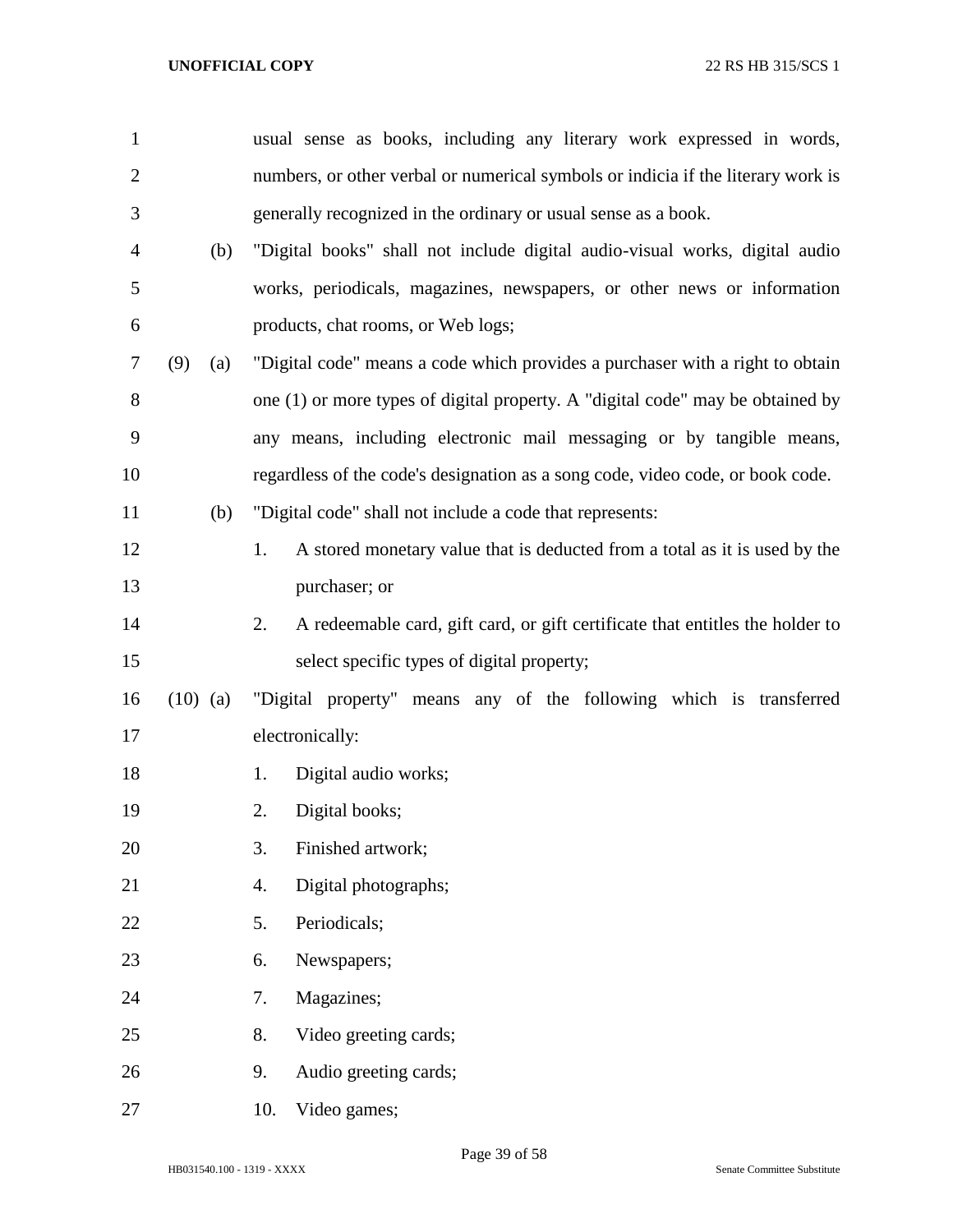usual sense as books, including any literary work expressed in words, numbers, or other verbal or numerical symbols or indicia if the literary work is generally recognized in the ordinary or usual sense as a book.

(b) "Digital books" shall not include digital audio-visual works, digital audio works, periodicals, magazines, newspapers, or other news or information products, chat rooms, or Web logs;

(9) (a) "Digital code" means a code which provides a purchaser with a right to obtain one (1) or more types of digital property. A "digital code" may be obtained by any means, including electronic mail messaging or by tangible means, regardless of the code's designation as a song code, video code, or book code.

(b) "Digital code" shall not include a code that represents:

1. A stored monetary value that is deducted from a total as it is used by the purchaser; or
2. A redeemable card, gift card, or gift certificate that entitles the holder to select specific types of digital property;

(10) (a) "Digital property" means any of the following which is transferred electronically:

1. Digital audio works;
2. Digital books;
3. Finished artwork;
4. Digital photographs;
5. Periodicals;
6. Newspapers;
7. Magazines;
8. Video greeting cards;
9. Audio greeting cards;
10. Video games;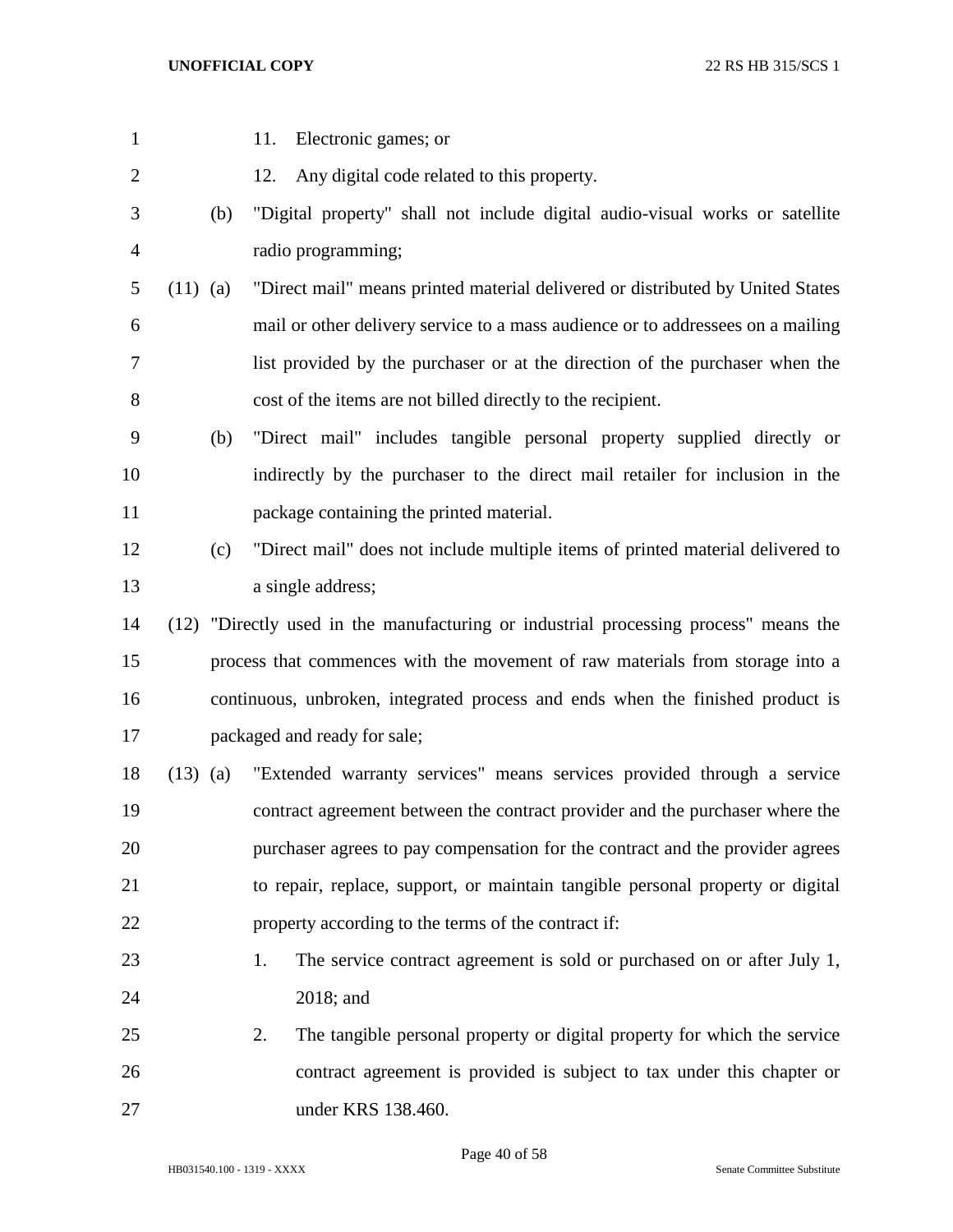11. Electronic games; or

12. Any digital code related to this property.

(b) "Digital property" shall not include digital audio-visual works or satellite radio programming;

(11) (a) "Direct mail" means printed material delivered or distributed by United States mail or other delivery service to a mass audience or to addressees on a mailing list provided by the purchaser or at the direction of the purchaser when the cost of the items are not billed directly to the recipient.

(b) "Direct mail" includes tangible personal property supplied directly or indirectly by the purchaser to the direct mail retailer for inclusion in the package containing the printed material.

(c) "Direct mail" does not include multiple items of printed material delivered to a single address;

(12) "Directly used in the manufacturing or industrial processing process" means the process that commences with the movement of raw materials from storage into a continuous, unbroken, integrated process and ends when the finished product is packaged and ready for sale;

(13) (a) "Extended warranty services" means services provided through a service contract agreement between the contract provider and the purchaser where the purchaser agrees to pay compensation for the contract and the provider agrees to repair, replace, support, or maintain tangible personal property or digital property according to the terms of the contract if:

1. The service contract agreement is sold or purchased on or after July 1, 2018; and

2. The tangible personal property or digital property for which the service contract agreement is provided is subject to tax under this chapter or under KRS 138.460.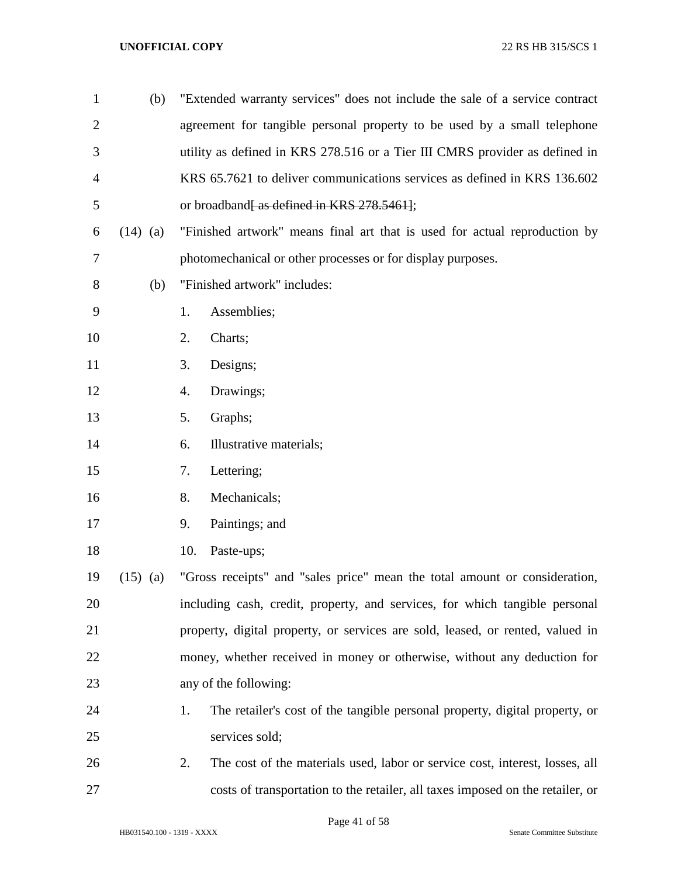(b) "Extended warranty services" does not include the sale of a service contract agreement for tangible personal property to be used by a small telephone utility as defined in KRS 278.516 or a Tier III CMRS provider as defined in KRS 65.7621 to deliver communications services as defined in KRS 136.602 or broadband~~[ as defined in KRS 278.5461]~~;

(14) (a) "Finished artwork" means final art that is used for actual reproduction by photomechanical or other processes or for display purposes.

(b) "Finished artwork" includes:

1. Assemblies;
2. Charts;
3. Designs;
4. Drawings;
5. Graphs;
6. Illustrative materials;
7. Lettering;
8. Mechanicals;
9. Paintings; and
10. Paste-ups;

(15) (a) "Gross receipts" and "sales price" mean the total amount or consideration, including cash, credit, property, and services, for which tangible personal property, digital property, or services are sold, leased, or rented, valued in money, whether received in money or otherwise, without any deduction for any of the following:

1. The retailer's cost of the tangible personal property, digital property, or services sold;
2. The cost of the materials used, labor or service cost, interest, losses, all costs of transportation to the retailer, all taxes imposed on the retailer, or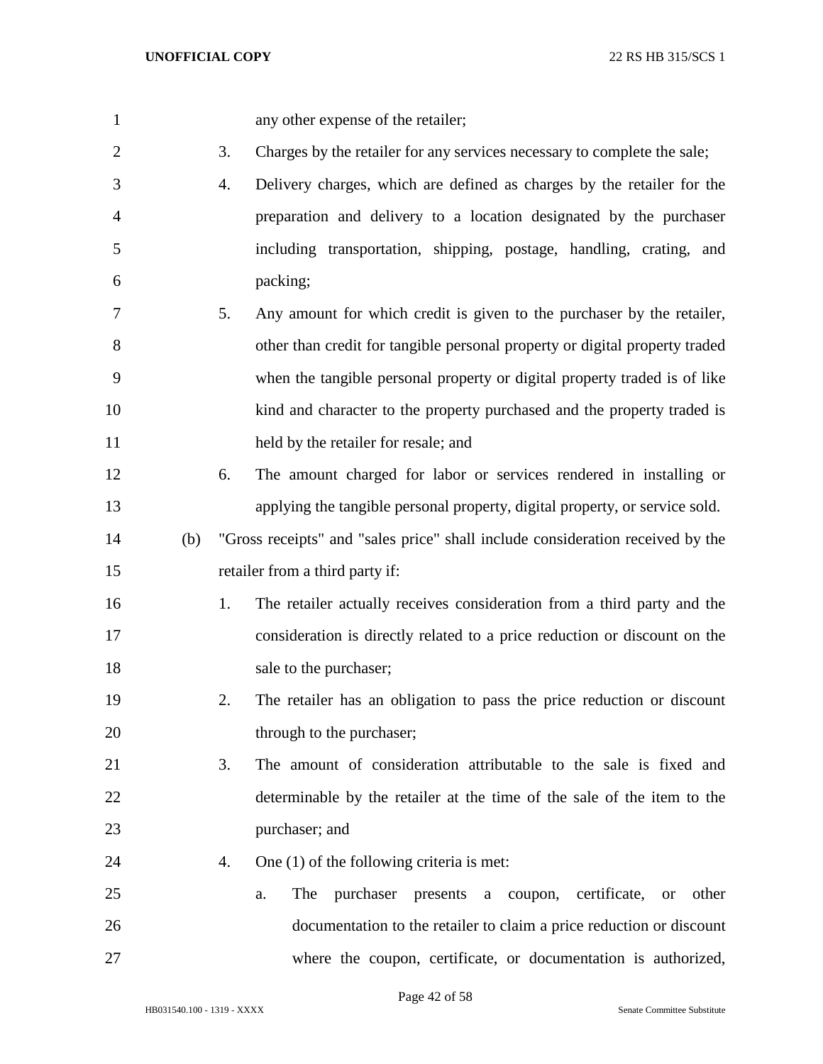any other expense of the retailer;

3. Charges by the retailer for any services necessary to complete the sale;

4. Delivery charges, which are defined as charges by the retailer for the preparation and delivery to a location designated by the purchaser including transportation, shipping, postage, handling, crating, and packing;

5. Any amount for which credit is given to the purchaser by the retailer, other than credit for tangible personal property or digital property traded when the tangible personal property or digital property traded is of like kind and character to the property purchased and the property traded is held by the retailer for resale; and

6. The amount charged for labor or services rendered in installing or applying the tangible personal property, digital property, or service sold.

(b) "Gross receipts" and "sales price" shall include consideration received by the retailer from a third party if:

1. The retailer actually receives consideration from a third party and the consideration is directly related to a price reduction or discount on the sale to the purchaser;

2. The retailer has an obligation to pass the price reduction or discount through to the purchaser;

3. The amount of consideration attributable to the sale is fixed and determinable by the retailer at the time of the sale of the item to the purchaser; and

4. One (1) of the following criteria is met:

a. The purchaser presents a coupon, certificate, or other documentation to the retailer to claim a price reduction or discount where the coupon, certificate, or documentation is authorized,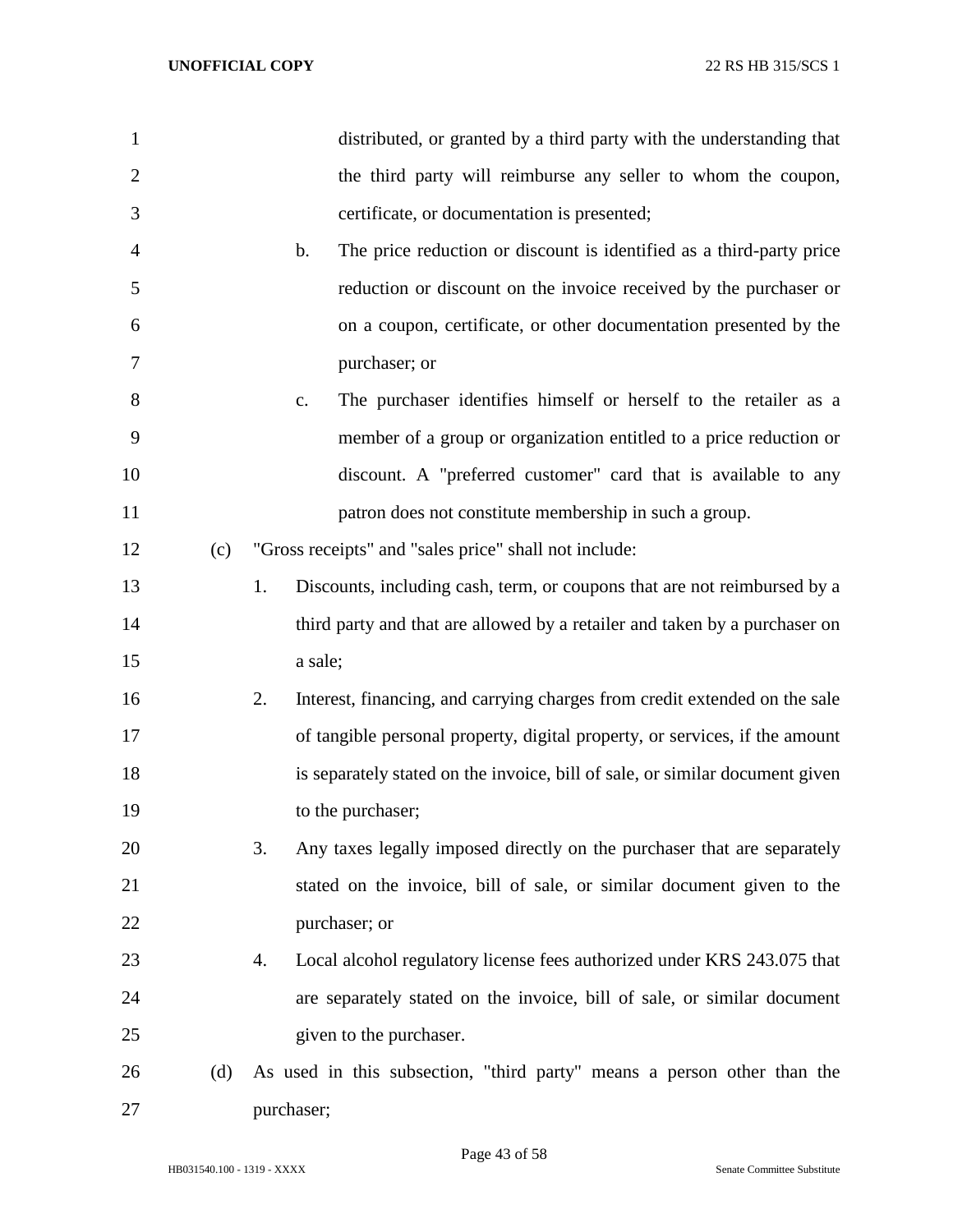distributed, or granted by a third party with the understanding that the third party will reimburse any seller to whom the coupon, certificate, or documentation is presented;

b. The price reduction or discount is identified as a third-party price reduction or discount on the invoice received by the purchaser or on a coupon, certificate, or other documentation presented by the purchaser; or

c. The purchaser identifies himself or herself to the retailer as a member of a group or organization entitled to a price reduction or discount. A "preferred customer" card that is available to any patron does not constitute membership in such a group.

(c) "Gross receipts" and "sales price" shall not include:

1. Discounts, including cash, term, or coupons that are not reimbursed by a third party and that are allowed by a retailer and taken by a purchaser on a sale;

2. Interest, financing, and carrying charges from credit extended on the sale of tangible personal property, digital property, or services, if the amount is separately stated on the invoice, bill of sale, or similar document given to the purchaser;

3. Any taxes legally imposed directly on the purchaser that are separately stated on the invoice, bill of sale, or similar document given to the purchaser; or

4. Local alcohol regulatory license fees authorized under KRS 243.075 that are separately stated on the invoice, bill of sale, or similar document given to the purchaser.

(d) As used in this subsection, "third party" means a person other than the purchaser;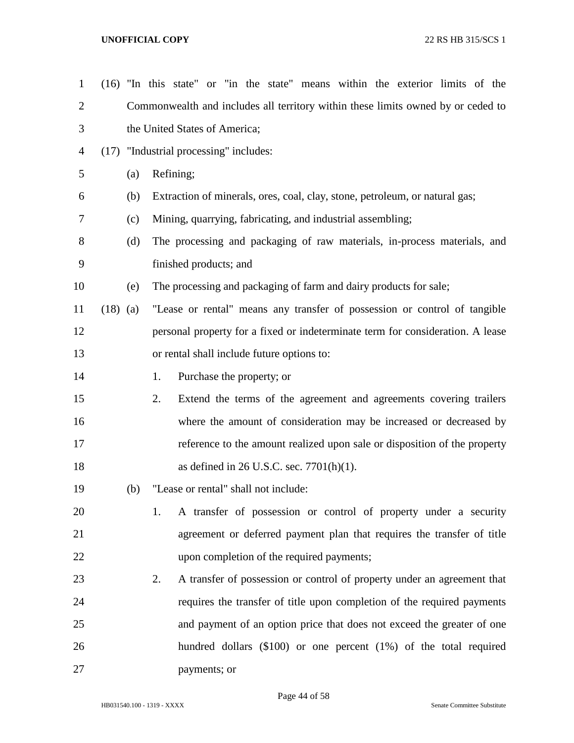(16) "In this state" or "in the state" means within the exterior limits of the Commonwealth and includes all territory within these limits owned by or ceded to the United States of America;

(17) "Industrial processing" includes:

(a) Refining;

(b) Extraction of minerals, ores, coal, clay, stone, petroleum, or natural gas;

(c) Mining, quarrying, fabricating, and industrial assembling;

(d) The processing and packaging of raw materials, in-process materials, and finished products; and

(e) The processing and packaging of farm and dairy products for sale;

(18) (a) "Lease or rental" means any transfer of possession or control of tangible personal property for a fixed or indeterminate term for consideration. A lease or rental shall include future options to:

1. Purchase the property; or

2. Extend the terms of the agreement and agreements covering trailers where the amount of consideration may be increased or decreased by reference to the amount realized upon sale or disposition of the property as defined in 26 U.S.C. sec. 7701(h)(1).

(b) "Lease or rental" shall not include:

1. A transfer of possession or control of property under a security agreement or deferred payment plan that requires the transfer of title upon completion of the required payments;

2. A transfer of possession or control of property under an agreement that requires the transfer of title upon completion of the required payments and payment of an option price that does not exceed the greater of one hundred dollars ($100) or one percent (1%) of the total required payments; or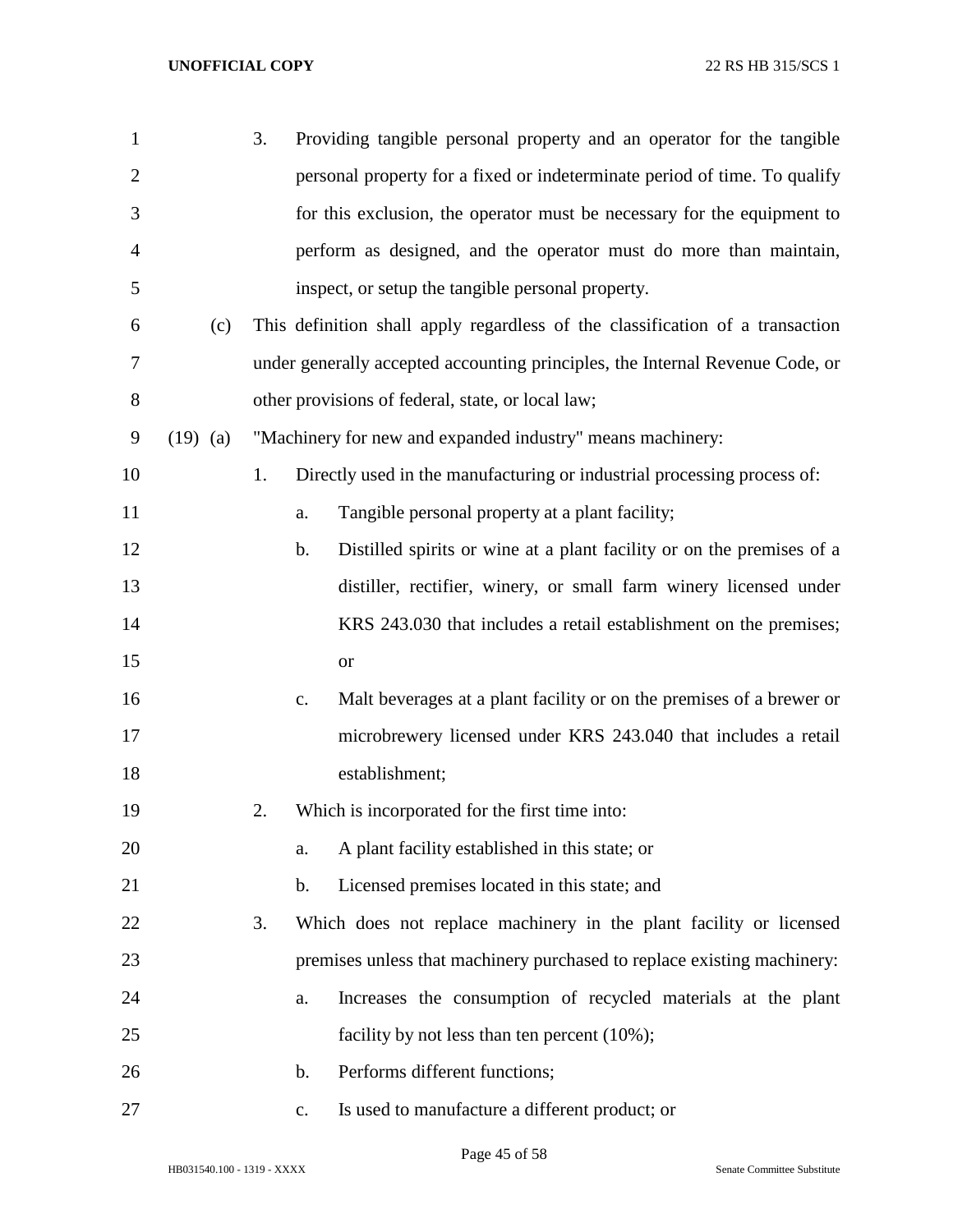3. Providing tangible personal property and an operator for the tangible personal property for a fixed or indeterminate period of time. To qualify for this exclusion, the operator must be necessary for the equipment to perform as designed, and the operator must do more than maintain, inspect, or setup the tangible personal property.

(c) This definition shall apply regardless of the classification of a transaction under generally accepted accounting principles, the Internal Revenue Code, or other provisions of federal, state, or local law;

(19) (a) "Machinery for new and expanded industry" means machinery:

1. Directly used in the manufacturing or industrial processing process of:
   a. Tangible personal property at a plant facility;
   b. Distilled spirits or wine at a plant facility or on the premises of a distiller, rectifier, winery, or small farm winery licensed under KRS 243.030 that includes a retail establishment on the premises; or
   c. Malt beverages at a plant facility or on the premises of a brewer or microbrewery licensed under KRS 243.040 that includes a retail establishment;
2. Which is incorporated for the first time into:
   a. A plant facility established in this state; or
   b. Licensed premises located in this state; and
3. Which does not replace machinery in the plant facility or licensed premises unless that machinery purchased to replace existing machinery:
   a. Increases the consumption of recycled materials at the plant facility by not less than ten percent (10%);
   b. Performs different functions;
   c. Is used to manufacture a different product; or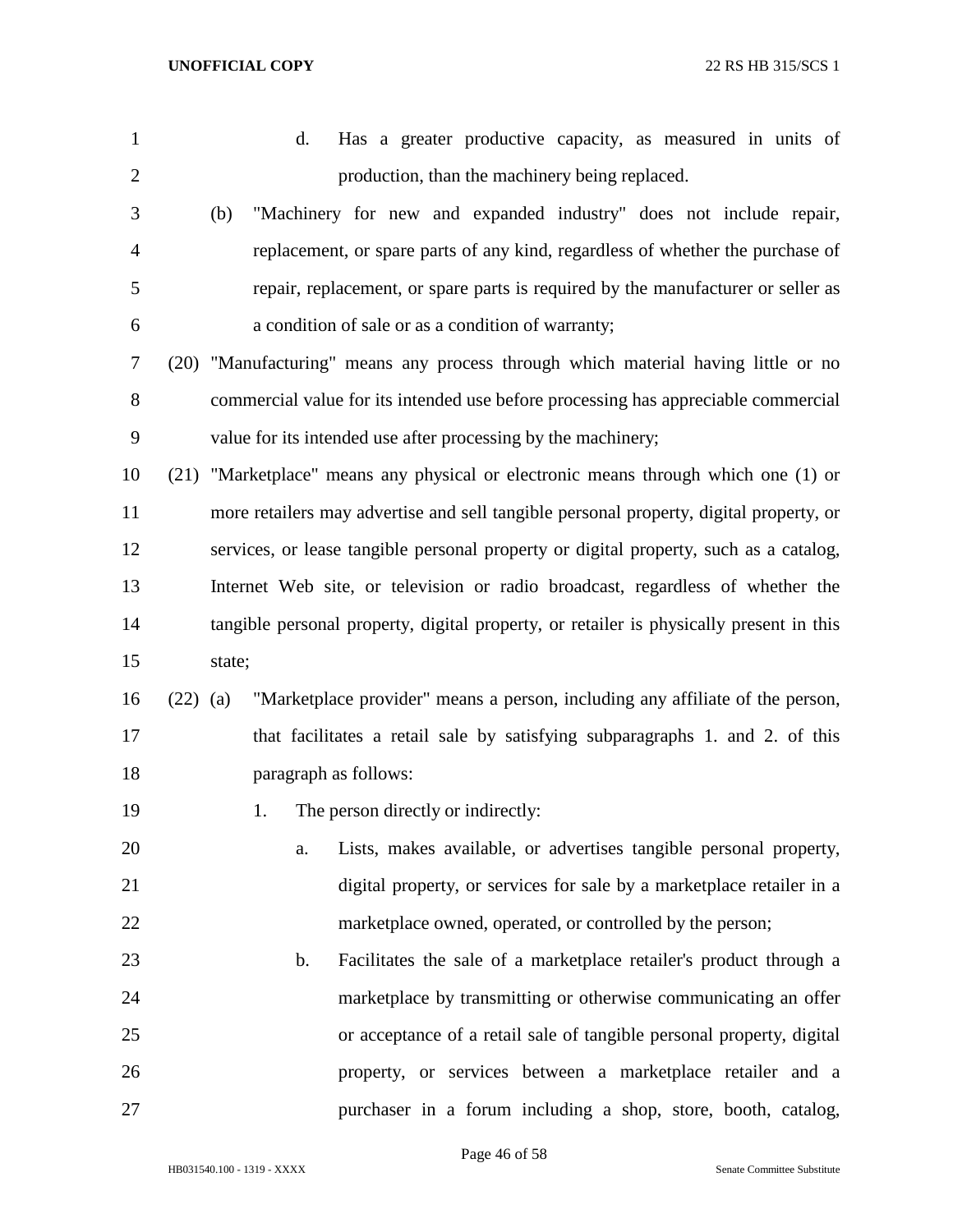d. Has a greater productive capacity, as measured in units of production, than the machinery being replaced.

(b) "Machinery for new and expanded industry" does not include repair, replacement, or spare parts of any kind, regardless of whether the purchase of repair, replacement, or spare parts is required by the manufacturer or seller as a condition of sale or as a condition of warranty;

(20) "Manufacturing" means any process through which material having little or no commercial value for its intended use before processing has appreciable commercial value for its intended use after processing by the machinery;

(21) "Marketplace" means any physical or electronic means through which one (1) or more retailers may advertise and sell tangible personal property, digital property, or services, or lease tangible personal property or digital property, such as a catalog, Internet Web site, or television or radio broadcast, regardless of whether the tangible personal property, digital property, or retailer is physically present in this state;

(22) (a) "Marketplace provider" means a person, including any affiliate of the person, that facilitates a retail sale by satisfying subparagraphs 1. and 2. of this paragraph as follows:

1. The person directly or indirectly:

a. Lists, makes available, or advertises tangible personal property, digital property, or services for sale by a marketplace retailer in a marketplace owned, operated, or controlled by the person;

b. Facilitates the sale of a marketplace retailer's product through a marketplace by transmitting or otherwise communicating an offer or acceptance of a retail sale of tangible personal property, digital property, or services between a marketplace retailer and a purchaser in a forum including a shop, store, booth, catalog,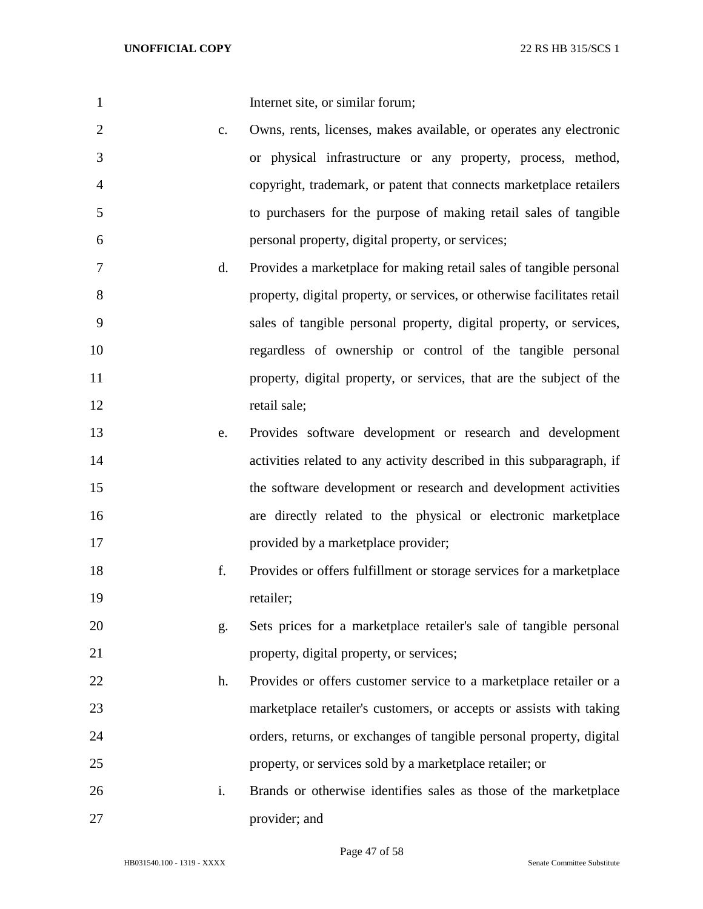Internet site, or similar forum;

c. Owns, rents, licenses, makes available, or operates any electronic or physical infrastructure or any property, process, method, copyright, trademark, or patent that connects marketplace retailers to purchasers for the purpose of making retail sales of tangible personal property, digital property, or services;

d. Provides a marketplace for making retail sales of tangible personal property, digital property, or services, or otherwise facilitates retail sales of tangible personal property, digital property, or services, regardless of ownership or control of the tangible personal property, digital property, or services, that are the subject of the retail sale;

e. Provides software development or research and development activities related to any activity described in this subparagraph, if the software development or research and development activities are directly related to the physical or electronic marketplace provided by a marketplace provider;

f. Provides or offers fulfillment or storage services for a marketplace retailer;

g. Sets prices for a marketplace retailer's sale of tangible personal property, digital property, or services;

h. Provides or offers customer service to a marketplace retailer or a marketplace retailer's customers, or accepts or assists with taking orders, returns, or exchanges of tangible personal property, digital property, or services sold by a marketplace retailer; or

i. Brands or otherwise identifies sales as those of the marketplace provider; and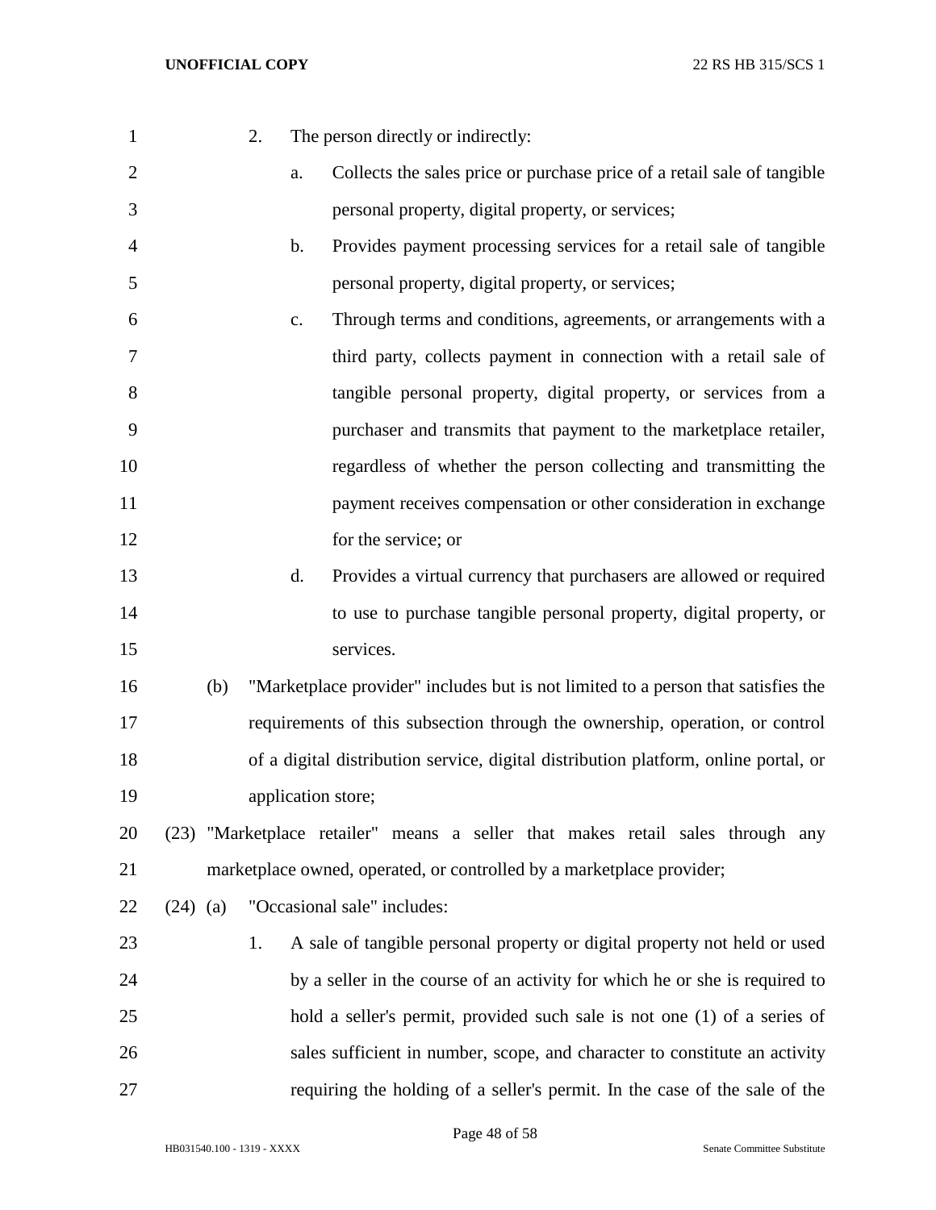2. The person directly or indirectly:

   a. Collects the sales price or purchase price of a retail sale of tangible personal property, digital property, or services;

   b. Provides payment processing services for a retail sale of tangible personal property, digital property, or services;

   c. Through terms and conditions, agreements, or arrangements with a third party, collects payment in connection with a retail sale of tangible personal property, digital property, or services from a purchaser and transmits that payment to the marketplace retailer, regardless of whether the person collecting and transmitting the payment receives compensation or other consideration in exchange for the service; or

   d. Provides a virtual currency that purchasers are allowed or required to use to purchase tangible personal property, digital property, or services.

(b) "Marketplace provider" includes but is not limited to a person that satisfies the requirements of this subsection through the ownership, operation, or control of a digital distribution service, digital distribution platform, online portal, or application store;

(23) "Marketplace retailer" means a seller that makes retail sales through any marketplace owned, operated, or controlled by a marketplace provider;

(24) (a) "Occasional sale" includes:

1. A sale of tangible personal property or digital property not held or used by a seller in the course of an activity for which he or she is required to hold a seller's permit, provided such sale is not one (1) of a series of sales sufficient in number, scope, and character to constitute an activity requiring the holding of a seller's permit. In the case of the sale of the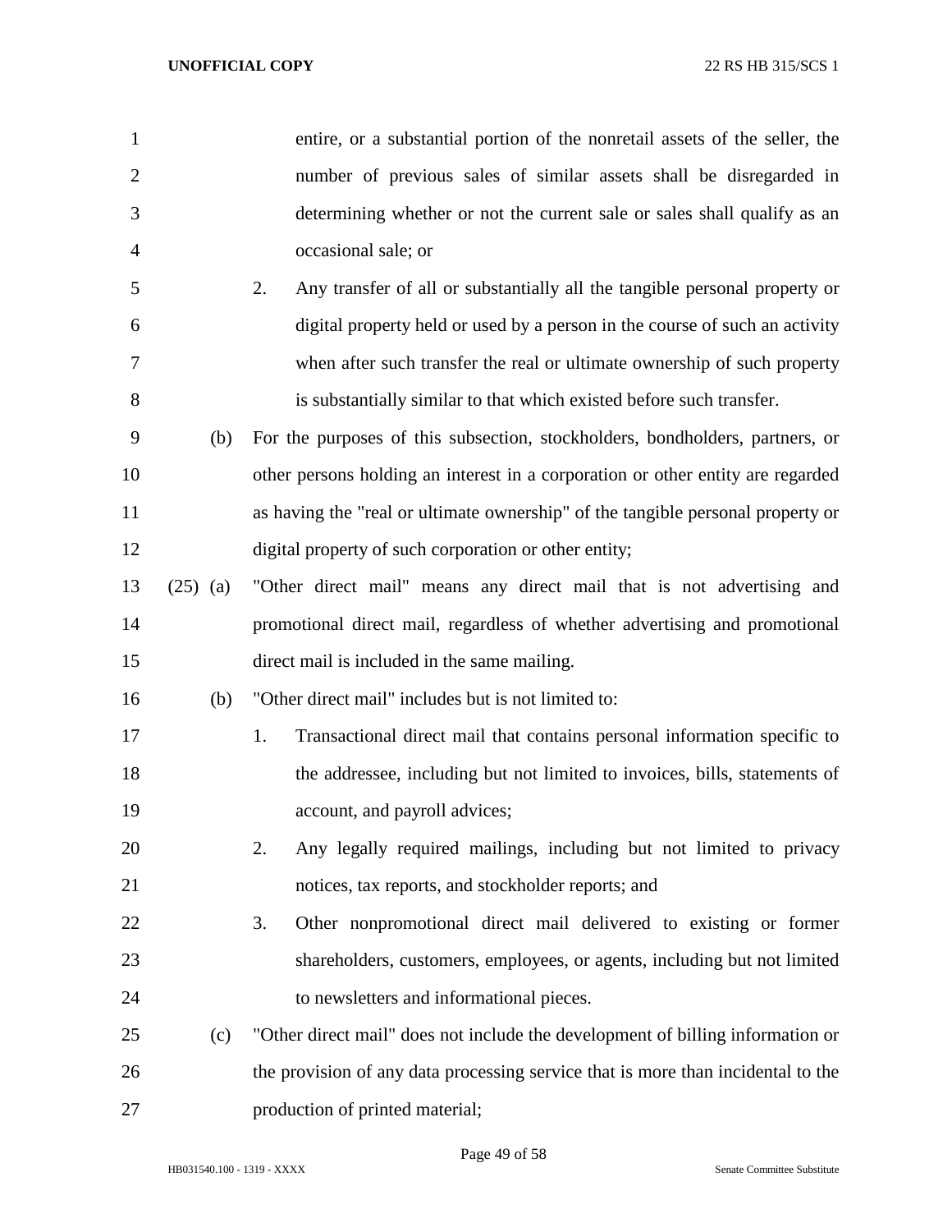entire, or a substantial portion of the nonretail assets of the seller, the number of previous sales of similar assets shall be disregarded in determining whether or not the current sale or sales shall qualify as an occasional sale; or

2. Any transfer of all or substantially all the tangible personal property or digital property held or used by a person in the course of such an activity when after such transfer the real or ultimate ownership of such property is substantially similar to that which existed before such transfer.

(b) For the purposes of this subsection, stockholders, bondholders, partners, or other persons holding an interest in a corporation or other entity are regarded as having the "real or ultimate ownership" of the tangible personal property or digital property of such corporation or other entity;

(25) (a) "Other direct mail" means any direct mail that is not advertising and promotional direct mail, regardless of whether advertising and promotional direct mail is included in the same mailing.

(b) "Other direct mail" includes but is not limited to:

1. Transactional direct mail that contains personal information specific to the addressee, including but not limited to invoices, bills, statements of account, and payroll advices;

2. Any legally required mailings, including but not limited to privacy notices, tax reports, and stockholder reports; and

3. Other nonpromotional direct mail delivered to existing or former shareholders, customers, employees, or agents, including but not limited to newsletters and informational pieces.

(c) "Other direct mail" does not include the development of billing information or the provision of any data processing service that is more than incidental to the production of printed material;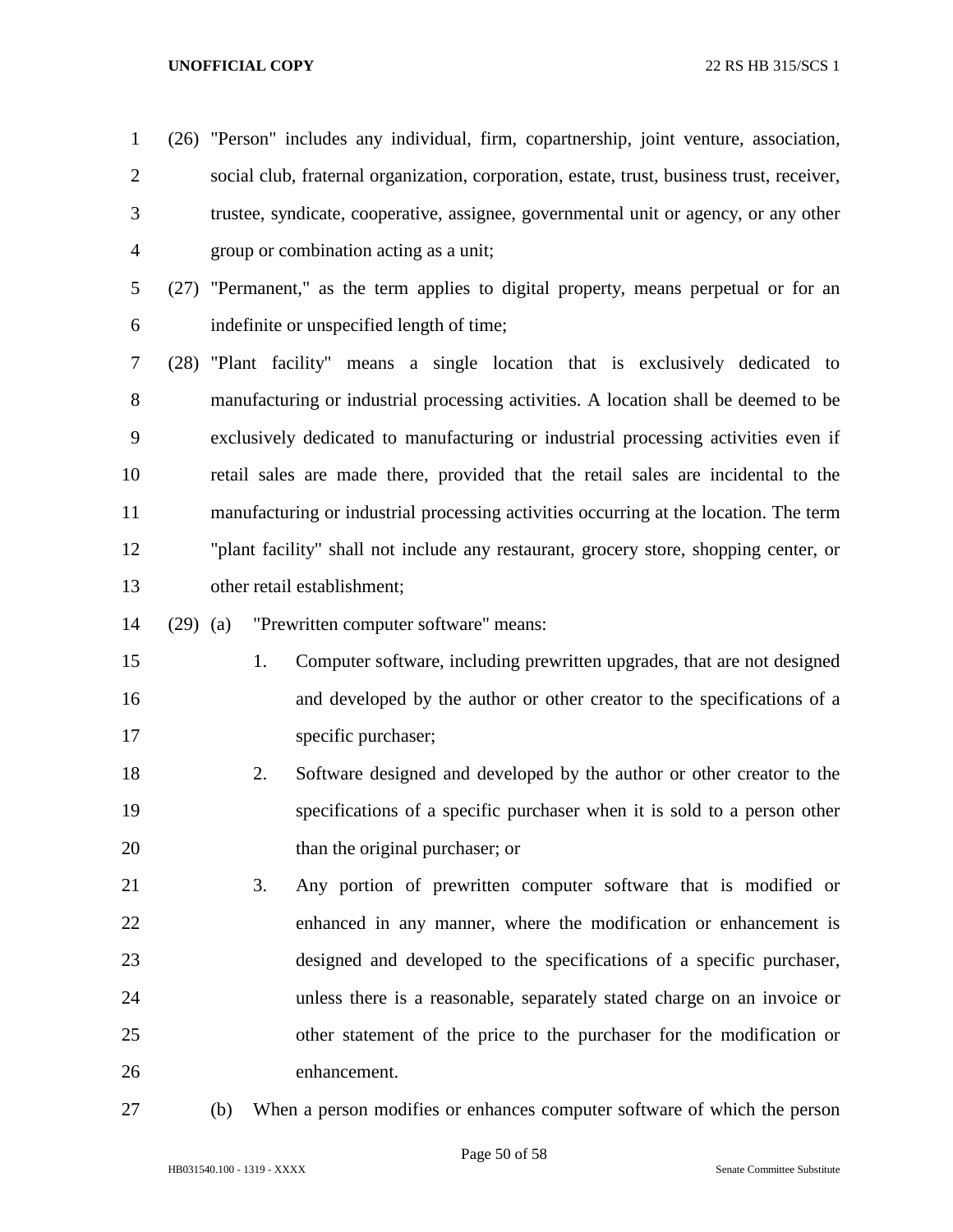(26) "Person" includes any individual, firm, copartnership, joint venture, association, social club, fraternal organization, corporation, estate, trust, business trust, receiver, trustee, syndicate, cooperative, assignee, governmental unit or agency, or any other group or combination acting as a unit;

(27) "Permanent," as the term applies to digital property, means perpetual or for an indefinite or unspecified length of time;

(28) "Plant facility" means a single location that is exclusively dedicated to manufacturing or industrial processing activities. A location shall be deemed to be exclusively dedicated to manufacturing or industrial processing activities even if retail sales are made there, provided that the retail sales are incidental to the manufacturing or industrial processing activities occurring at the location. The term "plant facility" shall not include any restaurant, grocery store, shopping center, or other retail establishment;

(29) (a) "Prewritten computer software" means:

1. Computer software, including prewritten upgrades, that are not designed and developed by the author or other creator to the specifications of a specific purchaser;

2. Software designed and developed by the author or other creator to the specifications of a specific purchaser when it is sold to a person other than the original purchaser; or

3. Any portion of prewritten computer software that is modified or enhanced in any manner, where the modification or enhancement is designed and developed to the specifications of a specific purchaser, unless there is a reasonable, separately stated charge on an invoice or other statement of the price to the purchaser for the modification or enhancement.

(b) When a person modifies or enhances computer software of which the person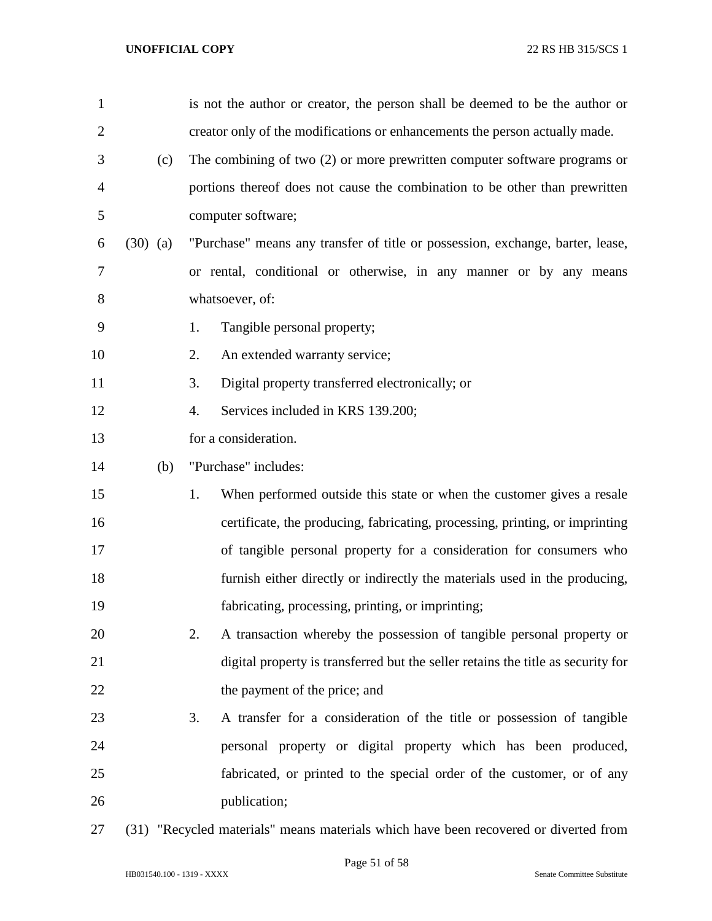is not the author or creator, the person shall be deemed to be the author or creator only of the modifications or enhancements the person actually made.

(c) The combining of two (2) or more prewritten computer software programs or portions thereof does not cause the combination to be other than prewritten computer software;

(30) (a) "Purchase" means any transfer of title or possession, exchange, barter, lease, or rental, conditional or otherwise, in any manner or by any means whatsoever, of:

1. Tangible personal property;
2. An extended warranty service;
3. Digital property transferred electronically; or
4. Services included in KRS 139.200;

for a consideration.

(b) "Purchase" includes:

1. When performed outside this state or when the customer gives a resale certificate, the producing, fabricating, processing, printing, or imprinting of tangible personal property for a consideration for consumers who furnish either directly or indirectly the materials used in the producing, fabricating, processing, printing, or imprinting;
2. A transaction whereby the possession of tangible personal property or digital property is transferred but the seller retains the title as security for the payment of the price; and
3. A transfer for a consideration of the title or possession of tangible personal property or digital property which has been produced, fabricated, or printed to the special order of the customer, or of any publication;

(31) "Recycled materials" means materials which have been recovered or diverted from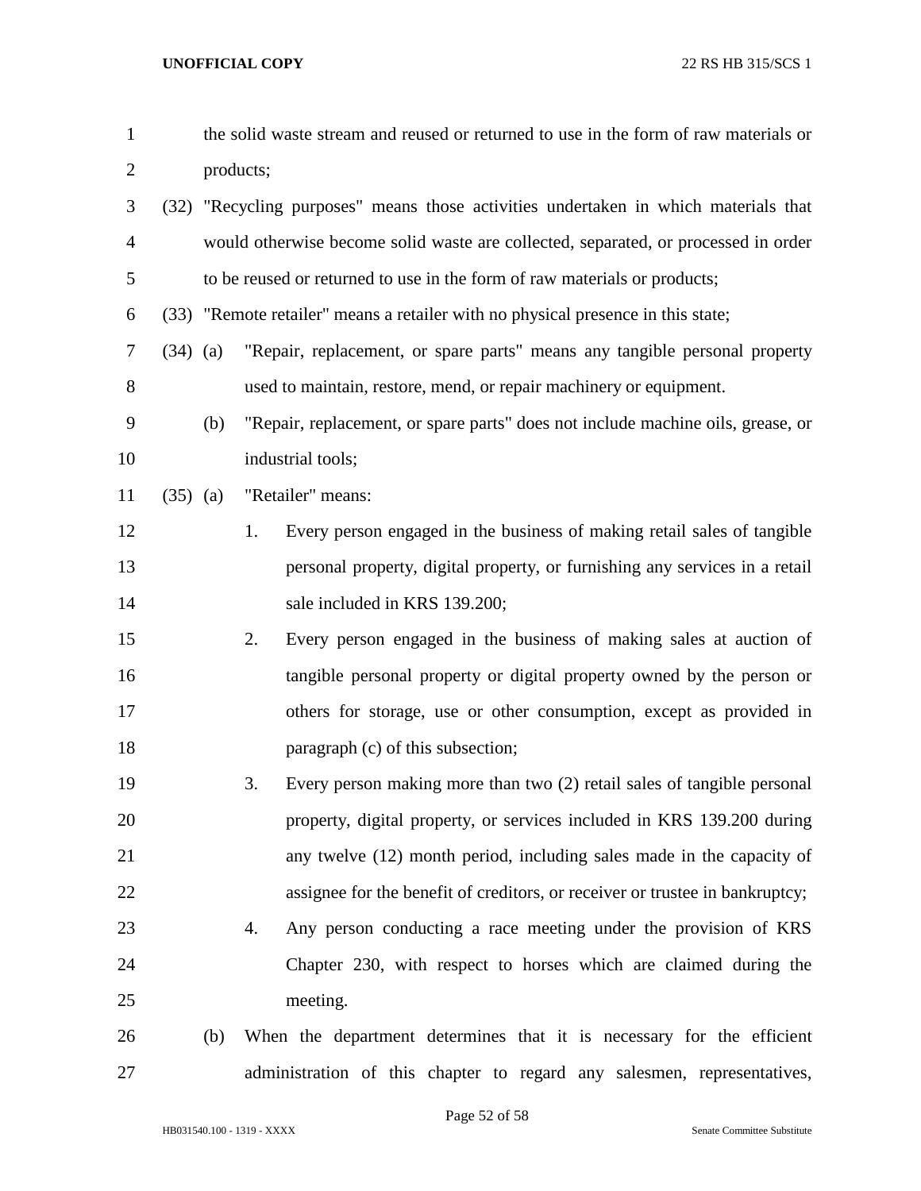the solid waste stream and reused or returned to use in the form of raw materials or products;

(32) "Recycling purposes" means those activities undertaken in which materials that would otherwise become solid waste are collected, separated, or processed in order to be reused or returned to use in the form of raw materials or products;

(33) "Remote retailer" means a retailer with no physical presence in this state;

(34) (a) "Repair, replacement, or spare parts" means any tangible personal property used to maintain, restore, mend, or repair machinery or equipment.

(b) "Repair, replacement, or spare parts" does not include machine oils, grease, or industrial tools;

(35) (a) "Retailer" means:

1. Every person engaged in the business of making retail sales of tangible personal property, digital property, or furnishing any services in a retail sale included in KRS 139.200;

2. Every person engaged in the business of making sales at auction of tangible personal property or digital property owned by the person or others for storage, use or other consumption, except as provided in paragraph (c) of this subsection;

3. Every person making more than two (2) retail sales of tangible personal property, digital property, or services included in KRS 139.200 during any twelve (12) month period, including sales made in the capacity of assignee for the benefit of creditors, or receiver or trustee in bankruptcy;

4. Any person conducting a race meeting under the provision of KRS Chapter 230, with respect to horses which are claimed during the meeting.

(b) When the department determines that it is necessary for the efficient administration of this chapter to regard any salesmen, representatives,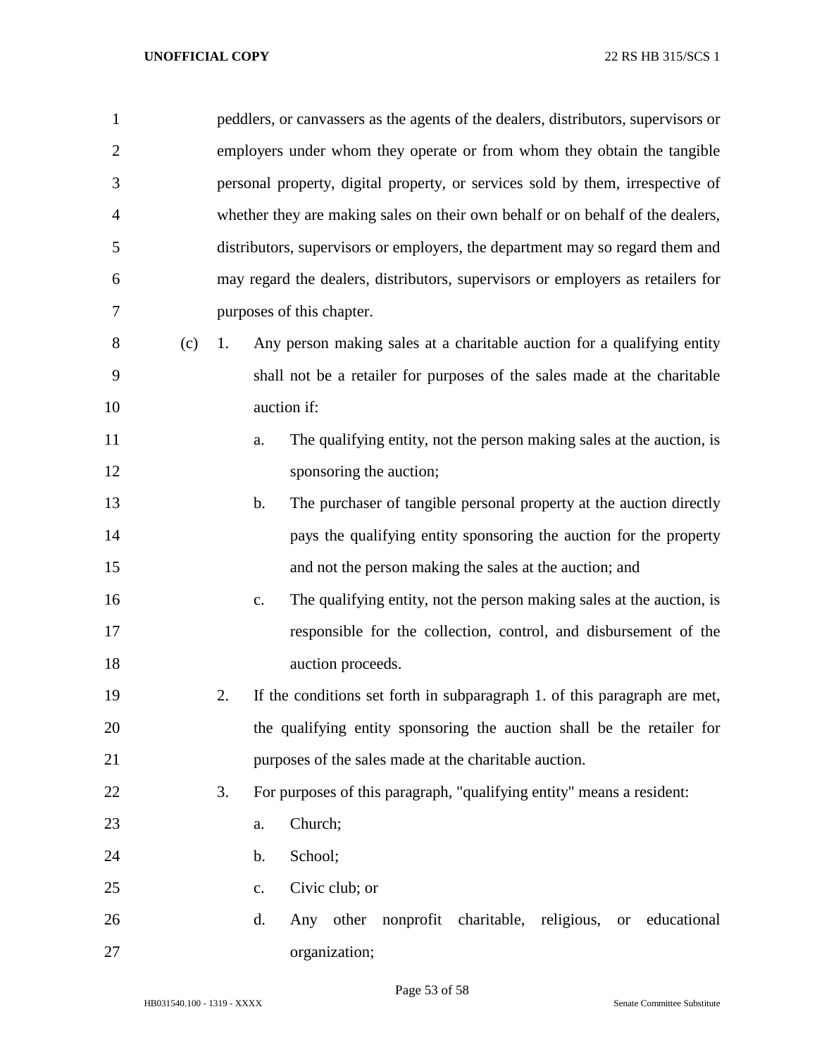peddlers, or canvassers as the agents of the dealers, distributors, supervisors or employers under whom they operate or from whom they obtain the tangible personal property, digital property, or services sold by them, irrespective of whether they are making sales on their own behalf or on behalf of the dealers, distributors, supervisors or employers, the department may so regard them and may regard the dealers, distributors, supervisors or employers as retailers for purposes of this chapter.

(c) 1. Any person making sales at a charitable auction for a qualifying entity shall not be a retailer for purposes of the sales made at the charitable auction if:

a. The qualifying entity, not the person making sales at the auction, is sponsoring the auction;

b. The purchaser of tangible personal property at the auction directly pays the qualifying entity sponsoring the auction for the property and not the person making the sales at the auction; and

c. The qualifying entity, not the person making sales at the auction, is responsible for the collection, control, and disbursement of the auction proceeds.

2. If the conditions set forth in subparagraph 1. of this paragraph are met, the qualifying entity sponsoring the auction shall be the retailer for purposes of the sales made at the charitable auction.

3. For purposes of this paragraph, "qualifying entity" means a resident:

a. Church;

b. School;

c. Civic club; or

d. Any other nonprofit charitable, religious, or educational organization;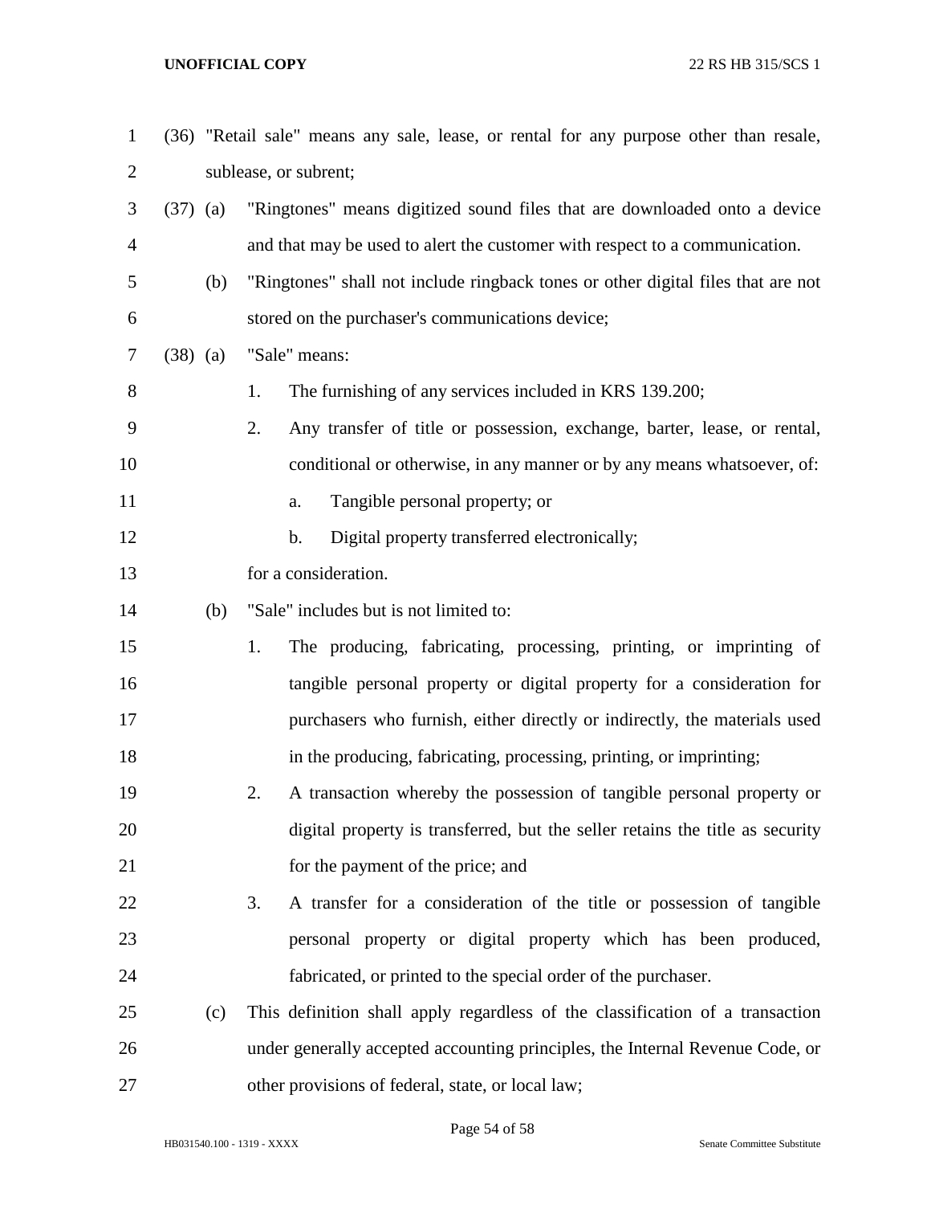(36) "Retail sale" means any sale, lease, or rental for any purpose other than resale, sublease, or subrent;

(37) (a) "Ringtones" means digitized sound files that are downloaded onto a device and that may be used to alert the customer with respect to a communication.

(b) "Ringtones" shall not include ringback tones or other digital files that are not stored on the purchaser's communications device;

(38) (a) "Sale" means:

1. The furnishing of any services included in KRS 139.200;
2. Any transfer of title or possession, exchange, barter, lease, or rental, conditional or otherwise, in any manner or by any means whatsoever, of:
   a. Tangible personal property; or
   b. Digital property transferred electronically;

for a consideration.

(b) "Sale" includes but is not limited to:

1. The producing, fabricating, processing, printing, or imprinting of tangible personal property or digital property for a consideration for purchasers who furnish, either directly or indirectly, the materials used in the producing, fabricating, processing, printing, or imprinting;
2. A transaction whereby the possession of tangible personal property or digital property is transferred, but the seller retains the title as security for the payment of the price; and
3. A transfer for a consideration of the title or possession of tangible personal property or digital property which has been produced, fabricated, or printed to the special order of the purchaser.

(c) This definition shall apply regardless of the classification of a transaction under generally accepted accounting principles, the Internal Revenue Code, or other provisions of federal, state, or local law;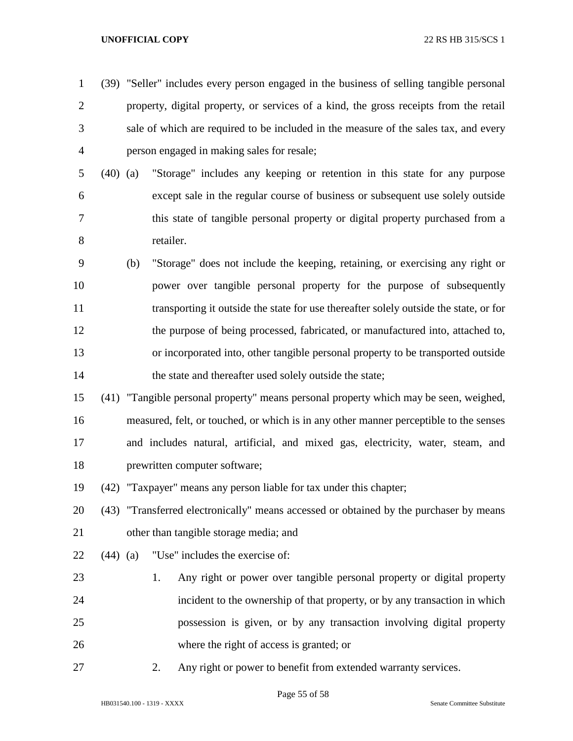(39) "Seller" includes every person engaged in the business of selling tangible personal property, digital property, or services of a kind, the gross receipts from the retail sale of which are required to be included in the measure of the sales tax, and every person engaged in making sales for resale;

(40) (a) "Storage" includes any keeping or retention in this state for any purpose except sale in the regular course of business or subsequent use solely outside this state of tangible personal property or digital property purchased from a retailer.

(b) "Storage" does not include the keeping, retaining, or exercising any right or power over tangible personal property for the purpose of subsequently transporting it outside the state for use thereafter solely outside the state, or for the purpose of being processed, fabricated, or manufactured into, attached to, or incorporated into, other tangible personal property to be transported outside the state and thereafter used solely outside the state;

(41) "Tangible personal property" means personal property which may be seen, weighed, measured, felt, or touched, or which is in any other manner perceptible to the senses and includes natural, artificial, and mixed gas, electricity, water, steam, and prewritten computer software;

(42) "Taxpayer" means any person liable for tax under this chapter;

(43) "Transferred electronically" means accessed or obtained by the purchaser by means other than tangible storage media; and

(44) (a) "Use" includes the exercise of:

1. Any right or power over tangible personal property or digital property incident to the ownership of that property, or by any transaction in which possession is given, or by any transaction involving digital property where the right of access is granted; or

2. Any right or power to benefit from extended warranty services.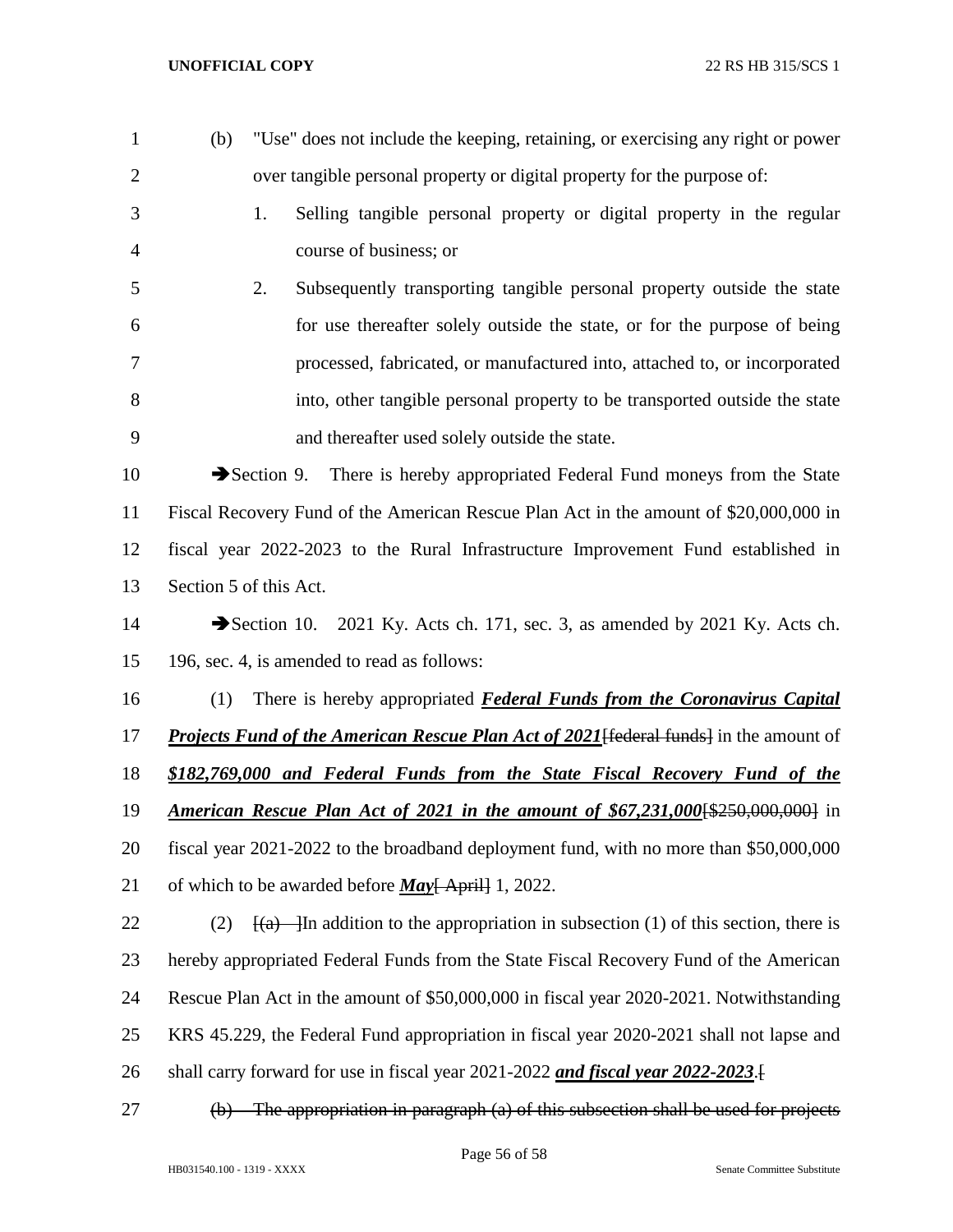(b) "Use" does not include the keeping, retaining, or exercising any right or power over tangible personal property or digital property for the purpose of:

1. Selling tangible personal property or digital property in the regular course of business; or
2. Subsequently transporting tangible personal property outside the state for use thereafter solely outside the state, or for the purpose of being processed, fabricated, or manufactured into, attached to, or incorporated into, other tangible personal property to be transported outside the state and thereafter used solely outside the state.

➔Section 9. There is hereby appropriated Federal Fund moneys from the State Fiscal Recovery Fund of the American Rescue Plan Act in the amount of $20,000,000 in fiscal year 2022-2023 to the Rural Infrastructure Improvement Fund established in Section 5 of this Act.

➔Section 10. 2021 Ky. Acts ch. 171, sec. 3, as amended by 2021 Ky. Acts ch. 196, sec. 4, is amended to read as follows:

(1) There is hereby appropriated ***Federal Funds from the Coronavirus Capital Projects Fund of the American Rescue Plan Act of 2021***~~[federal funds]~~ in the amount of ***$182,769,000 and Federal Funds from the State Fiscal Recovery Fund of the American Rescue Plan Act of 2021 in the amount of $67,231,000***~~[$250,000,000]~~ in fiscal year 2021-2022 to the broadband deployment fund, with no more than $50,000,000 of which to be awarded before ***May***~~[ April]~~ 1, 2022.

(2) ~~[(a) ]~~In addition to the appropriation in subsection (1) of this section, there is hereby appropriated Federal Funds from the State Fiscal Recovery Fund of the American Rescue Plan Act in the amount of $50,000,000 in fiscal year 2020-2021. Notwithstanding KRS 45.229, the Federal Fund appropriation in fiscal year 2020-2021 shall not lapse and shall carry forward for use in fiscal year 2021-2022 ***and fiscal year 2022-2023***.~~[~~

~~(b) The appropriation in paragraph (a) of this subsection shall be used for projects~~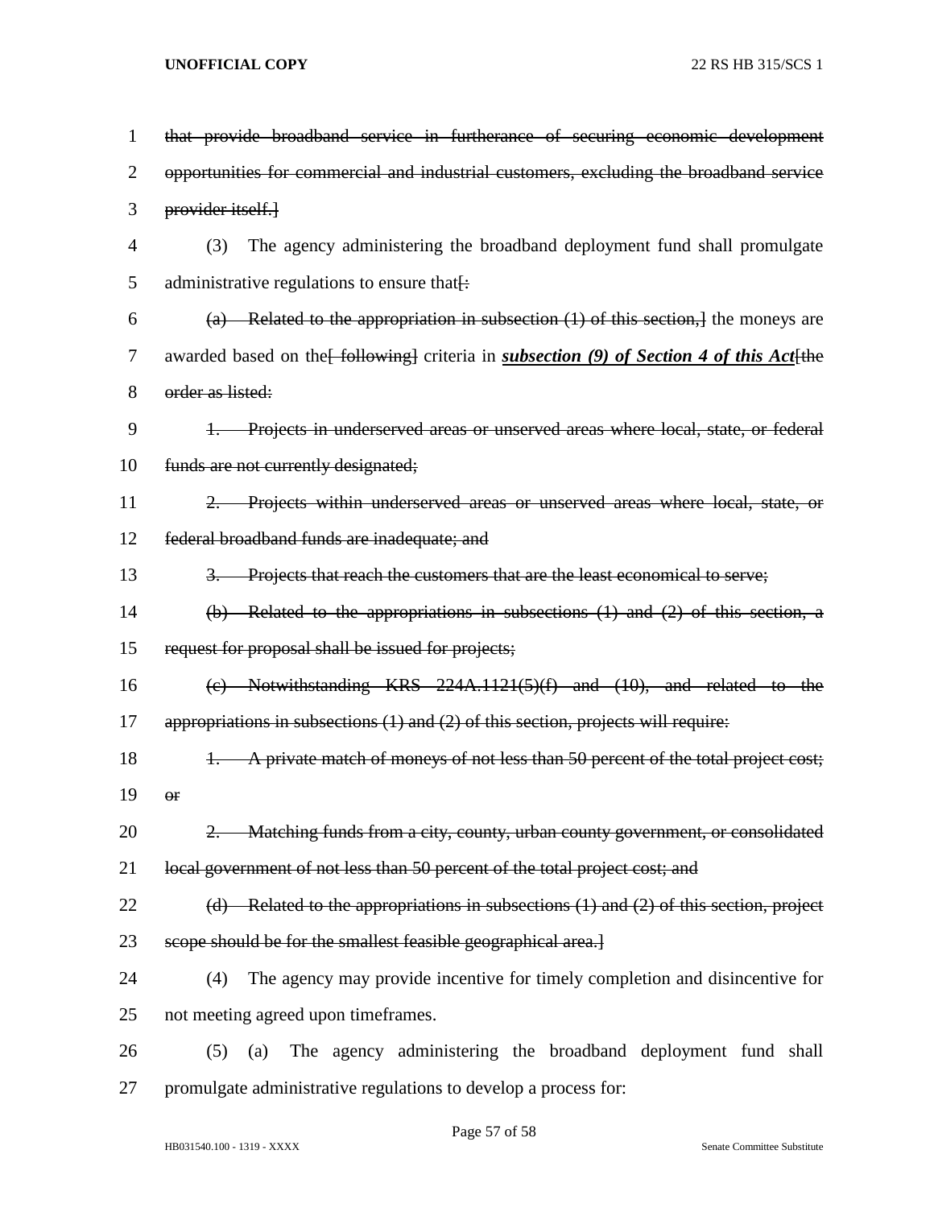~~that provide broadband service in furtherance of securing economic development opportunities for commercial and industrial customers, excluding the broadband service provider itself.]~~

(3) The agency administering the broadband deployment fund shall promulgate administrative regulations to ensure that[~~:~~

~~(a) Related to the appropriation in subsection (1) of this section,]~~ the moneys are awarded based on the[~~ following]~~ criteria in ***subsection (9) of Section 4 of this Act***[~~the order as listed:~~

~~1. Projects in underserved areas or unserved areas where local, state, or federal funds are not currently designated;~~

~~2. Projects within underserved areas or unserved areas where local, state, or federal broadband funds are inadequate; and~~

~~3. Projects that reach the customers that are the least economical to serve;~~

~~(b) Related to the appropriations in subsections (1) and (2) of this section, a request for proposal shall be issued for projects;~~

~~(c) Notwithstanding KRS 224A.1121(5)(f) and (10), and related to the appropriations in subsections (1) and (2) of this section, projects will require:~~

~~1. A private match of moneys of not less than 50 percent of the total project cost; or~~

~~2. Matching funds from a city, county, urban county government, or consolidated local government of not less than 50 percent of the total project cost; and~~

~~(d) Related to the appropriations in subsections (1) and (2) of this section, project scope should be for the smallest feasible geographical area.]~~

(4) The agency may provide incentive for timely completion and disincentive for not meeting agreed upon timeframes.

(5) (a) The agency administering the broadband deployment fund shall promulgate administrative regulations to develop a process for: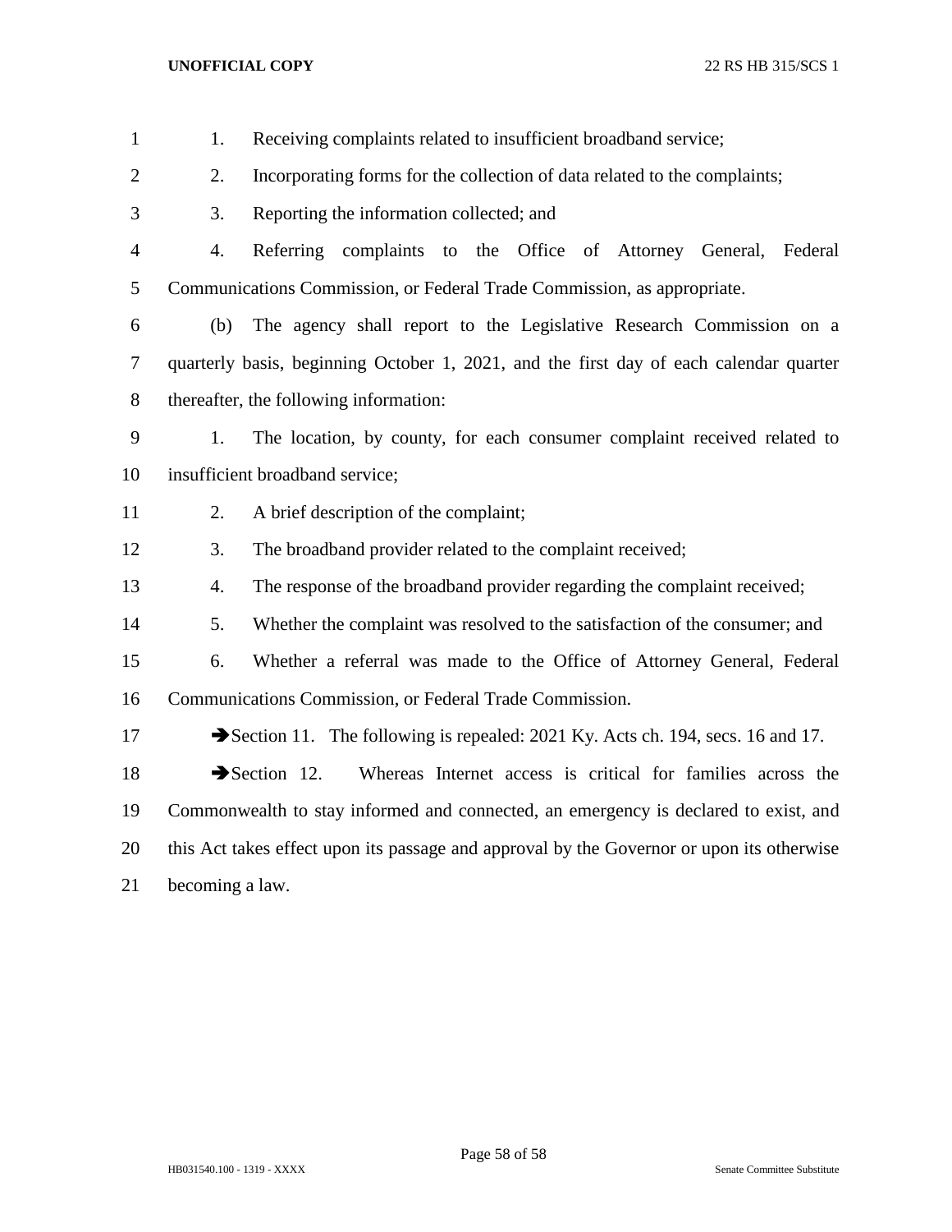1. Receiving complaints related to insufficient broadband service;

2. Incorporating forms for the collection of data related to the complaints;

3. Reporting the information collected; and

4. Referring complaints to the Office of Attorney General, Federal Communications Commission, or Federal Trade Commission, as appropriate.

(b) The agency shall report to the Legislative Research Commission on a quarterly basis, beginning October 1, 2021, and the first day of each calendar quarter thereafter, the following information:

1. The location, by county, for each consumer complaint received related to insufficient broadband service;

2. A brief description of the complaint;

3. The broadband provider related to the complaint received;

4. The response of the broadband provider regarding the complaint received;

5. Whether the complaint was resolved to the satisfaction of the consumer; and

6. Whether a referral was made to the Office of Attorney General, Federal Communications Commission, or Federal Trade Commission.

➔Section 11. The following is repealed: 2021 Ky. Acts ch. 194, secs. 16 and 17.

➔Section 12. Whereas Internet access is critical for families across the Commonwealth to stay informed and connected, an emergency is declared to exist, and this Act takes effect upon its passage and approval by the Governor or upon its otherwise becoming a law.